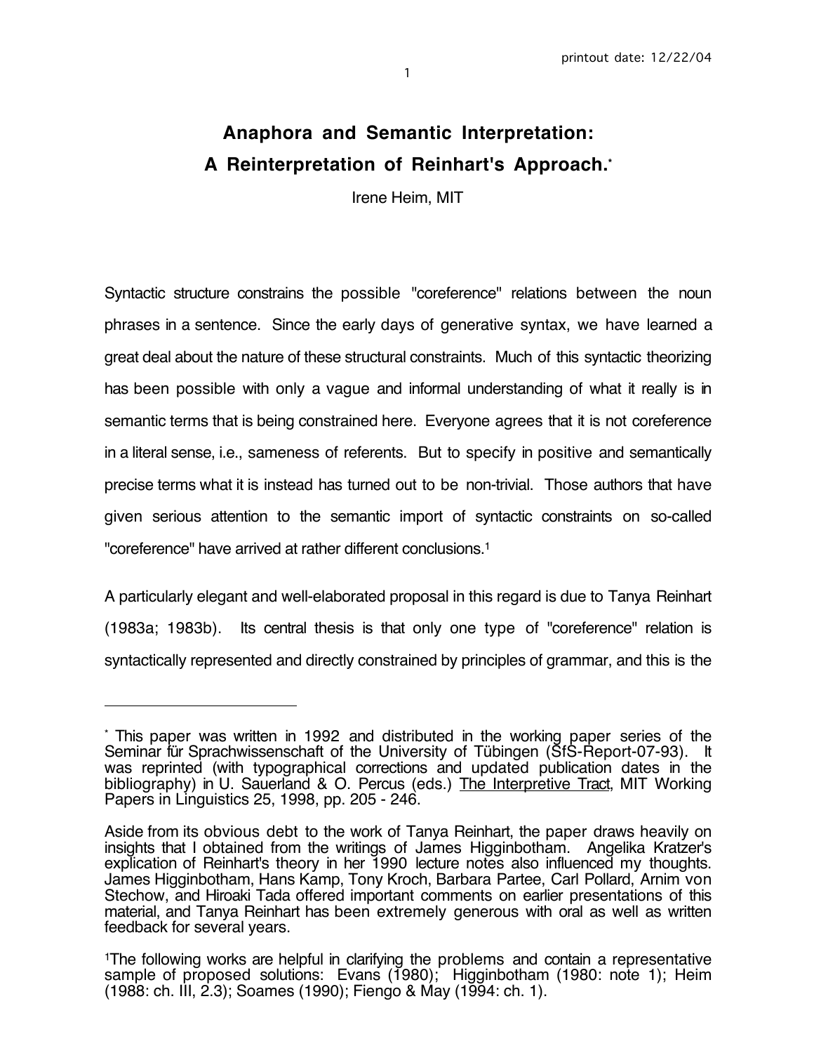# Anaphora and Semantic Interpretation: A Reinterpretation of Reinhart's Approach.[*]

Irene Heim, MIT

Syntactic structure constrains the possible "coreference" relations between the noun phrases in a sentence. Since the early days of generative syntax, we have learned a great deal about the nature of these structural constraints. Much of this syntactic theorizing has been possible with only a vague and informal understanding of what it really is in semantic terms that is being constrained here. Everyone agrees that it is not coreference in a literal sense, i.e., sameness of referents. But to specify in positive and semantically precise terms what it is instead has turned out to be non-trivial. Those authors that have given serious attention to the semantic import of syntactic constraints on so-called "coreference" have arrived at rather different conclusions.[1]

A particularly elegant and well-elaborated proposal in this regard is due to Tanya Reinhart (1983a; 1983b). Its central thesis is that only one type of "coreference" relation is syntactically represented and directly constrained by principles of grammar, and this is the

---

[*] This paper was written in 1992 and distributed in the working paper series of the Seminar für Sprachwissenschaft of the University of Tübingen (SfS-Report-07-93). It was reprinted (with typographical corrections and updated publication dates in the bibliography) in U. Sauerland & O. Percus (eds.) The Interpretive Tract, MIT Working Papers in Linguistics 25, 1998, pp. 205 - 246.

Aside from its obvious debt to the work of Tanya Reinhart, the paper draws heavily on insights that I obtained from the writings of James Higginbotham. Angelika Kratzer's explication of Reinhart's theory in her 1990 lecture notes also influenced my thoughts. James Higginbotham, Hans Kamp, Tony Kroch, Barbara Partee, Carl Pollard, Arnim von Stechow, and Hiroaki Tada offered important comments on earlier presentations of this material, and Tanya Reinhart has been extremely generous with oral as well as written feedback for several years.

[1] The following works are helpful in clarifying the problems and contain a representative sample of proposed solutions: Evans (1980); Higginbotham (1980: note 1); Heim (1988: ch. III, 2.3); Soames (1990); Fiengo & May (1994: ch. 1).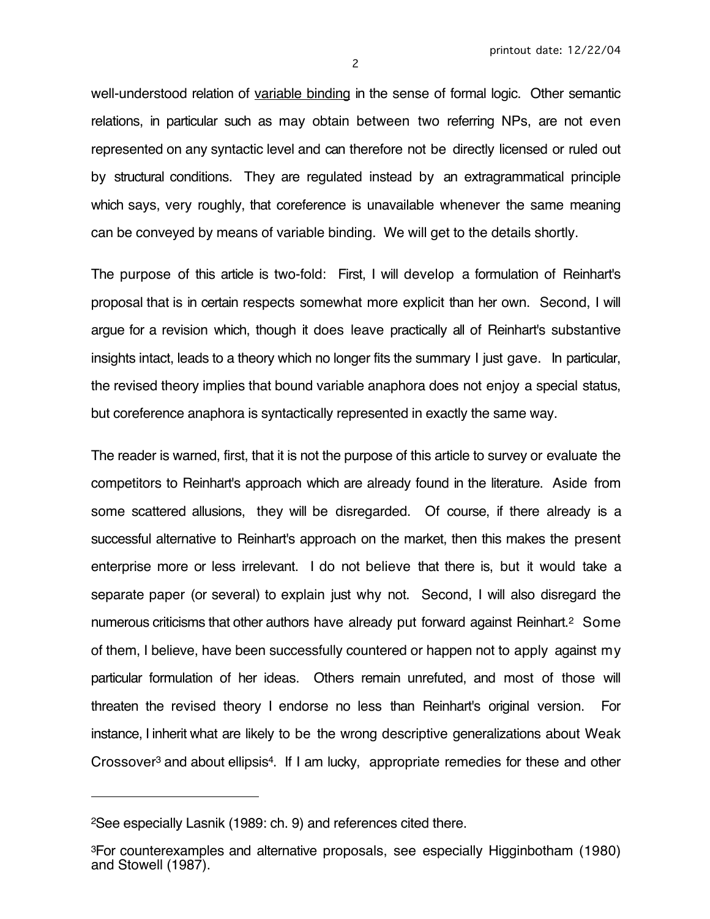well-understood relation of <u>variable binding</u> in the sense of formal logic. Other semantic relations, in particular such as may obtain between two referring NPs, are not even represented on any syntactic level and can therefore not be directly licensed or ruled out by structural conditions. They are regulated instead by an extragrammatical principle which says, very roughly, that coreference is unavailable whenever the same meaning can be conveyed by means of variable binding. We will get to the details shortly.

The purpose of this article is two-fold: First, I will develop a formulation of Reinhart's proposal that is in certain respects somewhat more explicit than her own. Second, I will argue for a revision which, though it does leave practically all of Reinhart's substantive insights intact, leads to a theory which no longer fits the summary I just gave. In particular, the revised theory implies that bound variable anaphora does not enjoy a special status, but coreference anaphora is syntactically represented in exactly the same way.

The reader is warned, first, that it is not the purpose of this article to survey or evaluate the competitors to Reinhart's approach which are already found in the literature. Aside from some scattered allusions, they will be disregarded. Of course, if there already is a successful alternative to Reinhart's approach on the market, then this makes the present enterprise more or less irrelevant. I do not believe that there is, but it would take a separate paper (or several) to explain just why not. Second, I will also disregard the numerous criticisms that other authors have already put forward against Reinhart.[2] Some of them, I believe, have been successfully countered or happen not to apply against my particular formulation of her ideas. Others remain unrefuted, and most of those will threaten the revised theory I endorse no less than Reinhart's original version. For instance, I inherit what are likely to be the wrong descriptive generalizations about Weak Crossover[3] and about ellipsis[4]. If I am lucky, appropriate remedies for these and other

---

[2]See especially Lasnik (1989: ch. 9) and references cited there.

[3]For counterexamples and alternative proposals, see especially Higginbotham (1980) and Stowell (1987).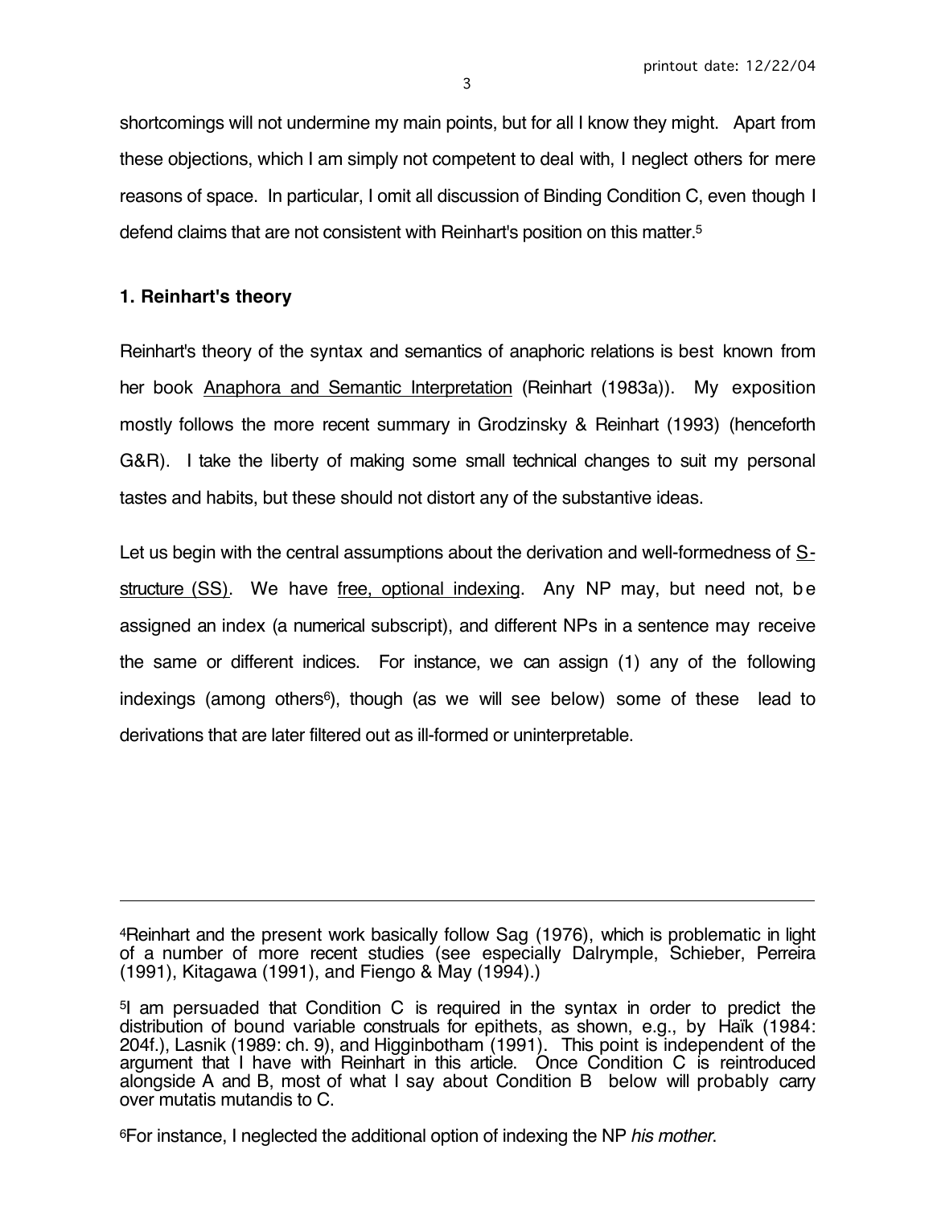shortcomings will not undermine my main points, but for all I know they might. Apart from these objections, which I am simply not competent to deal with, I neglect others for mere reasons of space. In particular, I omit all discussion of Binding Condition C, even though I defend claims that are not consistent with Reinhart's position on this matter.[5]

## 1. Reinhart's theory

Reinhart's theory of the syntax and semantics of anaphoric relations is best known from her book Anaphora and Semantic Interpretation (Reinhart (1983a)). My exposition mostly follows the more recent summary in Grodzinsky & Reinhart (1993) (henceforth G&R). I take the liberty of making some small technical changes to suit my personal tastes and habits, but these should not distort any of the substantive ideas.

Let us begin with the central assumptions about the derivation and well-formedness of S-structure (SS). We have free, optional indexing. Any NP may, but need not, be assigned an index (a numerical subscript), and different NPs in a sentence may receive the same or different indices. For instance, we can assign (1) any of the following indexings (among others[6]), though (as we will see below) some of these lead to derivations that are later filtered out as ill-formed or uninterpretable.

---

[4]Reinhart and the present work basically follow Sag (1976), which is problematic in light of a number of more recent studies (see especially Dalrymple, Schieber, Perreira (1991), Kitagawa (1991), and Fiengo & May (1994).)

[5]I am persuaded that Condition C is required in the syntax in order to predict the distribution of bound variable construals for epithets, as shown, e.g., by Haïk (1984: 204f.), Lasnik (1989: ch. 9), and Higginbotham (1991). This point is independent of the argument that I have with Reinhart in this article. Once Condition C is reintroduced alongside A and B, most of what I say about Condition B below will probably carry over mutatis mutandis to C.

[6]For instance, I neglected the additional option of indexing the NP *his mother*.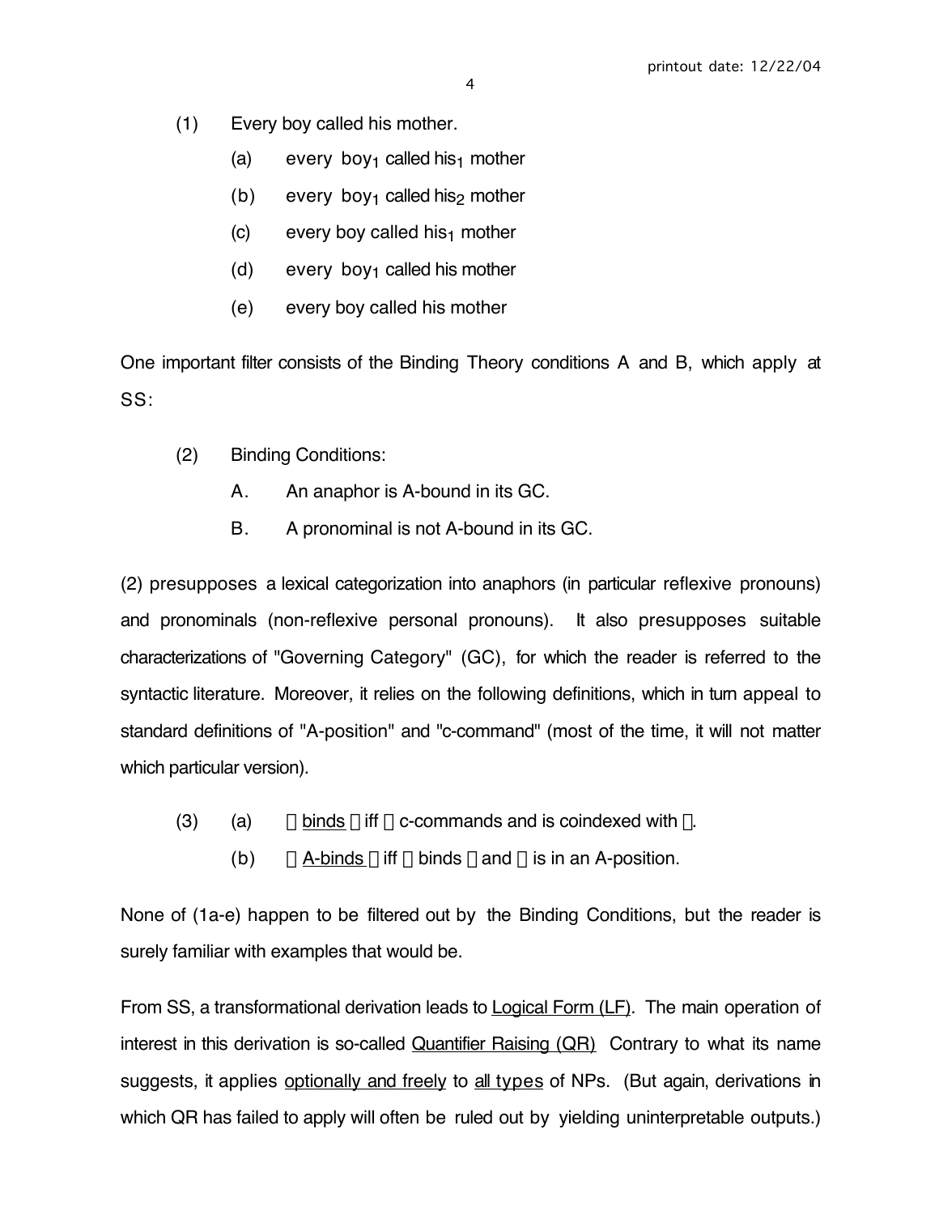(1) Every boy called his mother.

  (a) every $boy_1$ called $his_1$ mother

  (b) every $boy_1$ called $his_2$ mother

  (c) every boy called $his_1$ mother

  (d) every $boy_1$ called his mother

  (e) every boy called his mother

One important filter consists of the Binding Theory conditions A and B, which apply at SS:

(2) Binding Conditions:

  A. An anaphor is A-bound in its GC.

  B. A pronominal is not A-bound in its GC.

(2) presupposes a lexical categorization into anaphors (in particular reflexive pronouns) and pronominals (non-reflexive personal pronouns). It also presupposes suitable characterizations of "Governing Category" (GC), for which the reader is referred to the syntactic literature. Moreover, it relies on the following definitions, which in turn appeal to standard definitions of "A-position" and "c-command" (most of the time, it will not matter which particular version).

(3) (a) $\alpha$ <u>binds</u> $\beta$ iff $\alpha$ c-commands and is coindexed with $\beta$.

  (b) $\alpha$ <u>A-binds</u> $\beta$ iff $\alpha$ binds $\beta$ and $\alpha$ is in an A-position.

None of (1a-e) happen to be filtered out by the Binding Conditions, but the reader is surely familiar with examples that would be.

From SS, a transformational derivation leads to <u>Logical Form (LF)</u>. The main operation of interest in this derivation is so-called <u>Quantifier Raising (QR)</u> Contrary to what its name suggests, it applies <u>optionally and freely</u> to <u>all types</u> of NPs. (But again, derivations in which QR has failed to apply will often be ruled out by yielding uninterpretable outputs.)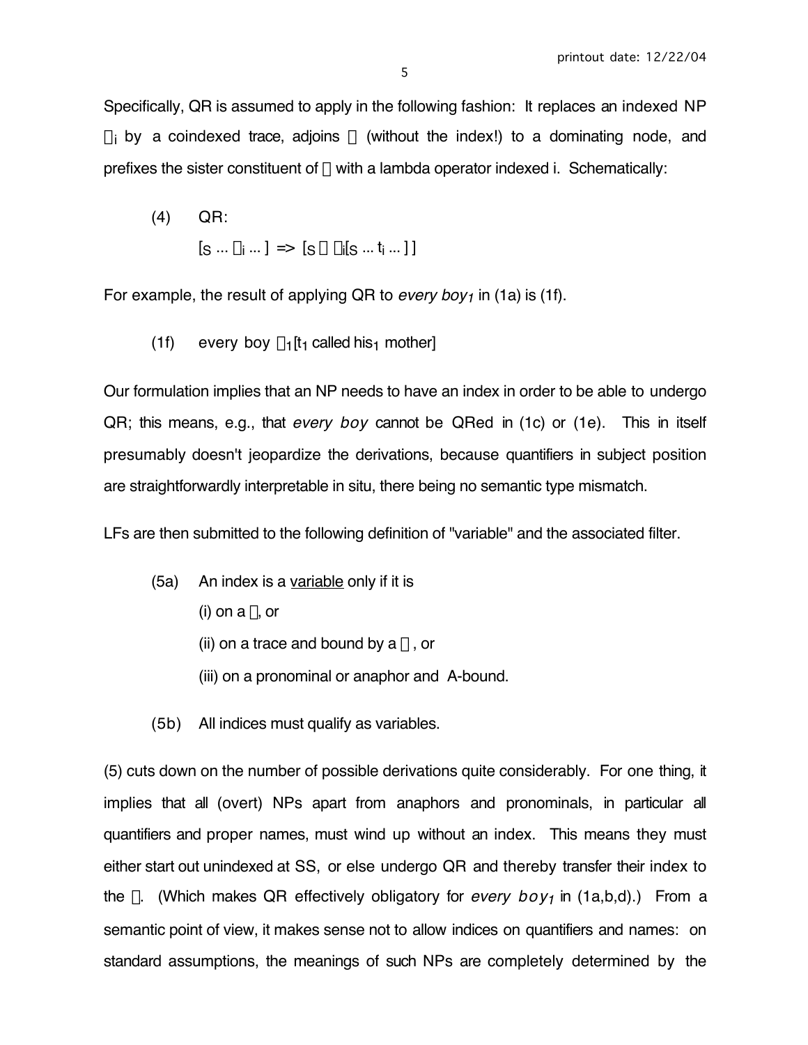Specifically, QR is assumed to apply in the following fashion: It replaces an indexed NP $\alpha_i$ by a coindexed trace, adjoins $\alpha$ (without the index!) to a dominating node, and prefixes the sister constituent of $\alpha$ with a lambda operator indexed i. Schematically:

(4) QR:

$[_S \ldots \alpha_i \ldots ] \Rightarrow [_S \ \alpha \ \lambda_i[_S \ldots t_i \ldots ] ]$

For example, the result of applying QR to *every boy*$_1$ in (1a) is (1f).

(1f) every boy $\lambda_1[t_1$ called his$_1$ mother]

Our formulation implies that an NP needs to have an index in order to be able to undergo QR; this means, e.g., that *every boy* cannot be QRed in (1c) or (1e). This in itself presumably doesn't jeopardize the derivations, because quantifiers in subject position are straightforwardly interpretable in situ, there being no semantic type mismatch.

LFs are then submitted to the following definition of "variable" and the associated filter.

(5a) An index is a <u>variable</u> only if it is

(i) on a $\lambda$, or

(ii) on a trace and bound by a $\lambda$, or

(iii) on a pronominal or anaphor and A-bound.

(5b) All indices must qualify as variables.

(5) cuts down on the number of possible derivations quite considerably. For one thing, it implies that all (overt) NPs apart from anaphors and pronominals, in particular all quantifiers and proper names, must wind up without an index. This means they must either start out unindexed at SS, or else undergo QR and thereby transfer their index to the $\lambda$. (Which makes QR effectively obligatory for *every boy*$_1$ in (1a,b,d).) From a semantic point of view, it makes sense not to allow indices on quantifiers and names: on standard assumptions, the meanings of such NPs are completely determined by the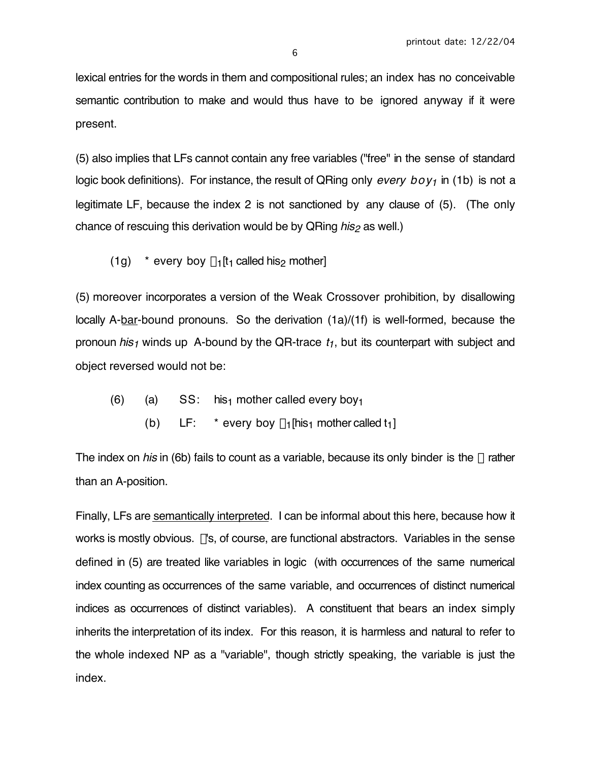lexical entries for the words in them and compositional rules; an index has no conceivable semantic contribution to make and would thus have to be ignored anyway if it were present.

(5) also implies that LFs cannot contain any free variables ("free" in the sense of standard logic book definitions). For instance, the result of QRing only *every boy*$_1$ in (1b) is not a legitimate LF, because the index 2 is not sanctioned by any clause of (5). (The only chance of rescuing this derivation would be by QRing *his*$_2$ as well.)

(1g) * every boy $\lambda_1$[$t_1$ called his$_2$ mother]

(5) moreover incorporates a version of the Weak Crossover prohibition, by disallowing locally A-<u>bar</u>-bound pronouns. So the derivation (1a)/(1f) is well-formed, because the pronoun *his*$_1$ winds up A-bound by the QR-trace $t_1$, but its counterpart with subject and object reversed would not be:

(6) (a) SS: his$_1$ mother called every boy$_1$

(b) LF: * every boy $\lambda_1$[his$_1$ mother called $t_1$]

The index on *his* in (6b) fails to count as a variable, because its only binder is the $\lambda$ rather than an A-position.

Finally, LFs are <u>semantically interpreted</u>. I can be informal about this here, because how it works is mostly obvious. $\lambda$'s, of course, are functional abstractors. Variables in the sense defined in (5) are treated like variables in logic (with occurrences of the same numerical index counting as occurrences of the same variable, and occurrences of distinct numerical indices as occurrences of distinct variables). A constituent that bears an index simply inherits the interpretation of its index. For this reason, it is harmless and natural to refer to the whole indexed NP as a "variable", though strictly speaking, the variable is just the index.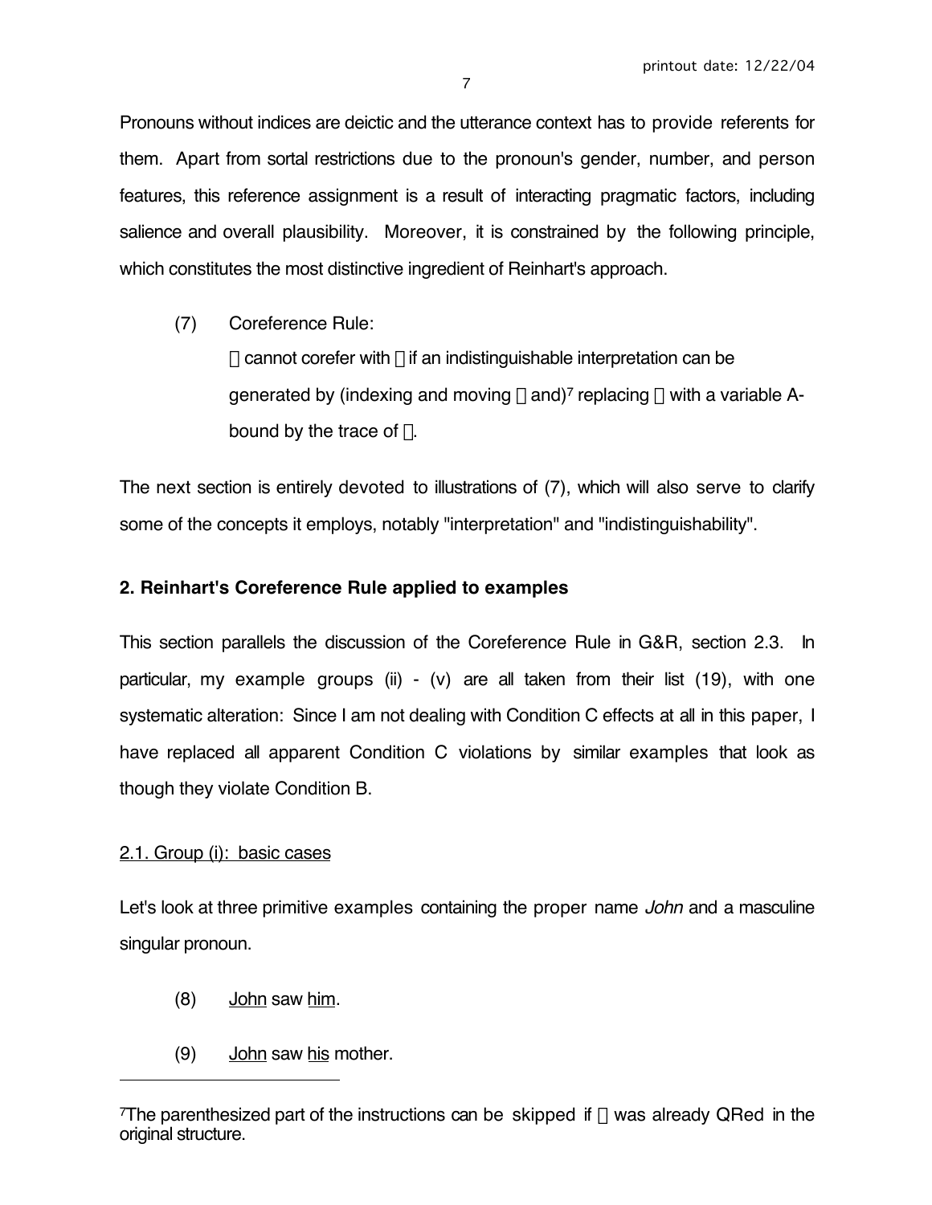Pronouns without indices are deictic and the utterance context has to provide referents for them. Apart from sortal restrictions due to the pronoun's gender, number, and person features, this reference assignment is a result of interacting pragmatic factors, including salience and overall plausibility. Moreover, it is constrained by the following principle, which constitutes the most distinctive ingredient of Reinhart's approach.

(7) Coreference Rule:
$\alpha$ cannot corefer with $\beta$ if an indistinguishable interpretation can be generated by (indexing and moving $\alpha$ and)[7] replacing $\beta$ with a variable A-bound by the trace of $\alpha$.

The next section is entirely devoted to illustrations of (7), which will also serve to clarify some of the concepts it employs, notably "interpretation" and "indistinguishability".

## 2. Reinhart's Coreference Rule applied to examples

This section parallels the discussion of the Coreference Rule in G&R, section 2.3. In particular, my example groups (ii) - (v) are all taken from their list (19), with one systematic alteration: Since I am not dealing with Condition C effects at all in this paper, I have replaced all apparent Condition C violations by similar examples that look as though they violate Condition B.

### 2.1. Group (i): basic cases

Let's look at three primitive examples containing the proper name *John* and a masculine singular pronoun.

(8) <u>John</u> saw <u>him</u>.

(9) <u>John</u> saw <u>his</u> mother.

---

[7] The parenthesized part of the instructions can be skipped if $\alpha$ was already QRed in the original structure.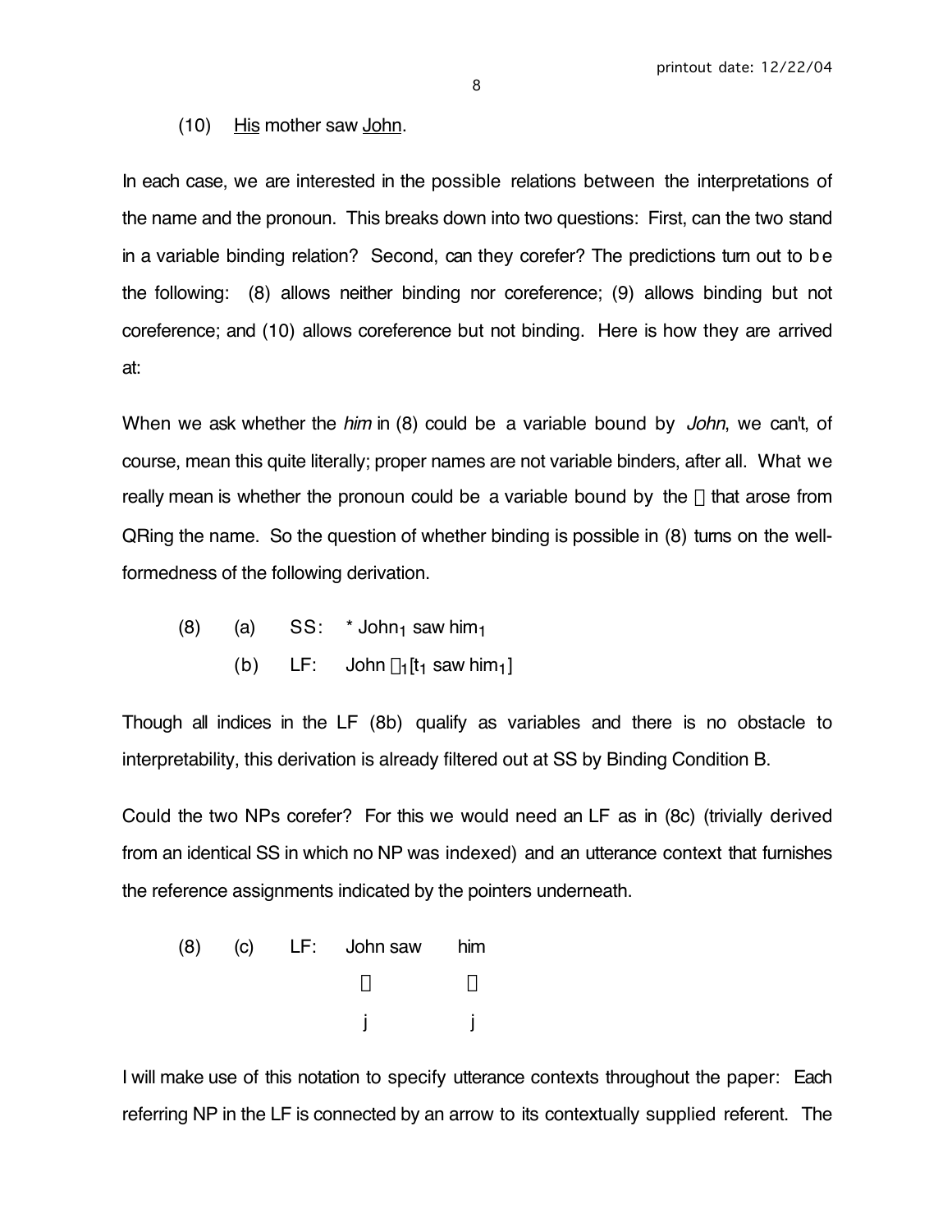(10) <u>His</u> mother saw <u>John</u>.

In each case, we are interested in the possible relations between the interpretations of the name and the pronoun. This breaks down into two questions: First, can the two stand in a variable binding relation? Second, can they corefer? The predictions turn out to be the following: (8) allows neither binding nor coreference; (9) allows binding but not coreference; and (10) allows coreference but not binding. Here is how they are arrived at:

When we ask whether the *him* in (8) could be a variable bound by *John*, we can't, of course, mean this quite literally; proper names are not variable binders, after all. What we really mean is whether the pronoun could be a variable bound by the $\lambda$ that arose from QRing the name. So the question of whether binding is possible in (8) turns on the well-formedness of the following derivation.

(8) (a) SS: * John$_1$ saw him$_1$

(b) LF: John $\lambda_1$[t$_1$ saw him$_1$]

Though all indices in the LF (8b) qualify as variables and there is no obstacle to interpretability, this derivation is already filtered out at SS by Binding Condition B.

Could the two NPs corefer? For this we would need an LF as in (8c) (trivially derived from an identical SS in which no NP was indexed) and an utterance context that furnishes the reference assignments indicated by the pointers underneath.

(8) (c) LF: John saw him

$\downarrow$ $\downarrow$

j j

I will make use of this notation to specify utterance contexts throughout the paper: Each referring NP in the LF is connected by an arrow to its contextually supplied referent. The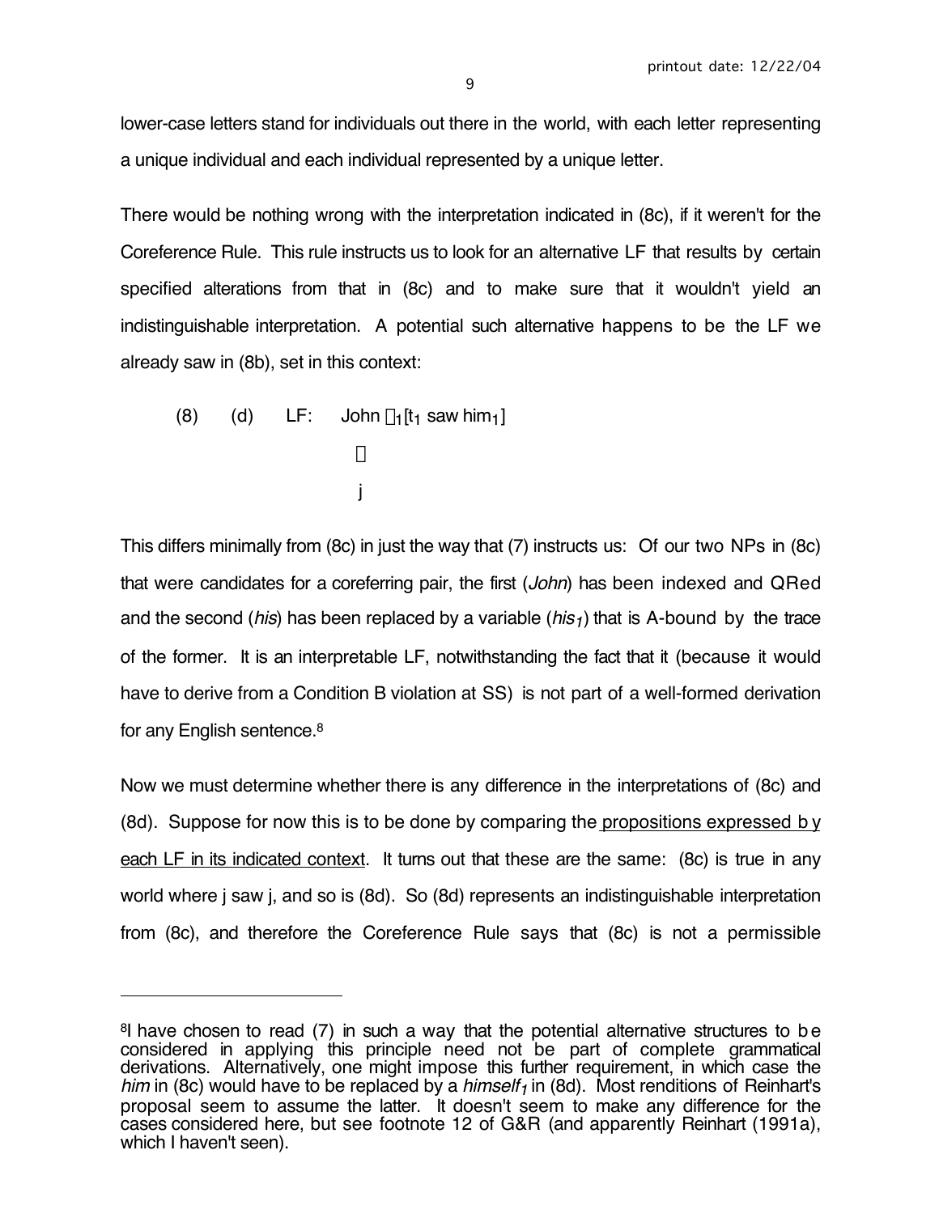lower-case letters stand for individuals out there in the world, with each letter representing a unique individual and each individual represented by a unique letter.

There would be nothing wrong with the interpretation indicated in (8c), if it weren't for the Coreference Rule. This rule instructs us to look for an alternative LF that results by certain specified alterations from that in (8c) and to make sure that it wouldn't yield an indistinguishable interpretation. A potential such alternative happens to be the LF we already saw in (8b), set in this context:

(8) (d) LF: John $\lambda_1$[$t_1$ saw $him_1$]

$\downarrow$

j

This differs minimally from (8c) in just the way that (7) instructs us: Of our two NPs in (8c) that were candidates for a coreferring pair, the first (*John*) has been indexed and QRed and the second (*his*) has been replaced by a variable (*$his_1$*) that is A-bound by the trace of the former. It is an interpretable LF, notwithstanding the fact that it (because it would have to derive from a Condition B violation at SS) is not part of a well-formed derivation for any English sentence.[8]

Now we must determine whether there is any difference in the interpretations of (8c) and (8d). Suppose for now this is to be done by comparing the <u>propositions expressed by each LF in its indicated context</u>. It turns out that these are the same: (8c) is true in any world where j saw j, and so is (8d). So (8d) represents an indistinguishable interpretation from (8c), and therefore the Coreference Rule says that (8c) is not a permissible

---

[8]I have chosen to read (7) in such a way that the potential alternative structures to be considered in applying this principle need not be part of complete grammatical derivations. Alternatively, one might impose this further requirement, in which case the *him* in (8c) would have to be replaced by a *$himself_1$* in (8d). Most renditions of Reinhart's proposal seem to assume the latter. It doesn't seem to make any difference for the cases considered here, but see footnote 12 of G&R (and apparently Reinhart (1991a), which I haven't seen).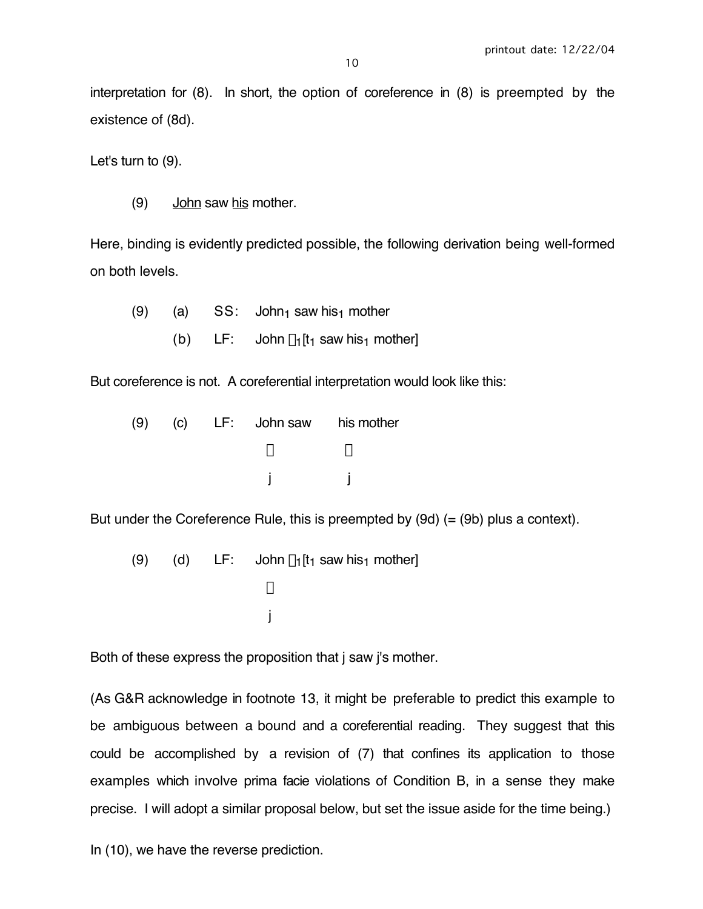interpretation for (8). In short, the option of coreference in (8) is preempted by the existence of (8d).

Let's turn to (9).

(9) John saw his mother.

Here, binding is evidently predicted possible, the following derivation being well-formed on both levels.

(9) (a) SS: John$_1$ saw his$_1$ mother

(b) LF: John $\lambda_1$[$t_1$ saw his$_1$ mother]

But coreference is not. A coreferential interpretation would look like this:

(9) (c) LF: John saw his mother

↓ ↓

j j

But under the Coreference Rule, this is preempted by (9d) (= (9b) plus a context).

(9) (d) LF: John $\lambda_1$[$t_1$ saw his$_1$ mother]

↓

j

Both of these express the proposition that j saw j's mother.

(As G&R acknowledge in footnote 13, it might be preferable to predict this example to be ambiguous between a bound and a coreferential reading. They suggest that this could be accomplished by a revision of (7) that confines its application to those examples which involve prima facie violations of Condition B, in a sense they make precise. I will adopt a similar proposal below, but set the issue aside for the time being.)

In (10), we have the reverse prediction.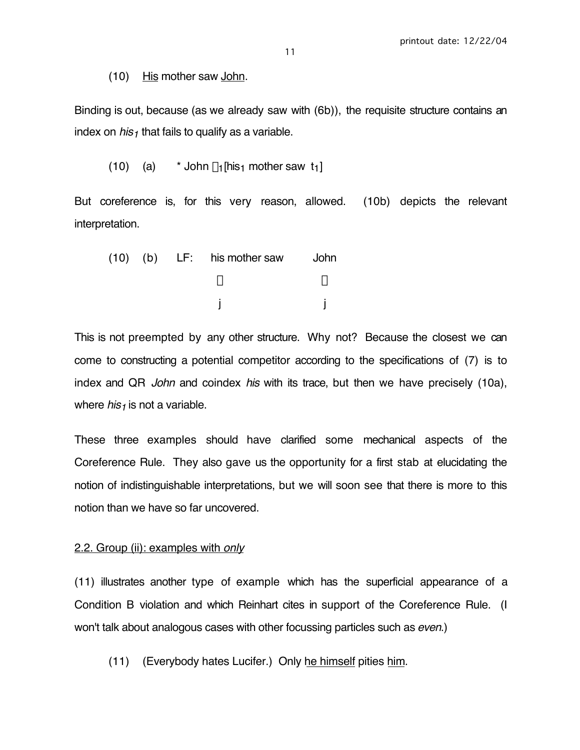(10) His mother saw John.

Binding is out, because (as we already saw with (6b)), the requisite structure contains an index on *his*$_1$ that fails to qualify as a variable.

(10) (a) * John $\lambda_1$[his$_1$ mother saw t$_1$]

But coreference is, for this very reason, allowed. (10b) depicts the relevant interpretation.

(10) (b) LF: his mother saw John

```
                his mother saw      John
                     ↓                ↓
                     j                j
```

This is not preempted by any other structure. Why not? Because the closest we can come to constructing a potential competitor according to the specifications of (7) is to index and QR *John* and coindex *his* with its trace, but then we have precisely (10a), where *his*$_1$ is not a variable.

These three examples should have clarified some mechanical aspects of the Coreference Rule. They also gave us the opportunity for a first stab at elucidating the notion of indistinguishable interpretations, but we will soon see that there is more to this notion than we have so far uncovered.

2.2. Group (ii): examples with *only*

(11) illustrates another type of example which has the superficial appearance of a Condition B violation and which Reinhart cites in support of the Coreference Rule. (I won't talk about analogous cases with other focussing particles such as *even*.)

(11) (Everybody hates Lucifer.) Only he himself pities him.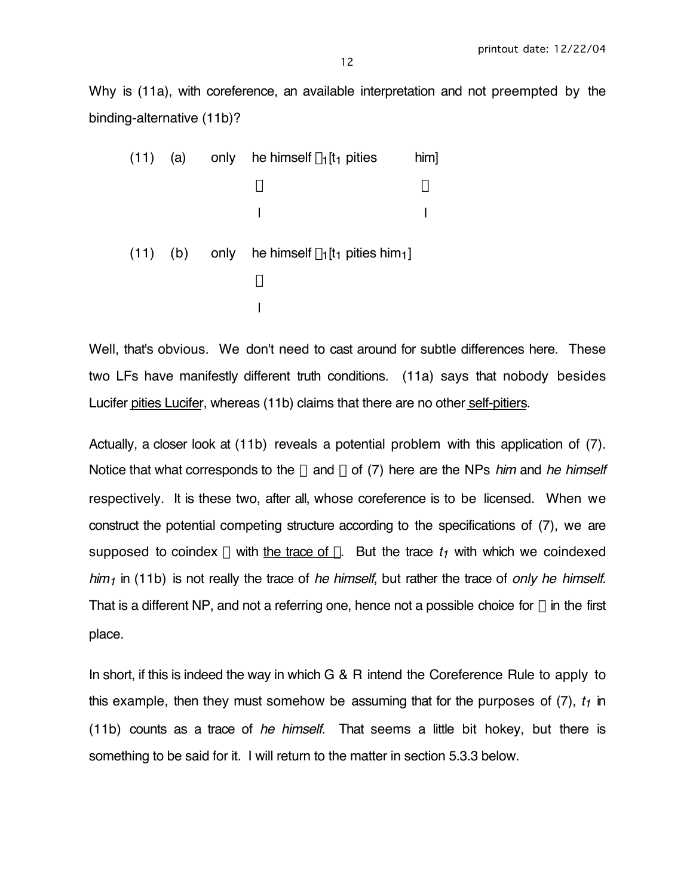Why is (11a), with coreference, an available interpretation and not preempted by the binding-alternative (11b)?

(11) (a) only he himself $\lambda_1$[$t_1$ pities him]

↓ ↓

l l

(11) (b) only he himself $\lambda_1$[$t_1$ pities $him_1$]

↓

l

Well, that's obvious. We don't need to cast around for subtle differences here. These two LFs have manifestly different truth conditions. (11a) says that nobody besides Lucifer <u>pities Lucifer</u>, whereas (11b) claims that there are no other <u>self-pitiers</u>.

Actually, a closer look at (11b) reveals a potential problem with this application of (7). Notice that what corresponds to the α and β of (7) here are the NPs *him* and *he himself* respectively. It is these two, after all, whose coreference is to be licensed. When we construct the potential competing structure according to the specifications of (7), we are supposed to coindex α with <u>the trace of β</u>. But the trace $t_1$ with which we coindexed $him_1$ in (11b) is not really the trace of *he himself*, but rather the trace of *only he himself*. That is a different NP, and not a referring one, hence not a possible choice for β in the first place.

In short, if this is indeed the way in which G & R intend the Coreference Rule to apply to this example, then they must somehow be assuming that for the purposes of (7), $t_1$ in (11b) counts as a trace of *he himself*. That seems a little bit hokey, but there is something to be said for it. I will return to the matter in section 5.3.3 below.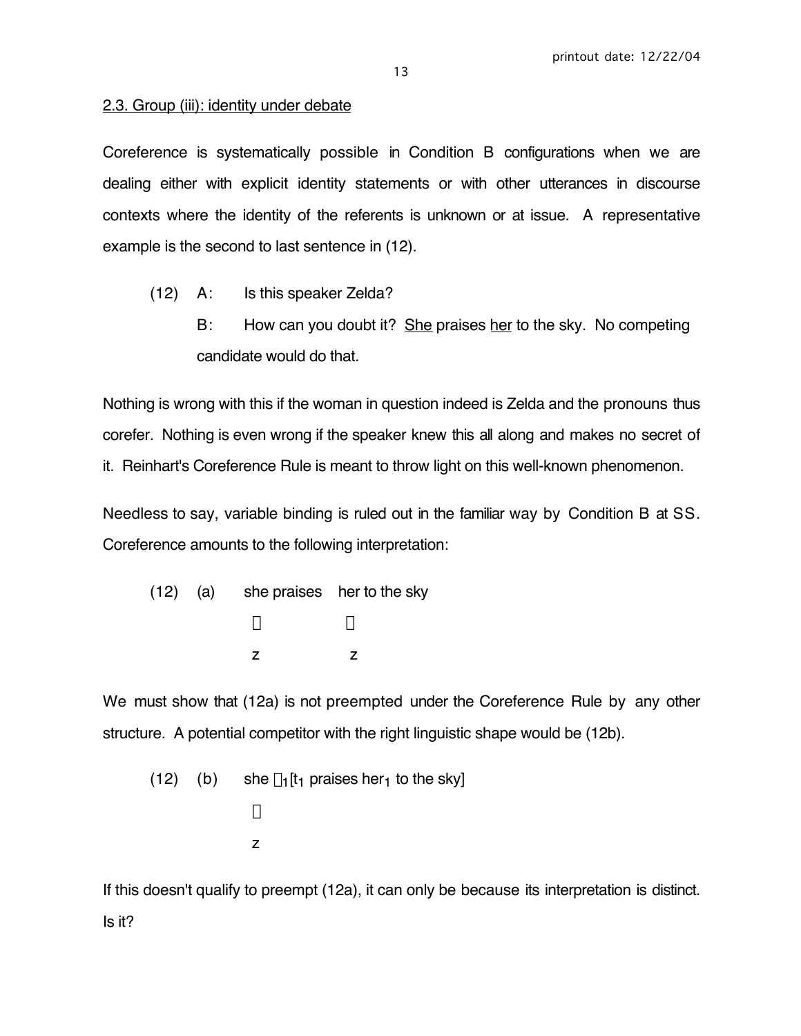2.3. Group (iii): identity under debate

Coreference is systematically possible in Condition B configurations when we are dealing either with explicit identity statements or with other utterances in discourse contexts where the identity of the referents is unknown or at issue. A representative example is the second to last sentence in (12).

(12) A: Is this speaker Zelda?

B: How can you doubt it? She praises her to the sky. No competing candidate would do that.

Nothing is wrong with this if the woman in question indeed is Zelda and the pronouns thus corefer. Nothing is even wrong if the speaker knew this all along and makes no secret of it. Reinhart's Coreference Rule is meant to throw light on this well-known phenomenon.

Needless to say, variable binding is ruled out in the familiar way by Condition B at SS. Coreference amounts to the following interpretation:

(12) (a) she praises her to the sky

 ↓ ↓

 z z

We must show that (12a) is not preempted under the Coreference Rule by any other structure. A potential competitor with the right linguistic shape would be (12b).

(12) (b) she $\lambda_1$[$t_1$ praises $her_1$ to the sky]

 ↓

 z

If this doesn't qualify to preempt (12a), it can only be because its interpretation is distinct. Is it?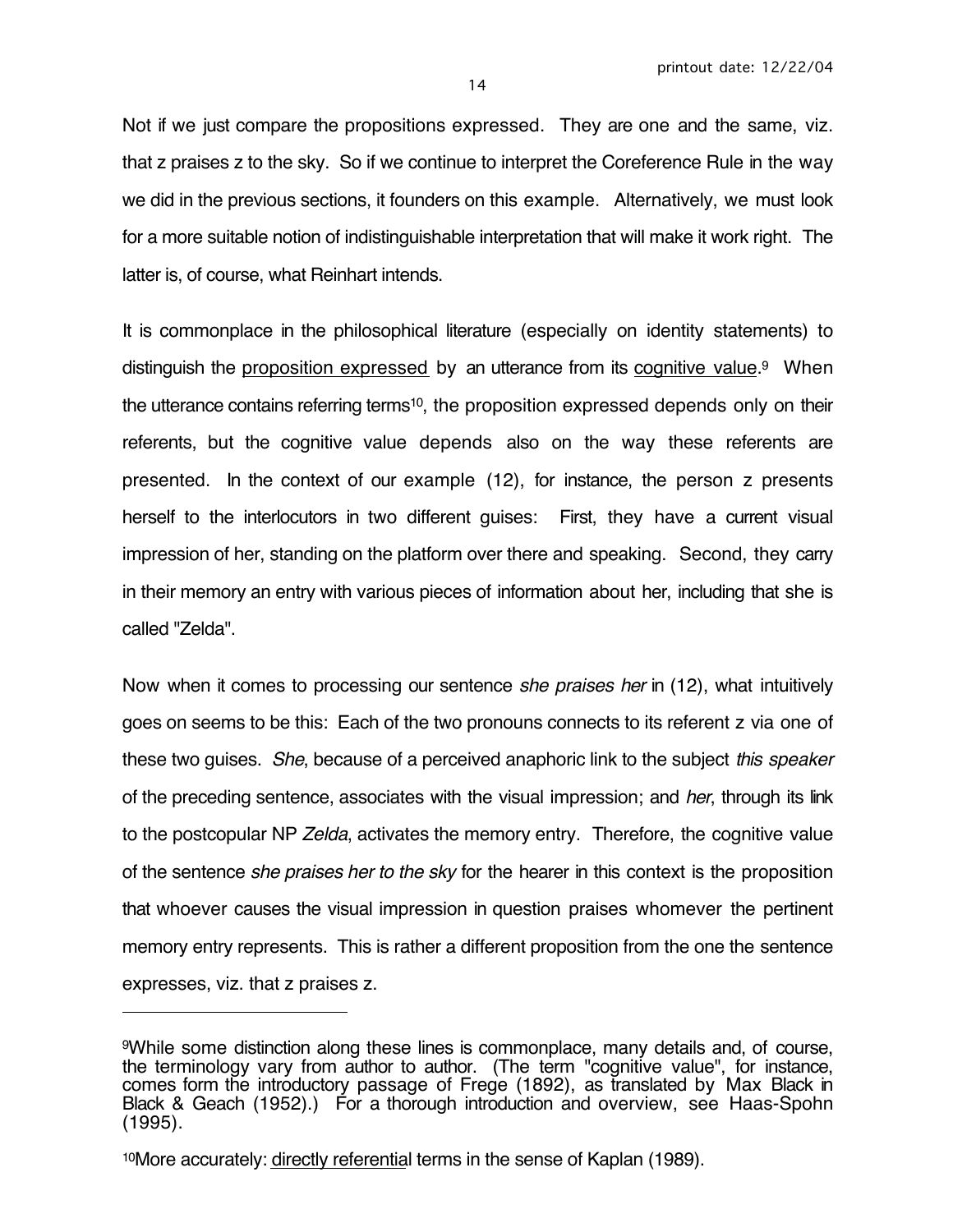Not if we just compare the propositions expressed. They are one and the same, viz. that z praises z to the sky. So if we continue to interpret the Coreference Rule in the way we did in the previous sections, it founders on this example. Alternatively, we must look for a more suitable notion of indistinguishable interpretation that will make it work right. The latter is, of course, what Reinhart intends.

It is commonplace in the philosophical literature (especially on identity statements) to distinguish the <u>proposition expressed</u> by an utterance from its <u>cognitive value</u>.[9] When the utterance contains referring terms[10], the proposition expressed depends only on their referents, but the cognitive value depends also on the way these referents are presented. In the context of our example (12), for instance, the person z presents herself to the interlocutors in two different guises: First, they have a current visual impression of her, standing on the platform over there and speaking. Second, they carry in their memory an entry with various pieces of information about her, including that she is called "Zelda".

Now when it comes to processing our sentence *she praises her* in (12), what intuitively goes on seems to be this: Each of the two pronouns connects to its referent z via one of these two guises. *She*, because of a perceived anaphoric link to the subject *this speaker* of the preceding sentence, associates with the visual impression; and *her*, through its link to the postcopular NP *Zelda*, activates the memory entry. Therefore, the cognitive value of the sentence *she praises her to the sky* for the hearer in this context is the proposition that whoever causes the visual impression in question praises whomever the pertinent memory entry represents. This is rather a different proposition from the one the sentence expresses, viz. that z praises z.

---

[9]While some distinction along these lines is commonplace, many details and, of course, the terminology vary from author to author. (The term "cognitive value", for instance, comes form the introductory passage of Frege (1892), as translated by Max Black in Black & Geach (1952).) For a thorough introduction and overview, see Haas-Spohn (1995).

[10]More accurately: <u>directly referential</u> terms in the sense of Kaplan (1989).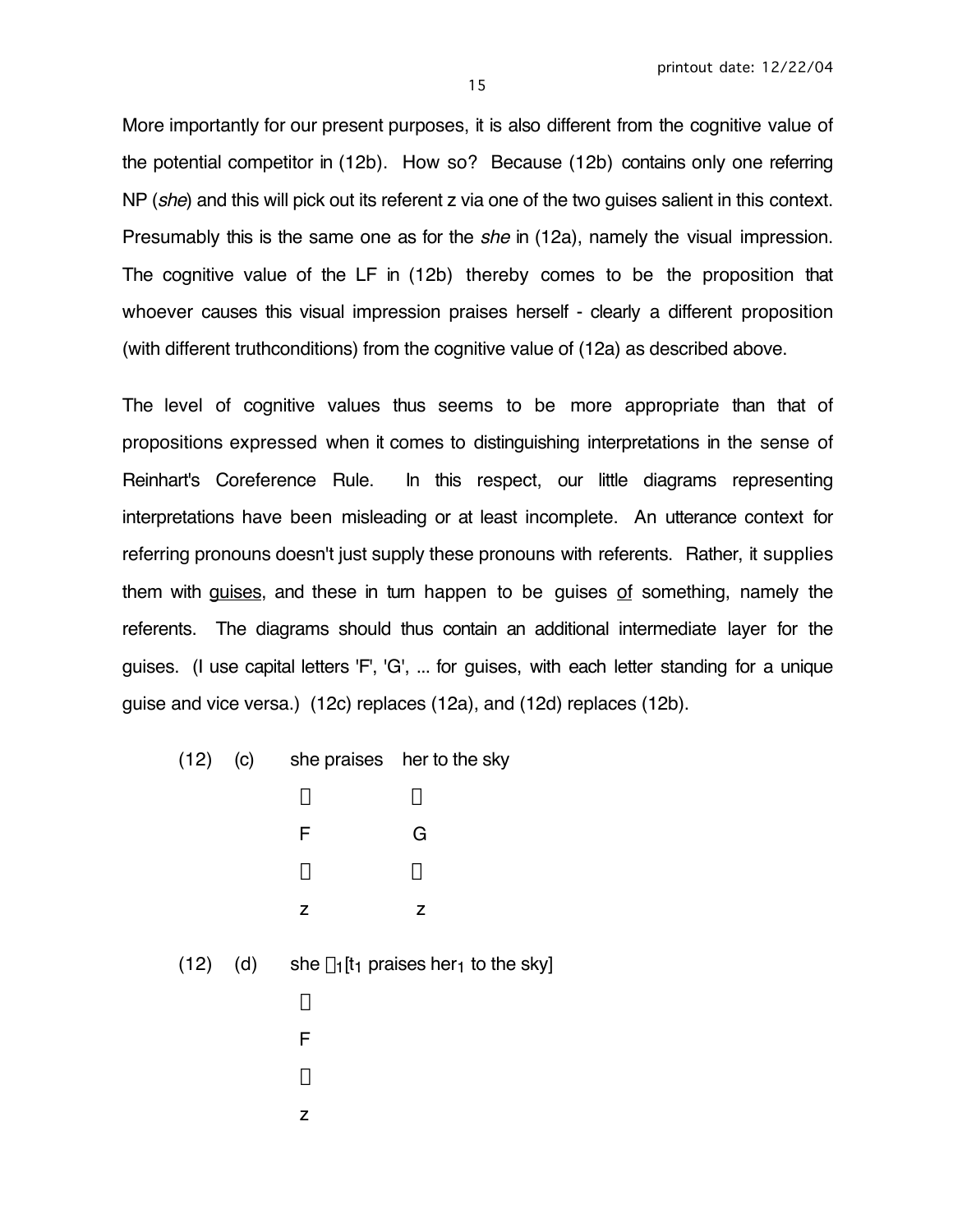More importantly for our present purposes, it is also different from the cognitive value of the potential competitor in (12b). How so? Because (12b) contains only one referring NP (*she*) and this will pick out its referent z via one of the two guises salient in this context. Presumably this is the same one as for the *she* in (12a), namely the visual impression. The cognitive value of the LF in (12b) thereby comes to be the proposition that whoever causes this visual impression praises herself - clearly a different proposition (with different truthconditions) from the cognitive value of (12a) as described above.

The level of cognitive values thus seems to be more appropriate than that of propositions expressed when it comes to distinguishing interpretations in the sense of Reinhart's Coreference Rule. In this respect, our little diagrams representing interpretations have been misleading or at least incomplete. An utterance context for referring pronouns doesn't just supply these pronouns with referents. Rather, it supplies them with <u>guises</u>, and these in turn happen to be guises <u>of</u> something, namely the referents. The diagrams should thus contain an additional intermediate layer for the guises. (I use capital letters 'F', 'G', ... for guises, with each letter standing for a unique guise and vice versa.) (12c) replaces (12a), and (12d) replaces (12b).

```
(12)  (c)    she praises    her to the sky
              ↓               ↓
              F               G
              ↓               ↓
              z               z

(12)  (d)    she λ1[t1 praises her1 to the sky]
              ↓
              F
              ↓
              z
```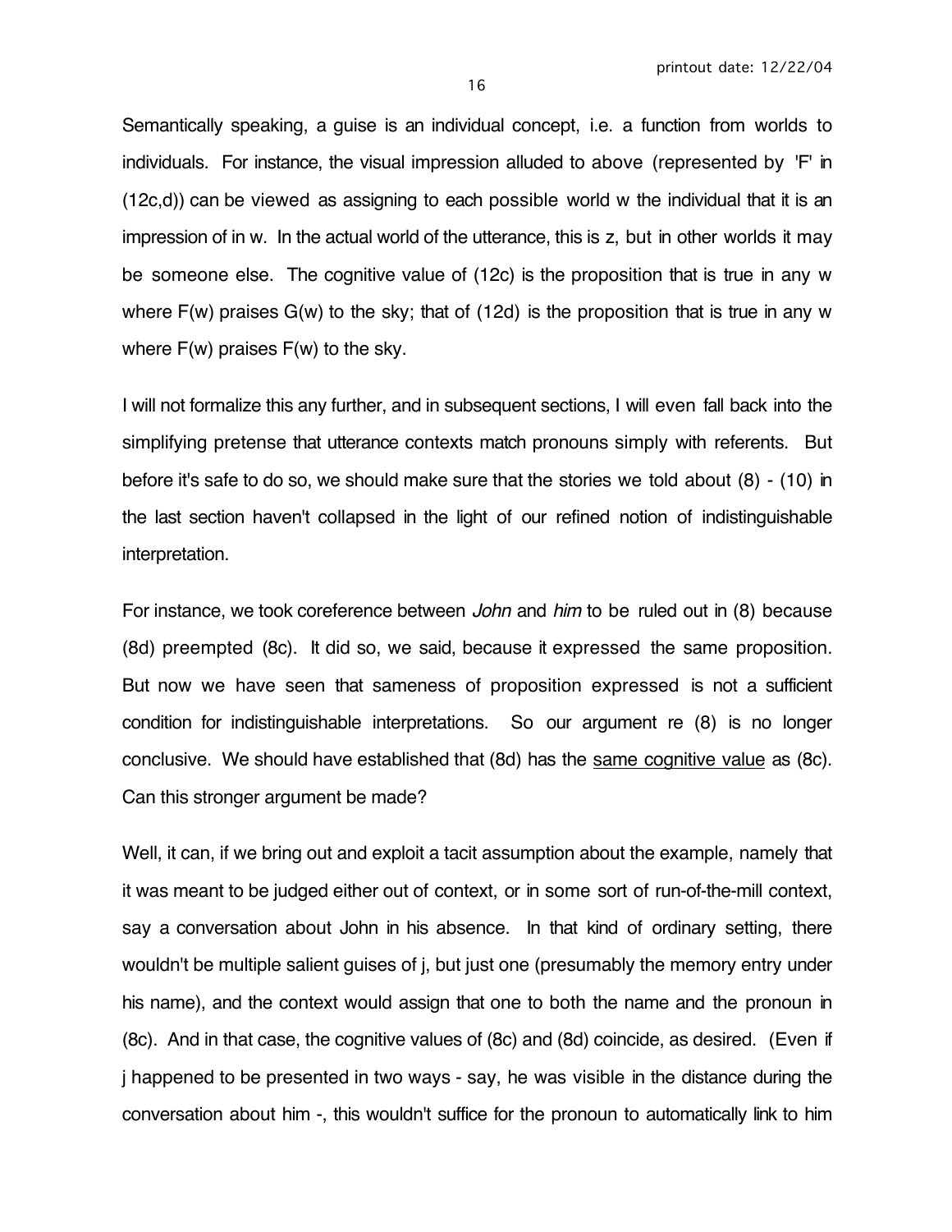Semantically speaking, a guise is an individual concept, i.e. a function from worlds to individuals. For instance, the visual impression alluded to above (represented by 'F' in (12c,d)) can be viewed as assigning to each possible world w the individual that it is an impression of in w. In the actual world of the utterance, this is z, but in other worlds it may be someone else. The cognitive value of (12c) is the proposition that is true in any w where F(w) praises G(w) to the sky; that of (12d) is the proposition that is true in any w where F(w) praises F(w) to the sky.

I will not formalize this any further, and in subsequent sections, I will even fall back into the simplifying pretense that utterance contexts match pronouns simply with referents. But before it's safe to do so, we should make sure that the stories we told about (8) - (10) in the last section haven't collapsed in the light of our refined notion of indistinguishable interpretation.

For instance, we took coreference between *John* and *him* to be ruled out in (8) because (8d) preempted (8c). It did so, we said, because it expressed the same proposition. But now we have seen that sameness of proposition expressed is not a sufficient condition for indistinguishable interpretations. So our argument re (8) is no longer conclusive. We should have established that (8d) has the <u>same cognitive value</u> as (8c). Can this stronger argument be made?

Well, it can, if we bring out and exploit a tacit assumption about the example, namely that it was meant to be judged either out of context, or in some sort of run-of-the-mill context, say a conversation about John in his absence. In that kind of ordinary setting, there wouldn't be multiple salient guises of j, but just one (presumably the memory entry under his name), and the context would assign that one to both the name and the pronoun in (8c). And in that case, the cognitive values of (8c) and (8d) coincide, as desired. (Even if j happened to be presented in two ways - say, he was visible in the distance during the conversation about him -, this wouldn't suffice for the pronoun to automatically link to him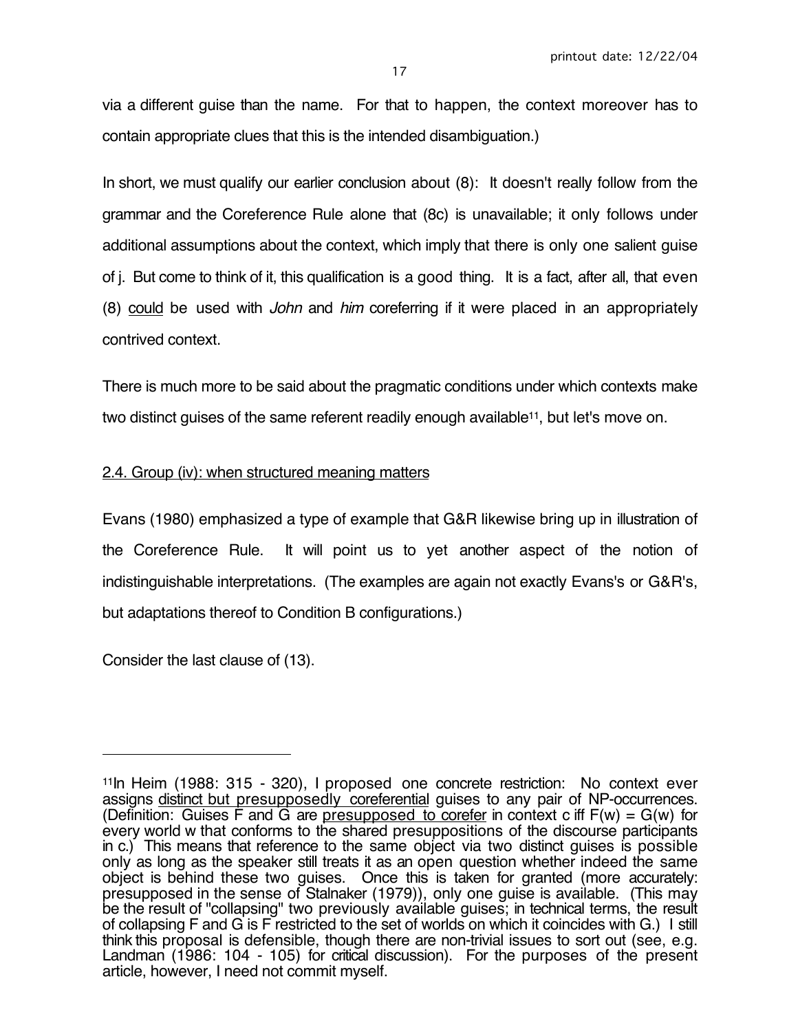via a different guise than the name. For that to happen, the context moreover has to contain appropriate clues that this is the intended disambiguation.)

In short, we must qualify our earlier conclusion about (8): It doesn't really follow from the grammar and the Coreference Rule alone that (8c) is unavailable; it only follows under additional assumptions about the context, which imply that there is only one salient guise of j. But come to think of it, this qualification is a good thing. It is a fact, after all, that even (8) could be used with *John* and *him* coreferring if it were placed in an appropriately contrived context.

There is much more to be said about the pragmatic conditions under which contexts make two distinct guises of the same referent readily enough available[11], but let's move on.

## 2.4. Group (iv): when structured meaning matters

Evans (1980) emphasized a type of example that G&R likewise bring up in illustration of the Coreference Rule. It will point us to yet another aspect of the notion of indistinguishable interpretations. (The examples are again not exactly Evans's or G&R's, but adaptations thereof to Condition B configurations.)

Consider the last clause of (13).

---

[11]In Heim (1988: 315 - 320), I proposed one concrete restriction: No context ever assigns distinct but presupposedly coreferential guises to any pair of NP-occurrences. (Definition: Guises F and G are presupposed to corefer in context c iff $F(w) = G(w)$ for every world w that conforms to the shared presuppositions of the discourse participants in c.) This means that reference to the same object via two distinct guises is possible only as long as the speaker still treats it as an open question whether indeed the same object is behind these two guises. Once this is taken for granted (more accurately: presupposed in the sense of Stalnaker (1979)), only one guise is available. (This may be the result of "collapsing" two previously available guises; in technical terms, the result of collapsing F and G is F restricted to the set of worlds on which it coincides with G.) I still think this proposal is defensible, though there are non-trivial issues to sort out (see, e.g. Landman (1986: 104 - 105) for critical discussion). For the purposes of the present article, however, I need not commit myself.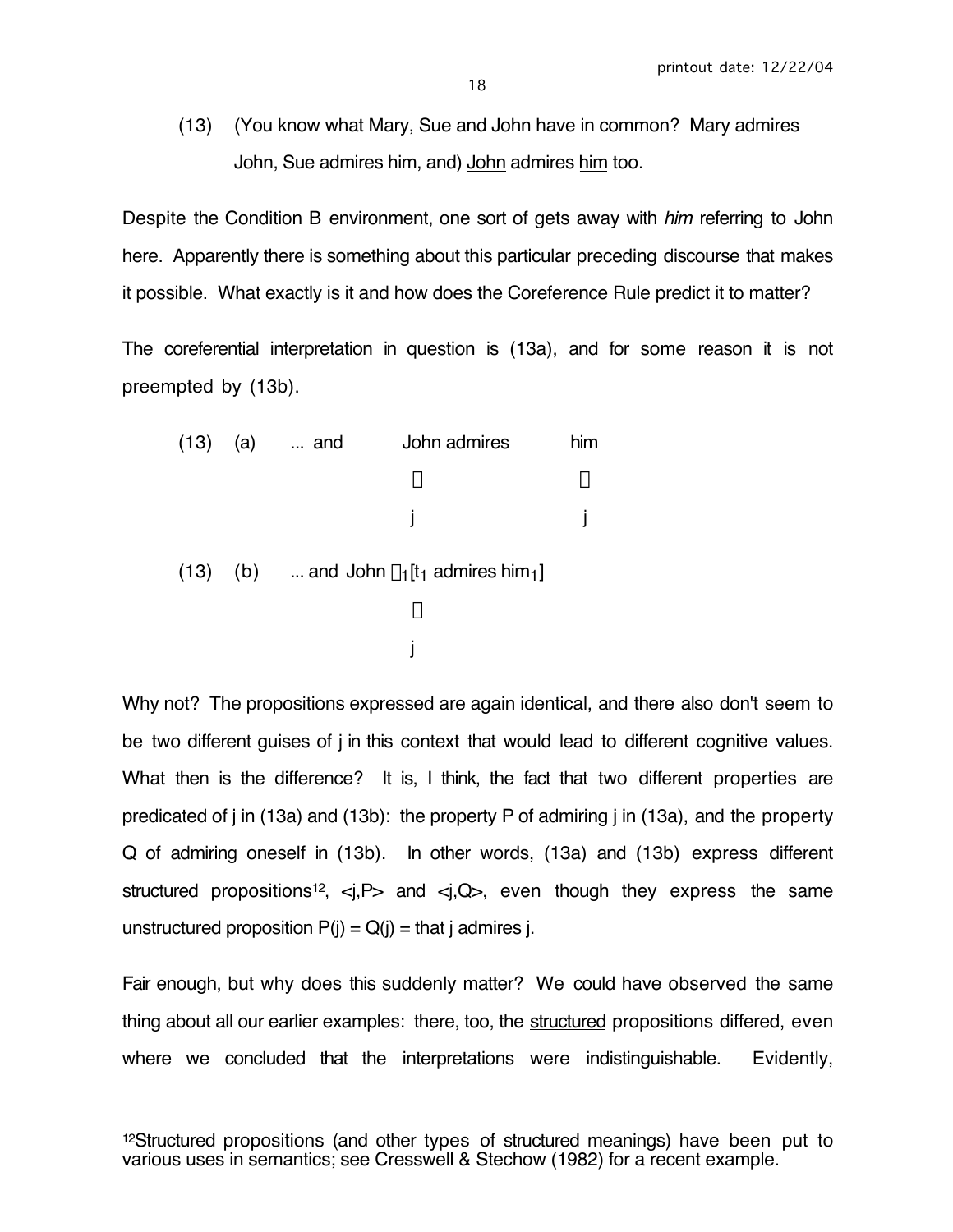(13) (You know what Mary, Sue and John have in common? Mary admires John, Sue admires him, and) <u>John</u> admires <u>him</u> too.

Despite the Condition B environment, one sort of gets away with *him* referring to John here. Apparently there is something about this particular preceding discourse that makes it possible. What exactly is it and how does the Coreference Rule predict it to matter?

The coreferential interpretation in question is (13a), and for some reason it is not preempted by (13b).

(13) (a) ... and John admires him

$$\begin{array}{cc} \downarrow & \downarrow \\ j & j \end{array}$$

(13) (b) ... and John $\lambda_1$[$t_1$ admires $him_1$]

$$\begin{array}{c} \downarrow \\ j \end{array}$$

Why not? The propositions expressed are again identical, and there also don't seem to be two different guises of j in this context that would lead to different cognitive values. What then is the difference? It is, I think, the fact that two different properties are predicated of j in (13a) and (13b): the property P of admiring j in (13a), and the property Q of admiring oneself in (13b). In other words, (13a) and (13b) express different <u>structured propositions</u>[12], <j,P> and <j,Q>, even though they express the same unstructured proposition P(j) = Q(j) = that j admires j.

Fair enough, but why does this suddenly matter? We could have observed the same thing about all our earlier examples: there, too, the <u>structured</u> propositions differed, even where we concluded that the interpretations were indistinguishable. Evidently,

---

[12]Structured propositions (and other types of structured meanings) have been put to various uses in semantics; see Cresswell & Stechow (1982) for a recent example.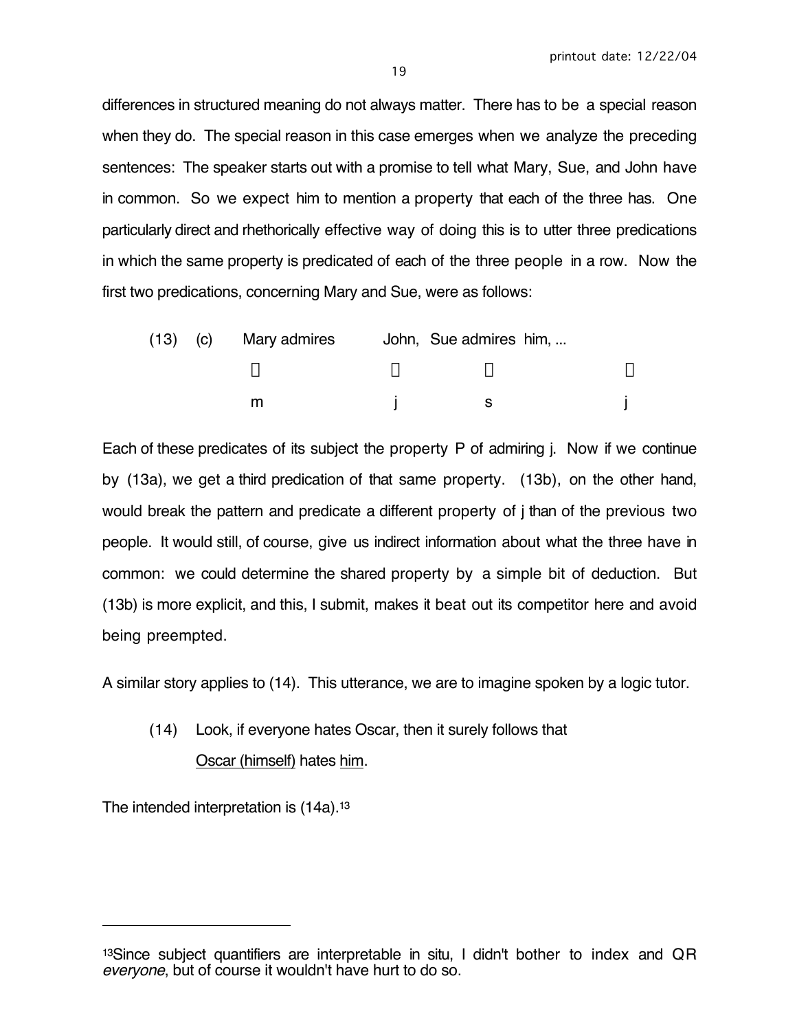differences in structured meaning do not always matter. There has to be a special reason when they do. The special reason in this case emerges when we analyze the preceding sentences: The speaker starts out with a promise to tell what Mary, Sue, and John have in common. So we expect him to mention a property that each of the three has. One particularly direct and rhethorically effective way of doing this is to utter three predications in which the same property is predicated of each of the three people in a row. Now the first two predications, concerning Mary and Sue, were as follows:

(13) (c) Mary admires John, Sue admires him, ...

| Mary admires | John, | Sue admires | him, ... |
|---|---|---|---|
|  |  |  |  |
| m | j | s | j |

Each of these predicates of its subject the property P of admiring j. Now if we continue by (13a), we get a third predication of that same property. (13b), on the other hand, would break the pattern and predicate a different property of j than of the previous two people. It would still, of course, give us indirect information about what the three have in common: we could determine the shared property by a simple bit of deduction. But (13b) is more explicit, and this, I submit, makes it beat out its competitor here and avoid being preempted.

A similar story applies to (14). This utterance, we are to imagine spoken by a logic tutor.

(14) Look, if everyone hates Oscar, then it surely follows that <u>Oscar (himself)</u> hates <u>him</u>.

The intended interpretation is (14a).[13]

---

[13] Since subject quantifiers are interpretable in situ, I didn't bother to index and QR *everyone*, but of course it wouldn't have hurt to do so.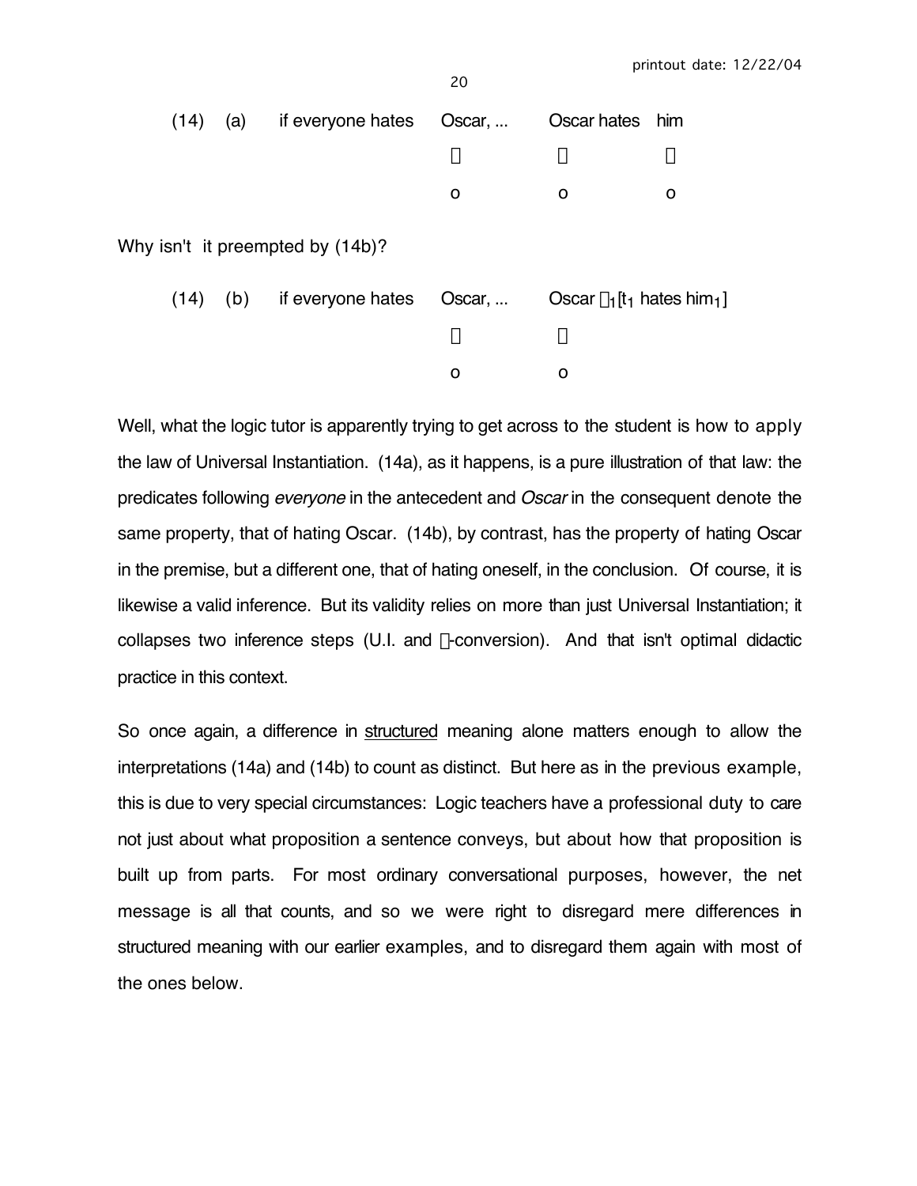(14) (a) if everyone hates Oscar, ... Oscar hates him

| | | |
|---|---|---|
|  |  |  |
| o | o | o |

Why isn't it preempted by (14b)?

(14) (b) if everyone hates Oscar, ... Oscar $\lambda_1$[$t_1$ hates $\text{him}_1$]

| | |
|---|---|
|  |  |
| o | o |

Well, what the logic tutor is apparently trying to get across to the student is how to apply the law of Universal Instantiation. (14a), as it happens, is a pure illustration of that law: the predicates following *everyone* in the antecedent and *Oscar* in the consequent denote the same property, that of hating Oscar. (14b), by contrast, has the property of hating Oscar in the premise, but a different one, that of hating oneself, in the conclusion. Of course, it is likewise a valid inference. But its validity relies on more than just Universal Instantiation; it collapses two inference steps (U.I. and $\lambda$-conversion). And that isn't optimal didactic practice in this context.

So once again, a difference in structured meaning alone matters enough to allow the interpretations (14a) and (14b) to count as distinct. But here as in the previous example, this is due to very special circumstances: Logic teachers have a professional duty to care not just about what proposition a sentence conveys, but about how that proposition is built up from parts. For most ordinary conversational purposes, however, the net message is all that counts, and so we were right to disregard mere differences in structured meaning with our earlier examples, and to disregard them again with most of the ones below.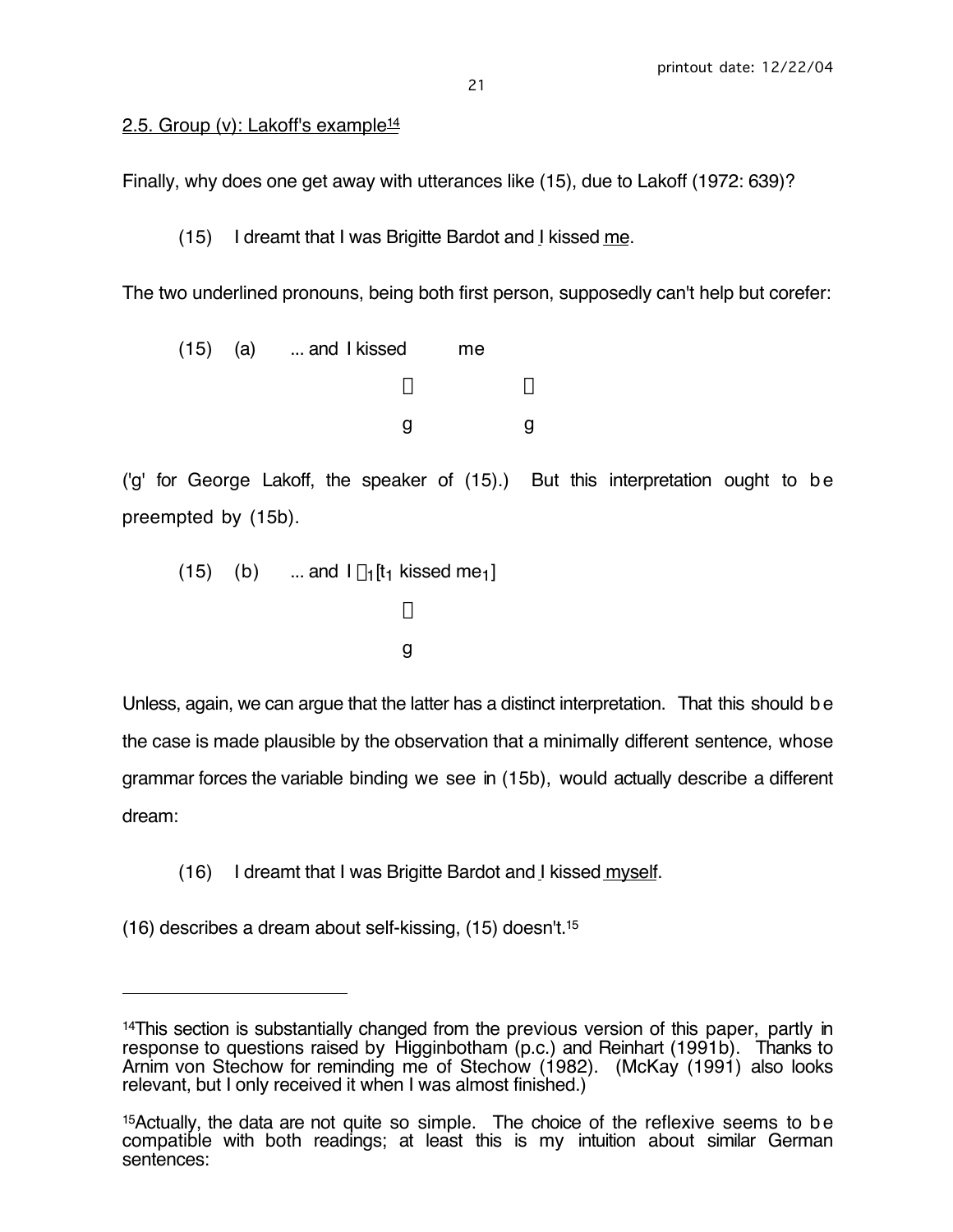2.5. Group (v): Lakoff's example[14]

Finally, why does one get away with utterances like (15), due to Lakoff (1972: 639)?

(15) I dreamt that I was Brigitte Bardot and I kissed me.

The two underlined pronouns, being both first person, supposedly can't help but corefer:

(15) (a) ... and I kissed me

$\downarrow$ $\downarrow$

g g

('g' for George Lakoff, the speaker of (15).) But this interpretation ought to be preempted by (15b).

(15) (b) ... and I $\lambda_1$[$t_1$ kissed $me_1$]

$\downarrow$

g

Unless, again, we can argue that the latter has a distinct interpretation. That this should be the case is made plausible by the observation that a minimally different sentence, whose grammar forces the variable binding we see in (15b), would actually describe a different dream:

(16) I dreamt that I was Brigitte Bardot and I kissed myself.

(16) describes a dream about self-kissing, (15) doesn't.[15]

---

[14] This section is substantially changed from the previous version of this paper, partly in response to questions raised by Higginbotham (p.c.) and Reinhart (1991b). Thanks to Arnim von Stechow for reminding me of Stechow (1982). (McKay (1991) also looks relevant, but I only received it when I was almost finished.)

[15] Actually, the data are not quite so simple. The choice of the reflexive seems to be compatible with both readings; at least this is my intuition about similar German sentences: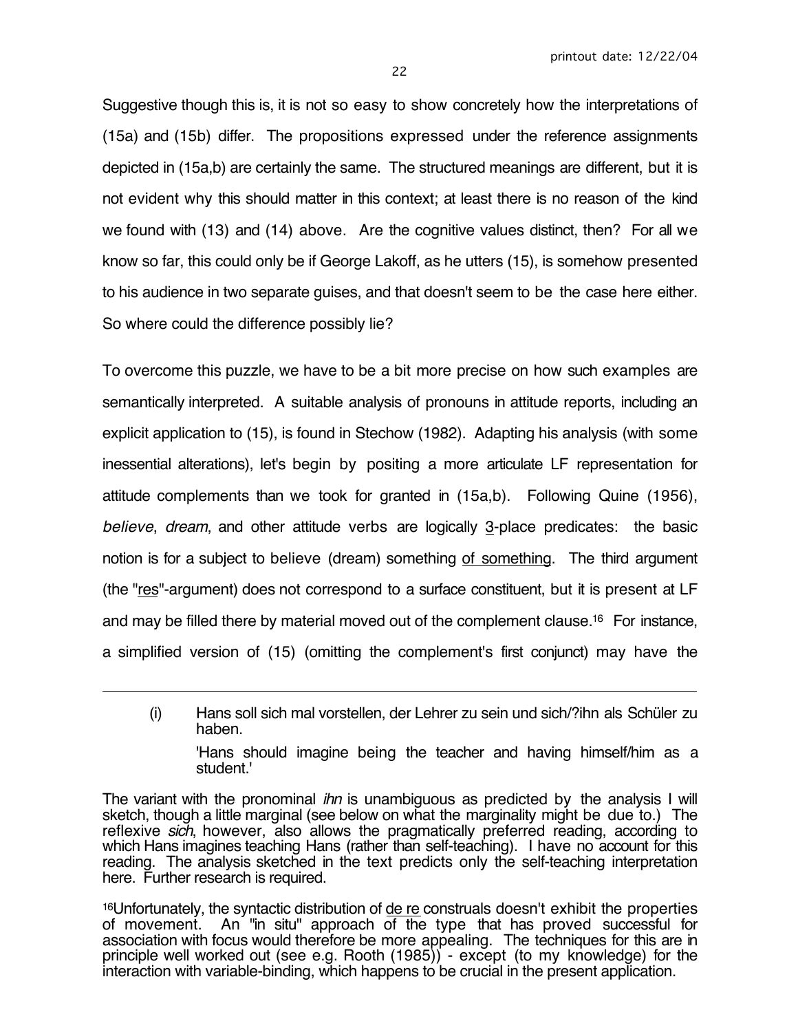Suggestive though this is, it is not so easy to show concretely how the interpretations of (15a) and (15b) differ. The propositions expressed under the reference assignments depicted in (15a,b) are certainly the same. The structured meanings are different, but it is not evident why this should matter in this context; at least there is no reason of the kind we found with (13) and (14) above. Are the cognitive values distinct, then? For all we know so far, this could only be if George Lakoff, as he utters (15), is somehow presented to his audience in two separate guises, and that doesn't seem to be the case here either. So where could the difference possibly lie?

To overcome this puzzle, we have to be a bit more precise on how such examples are semantically interpreted. A suitable analysis of pronouns in attitude reports, including an explicit application to (15), is found in Stechow (1982). Adapting his analysis (with some inessential alterations), let's begin by positing a more articulate LF representation for attitude complements than we took for granted in (15a,b). Following Quine (1956), *believe*, *dream*, and other attitude verbs are logically 3-place predicates: the basic notion is for a subject to believe (dream) something of something. The third argument (the "res"-argument) does not correspond to a surface constituent, but it is present at LF and may be filled there by material moved out of the complement clause.[16] For instance, a simplified version of (15) (omitting the complement's first conjunct) may have the

---

(i) Hans soll sich mal vorstellen, der Lehrer zu sein und sich/?ihn als Schüler zu haben.

'Hans should imagine being the teacher and having himself/him as a student.'

The variant with the pronominal *ihn* is unambiguous as predicted by the analysis I will sketch, though a little marginal (see below on what the marginality might be due to.) The reflexive *sich*, however, also allows the pragmatically preferred reading, according to which Hans imagines teaching Hans (rather than self-teaching). I have no account for this reading. The analysis sketched in the text predicts only the self-teaching interpretation here. Further research is required.

[16] Unfortunately, the syntactic distribution of de re construals doesn't exhibit the properties of movement. An "in situ" approach of the type that has proved successful for association with focus would therefore be more appealing. The techniques for this are in principle well worked out (see e.g. Rooth (1985)) - except (to my knowledge) for the interaction with variable-binding, which happens to be crucial in the present application.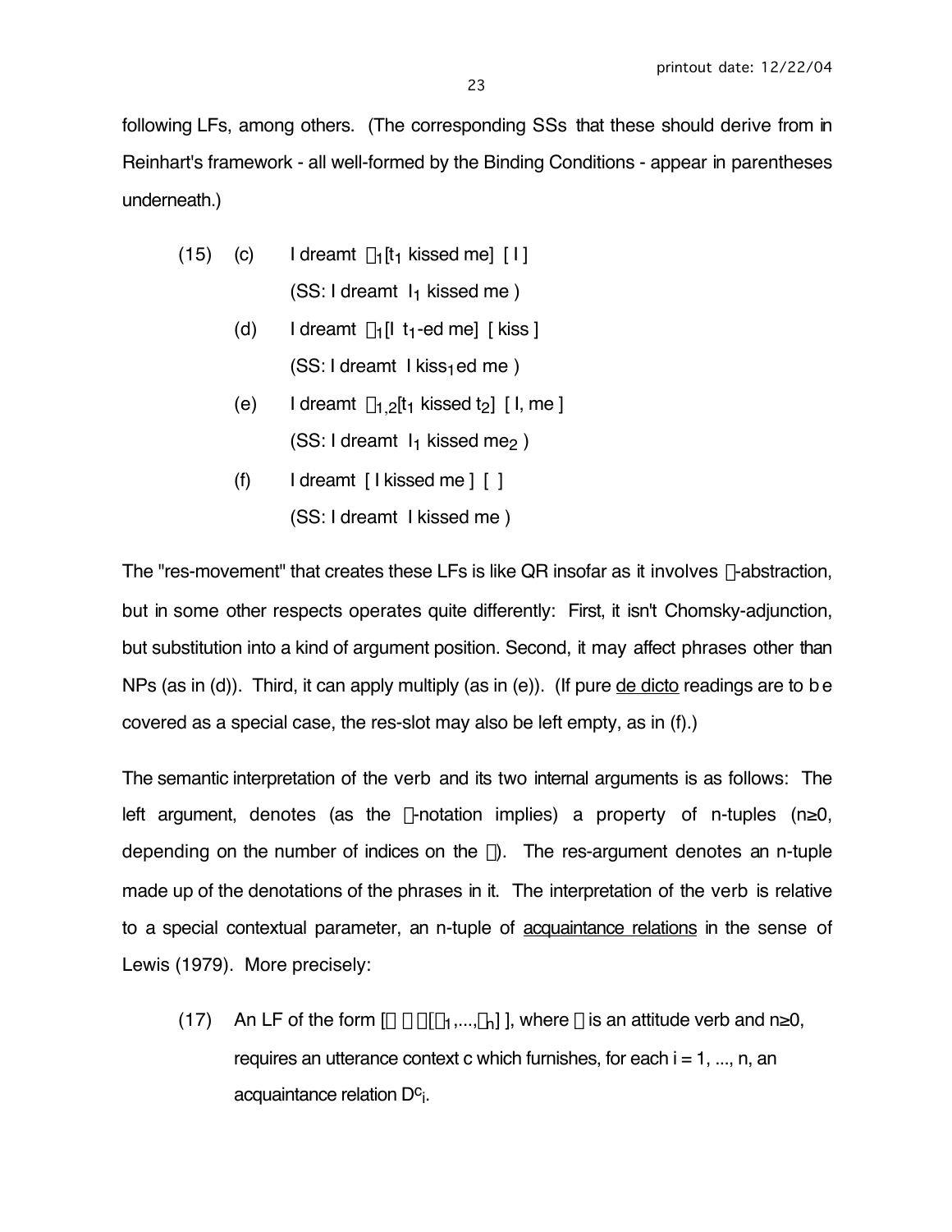following LFs, among others. (The corresponding SSs that these should derive from in Reinhart's framework - all well-formed by the Binding Conditions - appear in parentheses underneath.)

(15) (c) I dreamt $\lambda_1$[$t_1$ kissed me] [ I ]

(SS: I dreamt $I_1$ kissed me )

(d) I dreamt $\lambda_1$[I $t_1$-ed me] [ kiss ]

(SS: I dreamt I $\text{kiss}_1$ed me )

(e) I dreamt $\lambda_{1,2}$[$t_1$ kissed $t_2$] [ I, me ]

(SS: I dreamt $I_1$ kissed $me_2$ )

(f) I dreamt [ I kissed me ] [ ]

(SS: I dreamt I kissed me )

The "res-movement" that creates these LFs is like QR insofar as it involves $\lambda$-abstraction, but in some other respects operates quite differently: First, it isn't Chomsky-adjunction, but substitution into a kind of argument position. Second, it may affect phrases other than NPs (as in (d)). Third, it can apply multiply (as in (e)). (If pure de dicto readings are to be covered as a special case, the res-slot may also be left empty, as in (f).)

The semantic interpretation of the verb and its two internal arguments is as follows: The left argument, denotes (as the $\lambda$-notation implies) a property of n-tuples (n≥0, depending on the number of indices on the $\lambda$). The res-argument denotes an n-tuple made up of the denotations of the phrases in it. The interpretation of the verb is relative to a special contextual parameter, an n-tuple of acquaintance relations in the sense of Lewis (1979). More precisely:

(17) An LF of the form [$\alpha$ $\beta$ $\gamma$[$\delta_1$,...,$\delta_n$] ], where $\alpha$ is an attitude verb and n≥0, requires an utterance context c which furnishes, for each i = 1, ..., n, an acquaintance relation $D^c_i$.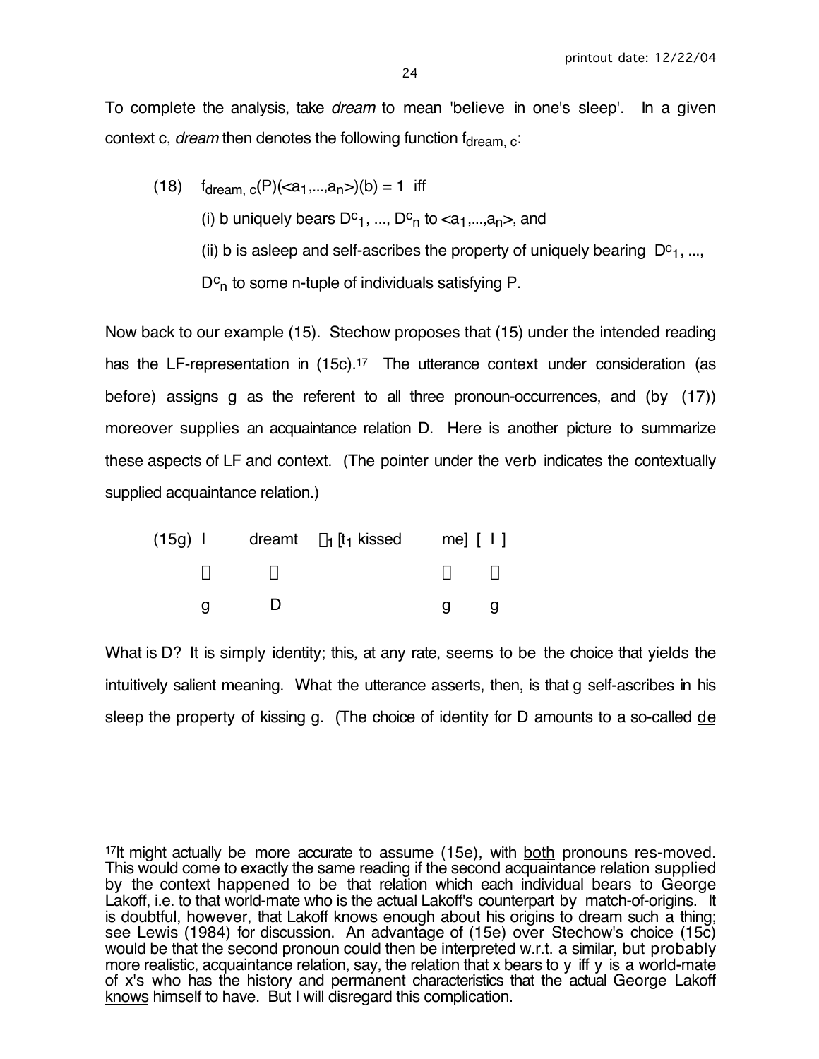To complete the analysis, take *dream* to mean 'believe in one's sleep'. In a given context c, *dream* then denotes the following function $f_{dream,\,c}$:

(18) $f_{dream,\,c}(P)(<a_1,...,a_n>)(b) = 1$ iff

(i) b uniquely bears $D^c_1, ..., D^c_n$ to $<a_1,...,a_n>$, and

(ii) b is asleep and self-ascribes the property of uniquely bearing $D^c_1, ..., D^c_n$ to some n-tuple of individuals satisfying P.

Now back to our example (15). Stechow proposes that (15) under the intended reading has the LF-representation in (15c).[17] The utterance context under consideration (as before) assigns g as the referent to all three pronoun-occurrences, and (by (17)) moreover supplies an acquaintance relation D. Here is another picture to summarize these aspects of LF and context. (The pointer under the verb indicates the contextually supplied acquaintance relation.)

(15g) I dreamt $\lambda_1$ [$t_1$ kissed me] [ I ]

| I | dreamt | $\lambda_1$ [$t_1$ kissed | me] | [ I ] |
|---|---|---|---|---|
| ↓ | ↓ | | ↓ | ↓ |
| g | D | | g | g |

What is D? It is simply identity; this, at any rate, seems to be the choice that yields the intuitively salient meaning. What the utterance asserts, then, is that g self-ascribes in his sleep the property of kissing g. (The choice of identity for D amounts to a so-called de

---

[17] It might actually be more accurate to assume (15e), with both pronouns res-moved. This would come to exactly the same reading if the second acquaintance relation supplied by the context happened to be that relation which each individual bears to George Lakoff, i.e. to that world-mate who is the actual Lakoff's counterpart by match-of-origins. It is doubtful, however, that Lakoff knows enough about his origins to dream such a thing; see Lewis (1984) for discussion. An advantage of (15e) over Stechow's choice (15c) would be that the second pronoun could then be interpreted w.r.t. a similar, but probably more realistic, acquaintance relation, say, the relation that x bears to y iff y is a world-mate of x's who has the history and permanent characteristics that the actual George Lakoff knows himself to have. But I will disregard this complication.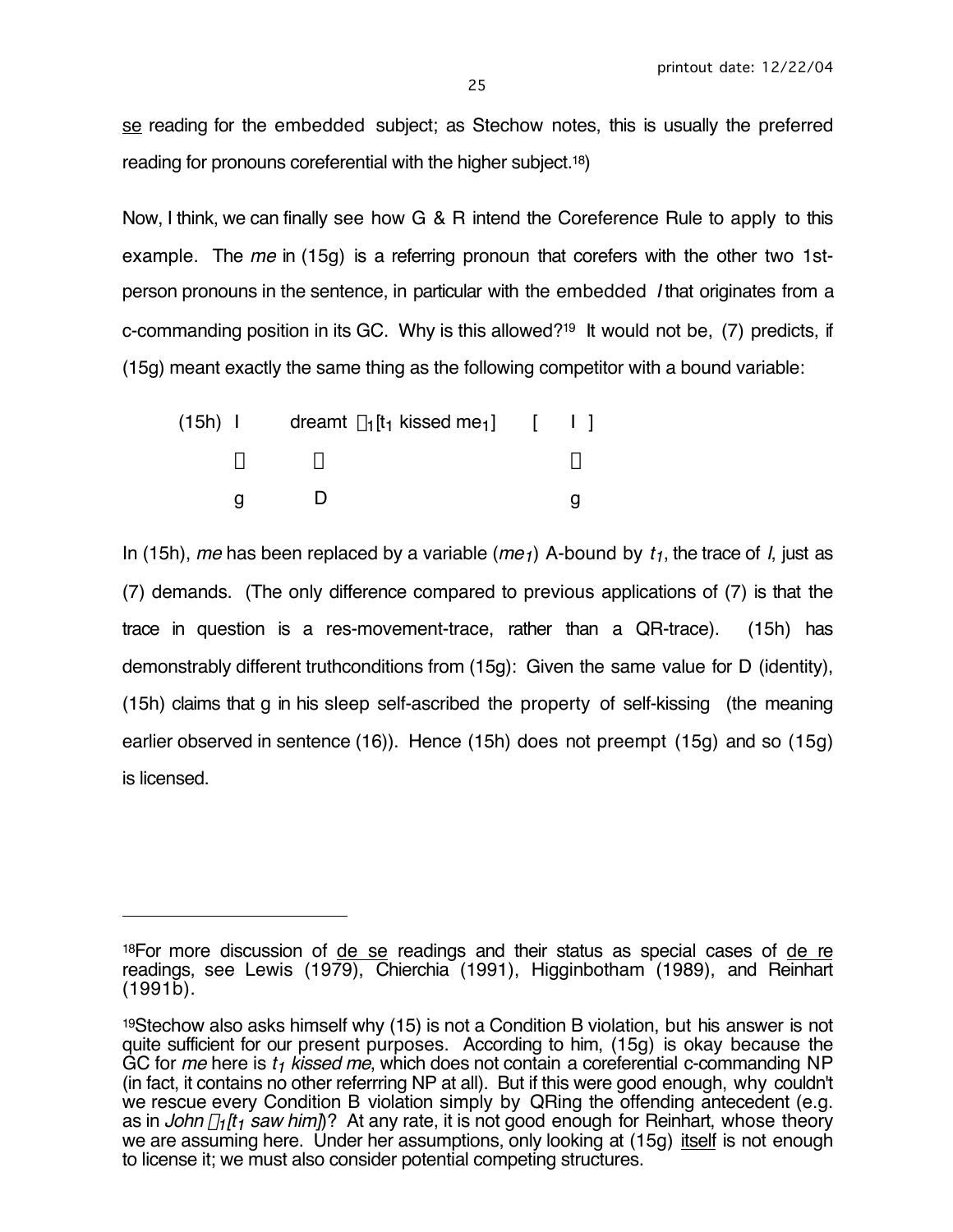se reading for the embedded subject; as Stechow notes, this is usually the preferred reading for pronouns coreferential with the higher subject.[18])

Now, I think, we can finally see how G & R intend the Coreference Rule to apply to this example. The *me* in (15g) is a referring pronoun that corefers with the other two 1st-person pronouns in the sentence, in particular with the embedded *I* that originates from a c-commanding position in its GC. Why is this allowed?[19] It would not be, (7) predicts, if (15g) meant exactly the same thing as the following competitor with a bound variable:

(15h) I dreamt $\lambda_1$[$t_1$ kissed $me_1$] [ I ]

g D g

In (15h), *me* has been replaced by a variable ($me_1$) A-bound by $t_1$, the trace of *I*, just as (7) demands. (The only difference compared to previous applications of (7) is that the trace in question is a res-movement-trace, rather than a QR-trace). (15h) has demonstrably different truthconditions from (15g): Given the same value for D (identity), (15h) claims that g in his sleep self-ascribed the property of self-kissing (the meaning earlier observed in sentence (16)). Hence (15h) does not preempt (15g) and so (15g) is licensed.

---

[18]For more discussion of de se readings and their status as special cases of de re readings, see Lewis (1979), Chierchia (1991), Higginbotham (1989), and Reinhart (1991b).

[19]Stechow also asks himself why (15) is not a Condition B violation, but his answer is not quite sufficient for our present purposes. According to him, (15g) is okay because the GC for *me* here is *$t_1$ kissed me*, which does not contain a coreferential c-commanding NP (in fact, it contains no other referrring NP at all). But if this were good enough, why couldn't we rescue every Condition B violation simply by QRing the offending antecedent (e.g. as in *John $\lambda_1$[$t_1$ saw him]*)? At any rate, it is not good enough for Reinhart, whose theory we are assuming here. Under her assumptions, only looking at (15g) itself is not enough to license it; we must also consider potential competing structures.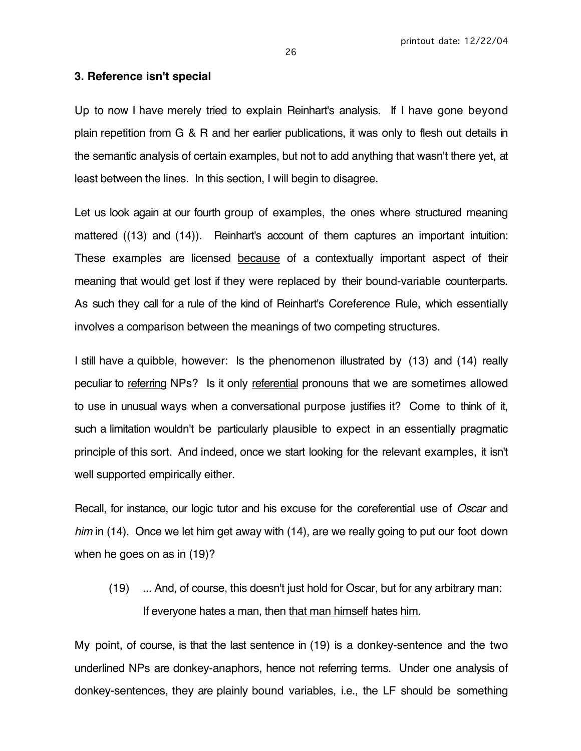### 3. Reference isn't special

Up to now I have merely tried to explain Reinhart's analysis. If I have gone beyond plain repetition from G & R and her earlier publications, it was only to flesh out details in the semantic analysis of certain examples, but not to add anything that wasn't there yet, at least between the lines. In this section, I will begin to disagree.

Let us look again at our fourth group of examples, the ones where structured meaning mattered ((13) and (14)). Reinhart's account of them captures an important intuition: These examples are licensed <u>because</u> of a contextually important aspect of their meaning that would get lost if they were replaced by their bound-variable counterparts. As such they call for a rule of the kind of Reinhart's Coreference Rule, which essentially involves a comparison between the meanings of two competing structures.

I still have a quibble, however: Is the phenomenon illustrated by (13) and (14) really peculiar to <u>referring</u> NPs? Is it only <u>referential</u> pronouns that we are sometimes allowed to use in unusual ways when a conversational purpose justifies it? Come to think of it, such a limitation wouldn't be particularly plausible to expect in an essentially pragmatic principle of this sort. And indeed, once we start looking for the relevant examples, it isn't well supported empirically either.

Recall, for instance, our logic tutor and his excuse for the coreferential use of *Oscar* and *him* in (14). Once we let him get away with (14), are we really going to put our foot down when he goes on as in (19)?

(19) ... And, of course, this doesn't just hold for Oscar, but for any arbitrary man:
If everyone hates a man, then <u>that man himself</u> hates <u>him</u>.

My point, of course, is that the last sentence in (19) is a donkey-sentence and the two underlined NPs are donkey-anaphors, hence not referring terms. Under one analysis of donkey-sentences, they are plainly bound variables, i.e., the LF should be something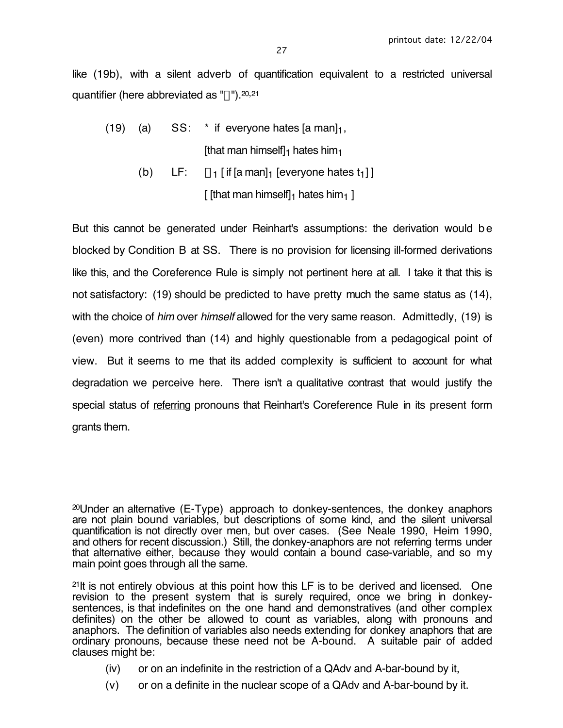like (19b), with a silent adverb of quantification equivalent to a restricted universal quantifier (here abbreviated as "∀").[20,21]

(19) (a) SS: * if everyone hates [a man]$_1$,

[that man himself]$_1$ hates him$_1$

(b) LF: ∀$_1$ [ if [a man]$_1$ [everyone hates t$_1$] ]

[ [that man himself]$_1$ hates him$_1$ ]

But this cannot be generated under Reinhart's assumptions: the derivation would be blocked by Condition B at SS. There is no provision for licensing ill-formed derivations like this, and the Coreference Rule is simply not pertinent here at all. I take it that this is not satisfactory: (19) should be predicted to have pretty much the same status as (14), with the choice of *him* over *himself* allowed for the very same reason. Admittedly, (19) is (even) more contrived than (14) and highly questionable from a pedagogical point of view. But it seems to me that its added complexity is sufficient to account for what degradation we perceive here. There isn't a qualitative contrast that would justify the special status of <u>referring</u> pronouns that Reinhart's Coreference Rule in its present form grants them.

---

[20]Under an alternative (E-Type) approach to donkey-sentences, the donkey anaphors are not plain bound variables, but descriptions of some kind, and the silent universal quantification is not directly over men, but over cases. (See Neale 1990, Heim 1990, and others for recent discussion.) Still, the donkey-anaphors are not referring terms under that alternative either, because they would contain a bound case-variable, and so my main point goes through all the same.

[21]It is not entirely obvious at this point how this LF is to be derived and licensed. One revision to the present system that is surely required, once we bring in donkey-sentences, is that indefinites on the one hand and demonstratives (and other complex definites) on the other be allowed to count as variables, along with pronouns and anaphors. The definition of variables also needs extending for donkey anaphors that are ordinary pronouns, because these need not be A-bound. A suitable pair of added clauses might be:

(iv) or on an indefinite in the restriction of a QAdv and A-bar-bound by it,

(v) or on a definite in the nuclear scope of a QAdv and A-bar-bound by it.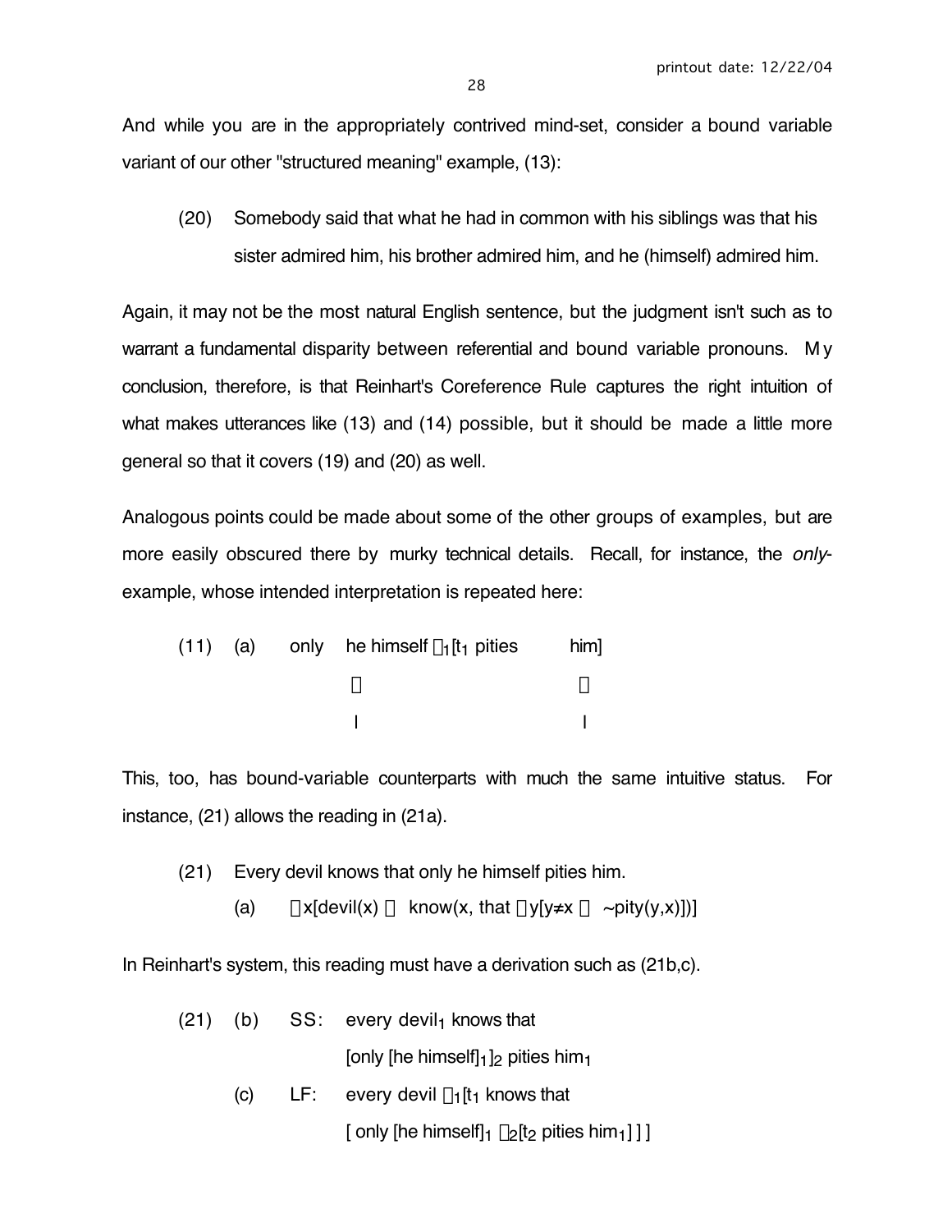And while you are in the appropriately contrived mind-set, consider a bound variable variant of our other "structured meaning" example, (13):

(20) Somebody said that what he had in common with his siblings was that his sister admired him, his brother admired him, and he (himself) admired him.

Again, it may not be the most natural English sentence, but the judgment isn't such as to warrant a fundamental disparity between referential and bound variable pronouns. My conclusion, therefore, is that Reinhart's Coreference Rule captures the right intuition of what makes utterances like (13) and (14) possible, but it should be made a little more general so that it covers (19) and (20) as well.

Analogous points could be made about some of the other groups of examples, but are more easily obscured there by murky technical details. Recall, for instance, the *only*-example, whose intended interpretation is repeated here:

(11) (a) only he himself $\lambda_1$[$t_1$ pities him]

$\qquad\qquad\qquad\downarrow \qquad\qquad\qquad \downarrow$

$\qquad\qquad\qquad$ I $\qquad\qquad\qquad$ I

This, too, has bound-variable counterparts with much the same intuitive status. For instance, (21) allows the reading in (21a).

(21) Every devil knows that only he himself pities him.

(a) $\forall x[\text{devil}(x) \rightarrow \text{know}(x, \text{that } \forall y[y \neq x \rightarrow \sim\text{pity}(y,x)])]$

In Reinhart's system, this reading must have a derivation such as (21b,c).

(21) (b) SS: every $\text{devil}_1$ knows that
[only [he $\text{himself}]_1]_2$ pities $\text{him}_1$

(c) LF: every devil $\lambda_1$[$t_1$ knows that
[ only [he $\text{himself}]_1$ $\lambda_2$[$t_2$ pities $\text{him}_1$] ] ]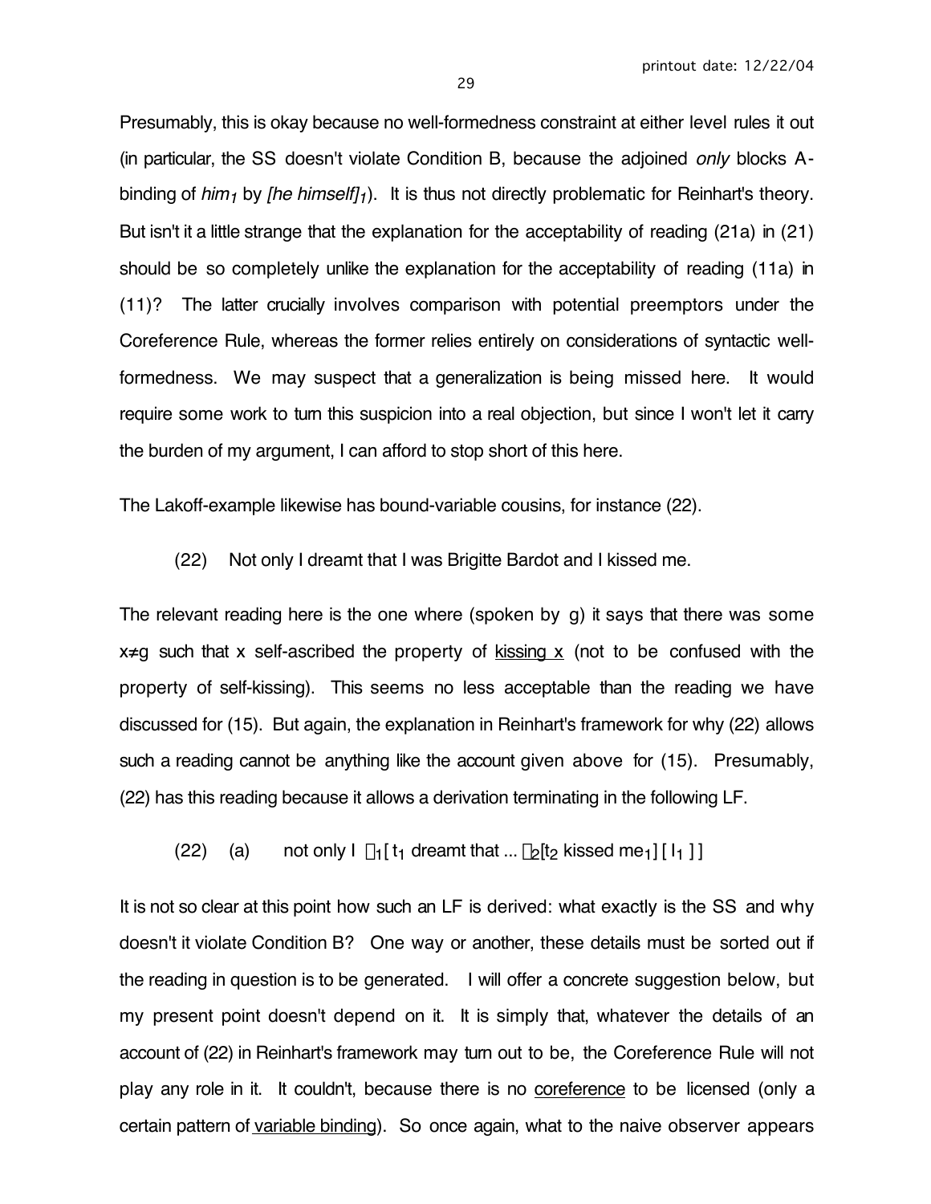Presumably, this is okay because no well-formedness constraint at either level rules it out (in particular, the SS doesn't violate Condition B, because the adjoined *only* blocks A-binding of *him*$_1$ by *[he himself]*$_1$). It is thus not directly problematic for Reinhart's theory. But isn't it a little strange that the explanation for the acceptability of reading (21a) in (21) should be so completely unlike the explanation for the acceptability of reading (11a) in (11)? The latter crucially involves comparison with potential preemptors under the Coreference Rule, whereas the former relies entirely on considerations of syntactic well-formedness. We may suspect that a generalization is being missed here. It would require some work to turn this suspicion into a real objection, but since I won't let it carry the burden of my argument, I can afford to stop short of this here.

The Lakoff-example likewise has bound-variable cousins, for instance (22).

(22) Not only I dreamt that I was Brigitte Bardot and I kissed me.

The relevant reading here is the one where (spoken by g) it says that there was some x≠g such that x self-ascribed the property of <u>kissing x</u> (not to be confused with the property of self-kissing). This seems no less acceptable than the reading we have discussed for (15). But again, the explanation in Reinhart's framework for why (22) allows such a reading cannot be anything like the account given above for (15). Presumably, (22) has this reading because it allows a derivation terminating in the following LF.

(22) (a) not only I $\lambda_1$[ $t_1$ dreamt that ... $\lambda_2$[$t_2$ kissed me$_1$] [ $I_1$ ] ]

It is not so clear at this point how such an LF is derived: what exactly is the SS and why doesn't it violate Condition B? One way or another, these details must be sorted out if the reading in question is to be generated. I will offer a concrete suggestion below, but my present point doesn't depend on it. It is simply that, whatever the details of an account of (22) in Reinhart's framework may turn out to be, the Coreference Rule will not play any role in it. It couldn't, because there is no <u>coreference</u> to be licensed (only a certain pattern of <u>variable binding</u>). So once again, what to the naive observer appears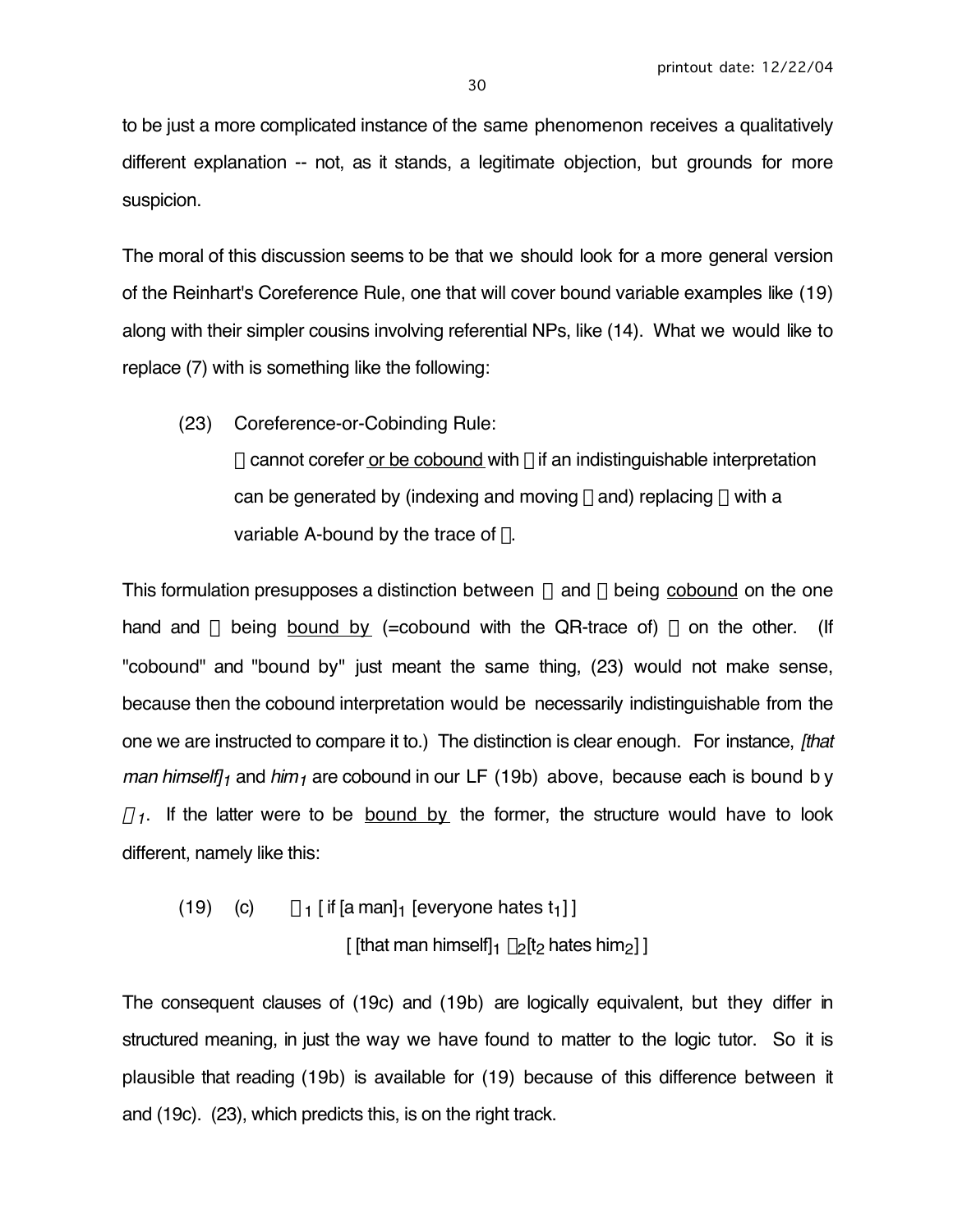to be just a more complicated instance of the same phenomenon receives a qualitatively different explanation -- not, as it stands, a legitimate objection, but grounds for more suspicion.

The moral of this discussion seems to be that we should look for a more general version of the Reinhart's Coreference Rule, one that will cover bound variable examples like (19) along with their simpler cousins involving referential NPs, like (14). What we would like to replace (7) with is something like the following:

(23) Coreference-or-Cobinding Rule:

$\alpha$ cannot corefer <u>or be cobound</u> with $\beta$ if an indistinguishable interpretation can be generated by (indexing and moving $\alpha$ and) replacing $\beta$ with a variable A-bound by the trace of $\alpha$.

This formulation presupposes a distinction between $\alpha$ and $\beta$ being <u>cobound</u> on the one hand and $\beta$ being <u>bound by</u> (=cobound with the QR-trace of) $\alpha$ on the other. (If "cobound" and "bound by" just meant the same thing, (23) would not make sense, because then the cobound interpretation would be necessarily indistinguishable from the one we are instructed to compare it to.) The distinction is clear enough. For instance, *[that man himself]*$_1$ and *him*$_1$ are cobound in our LF (19b) above, because each is bound by $\lambda_1$. If the latter were to be <u>bound by</u> the former, the structure would have to look different, namely like this:

(19) (c) $\lambda_1$ [ if [a man]$_1$ [everyone hates $t_1$] ]
[ [that man himself]$_1$ $\lambda_2$[$t_2$ hates him$_2$] ]

The consequent clauses of (19c) and (19b) are logically equivalent, but they differ in structured meaning, in just the way we have found to matter to the logic tutor. So it is plausible that reading (19b) is available for (19) because of this difference between it and (19c). (23), which predicts this, is on the right track.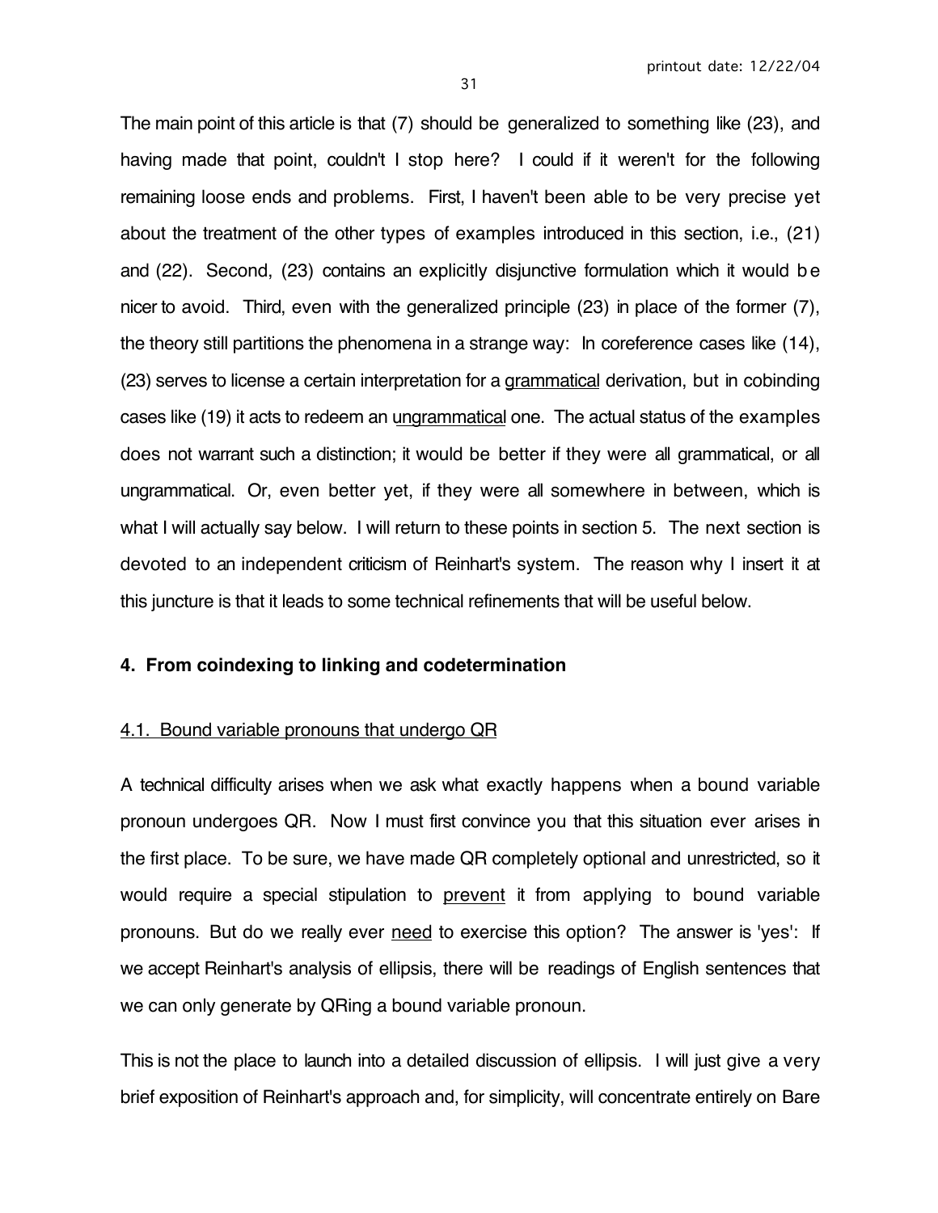The main point of this article is that (7) should be generalized to something like (23), and having made that point, couldn't I stop here? I could if it weren't for the following remaining loose ends and problems. First, I haven't been able to be very precise yet about the treatment of the other types of examples introduced in this section, i.e., (21) and (22). Second, (23) contains an explicitly disjunctive formulation which it would be nicer to avoid. Third, even with the generalized principle (23) in place of the former (7), the theory still partitions the phenomena in a strange way: In coreference cases like (14), (23) serves to license a certain interpretation for a <u>grammatical</u> derivation, but in cobinding cases like (19) it acts to redeem an <u>ungrammatical</u> one. The actual status of the examples does not warrant such a distinction; it would be better if they were all grammatical, or all ungrammatical. Or, even better yet, if they were all somewhere in between, which is what I will actually say below. I will return to these points in section 5. The next section is devoted to an independent criticism of Reinhart's system. The reason why I insert it at this juncture is that it leads to some technical refinements that will be useful below.

## 4. From coindexing to linking and codetermination

### <u>4.1. Bound variable pronouns that undergo QR</u>

A technical difficulty arises when we ask what exactly happens when a bound variable pronoun undergoes QR. Now I must first convince you that this situation ever arises in the first place. To be sure, we have made QR completely optional and unrestricted, so it would require a special stipulation to <u>prevent</u> it from applying to bound variable pronouns. But do we really ever <u>need</u> to exercise this option? The answer is 'yes': If we accept Reinhart's analysis of ellipsis, there will be readings of English sentences that we can only generate by QRing a bound variable pronoun.

This is not the place to launch into a detailed discussion of ellipsis. I will just give a very brief exposition of Reinhart's approach and, for simplicity, will concentrate entirely on Bare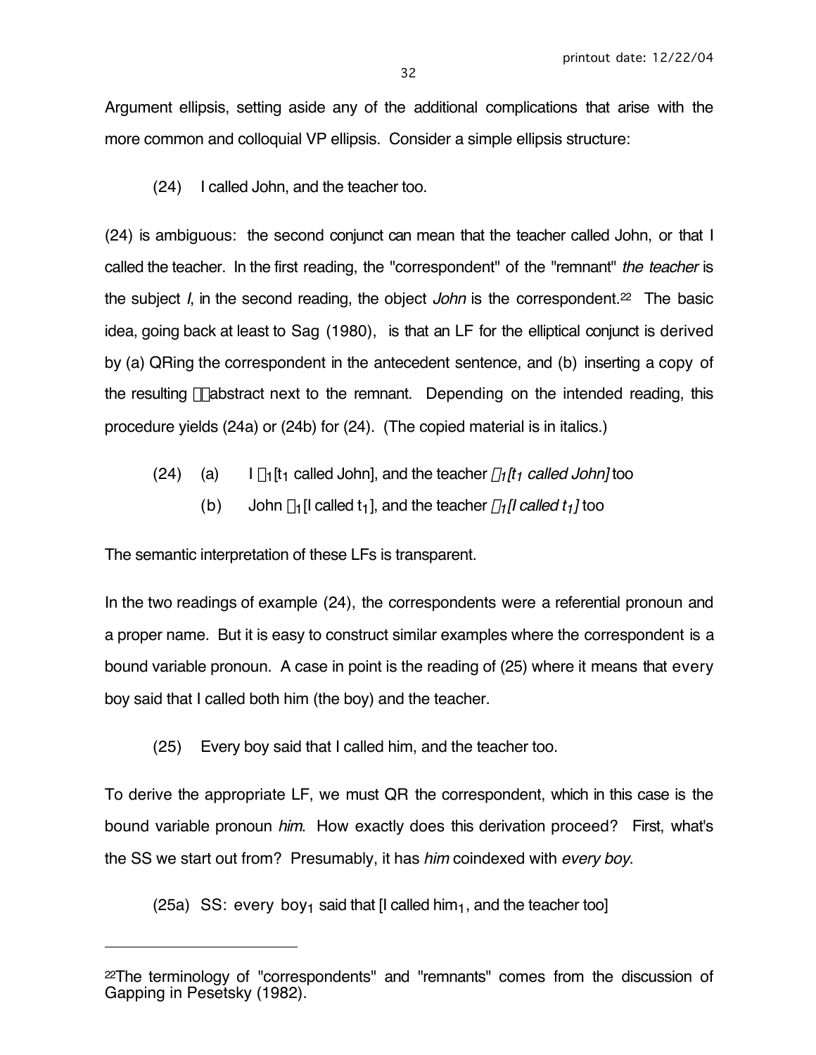Argument ellipsis, setting aside any of the additional complications that arise with the more common and colloquial VP ellipsis. Consider a simple ellipsis structure:

(24) I called John, and the teacher too.

(24) is ambiguous: the second conjunct can mean that the teacher called John, or that I called the teacher. In the first reading, the "correspondent" of the "remnant" *the teacher* is the subject *I*, in the second reading, the object *John* is the correspondent.[22] The basic idea, going back at least to Sag (1980), is that an LF for the elliptical conjunct is derived by (a) QRing the correspondent in the antecedent sentence, and (b) inserting a copy of the resulting $\lambda$ abstract next to the remnant. Depending on the intended reading, this procedure yields (24a) or (24b) for (24). (The copied material is in italics.)

(24) (a) I $\lambda_1$[$t_1$ called John], and the teacher *$\lambda_1$[$t_1$ called John]* too

(b) John $\lambda_1$[I called $t_1$], and the teacher *$\lambda_1$[I called $t_1$]* too

The semantic interpretation of these LFs is transparent.

In the two readings of example (24), the correspondents were a referential pronoun and a proper name. But it is easy to construct similar examples where the correspondent is a bound variable pronoun. A case in point is the reading of (25) where it means that every boy said that I called both him (the boy) and the teacher.

(25) Every boy said that I called him, and the teacher too.

To derive the appropriate LF, we must QR the correspondent, which in this case is the bound variable pronoun *him*. How exactly does this derivation proceed? First, what's the SS we start out from? Presumably, it has *him* coindexed with *every boy*.

(25a) SS: every $\text{boy}_1$ said that [I called $\text{him}_1$, and the teacher too]

---

[22] The terminology of "correspondents" and "remnants" comes from the discussion of Gapping in Pesetsky (1982).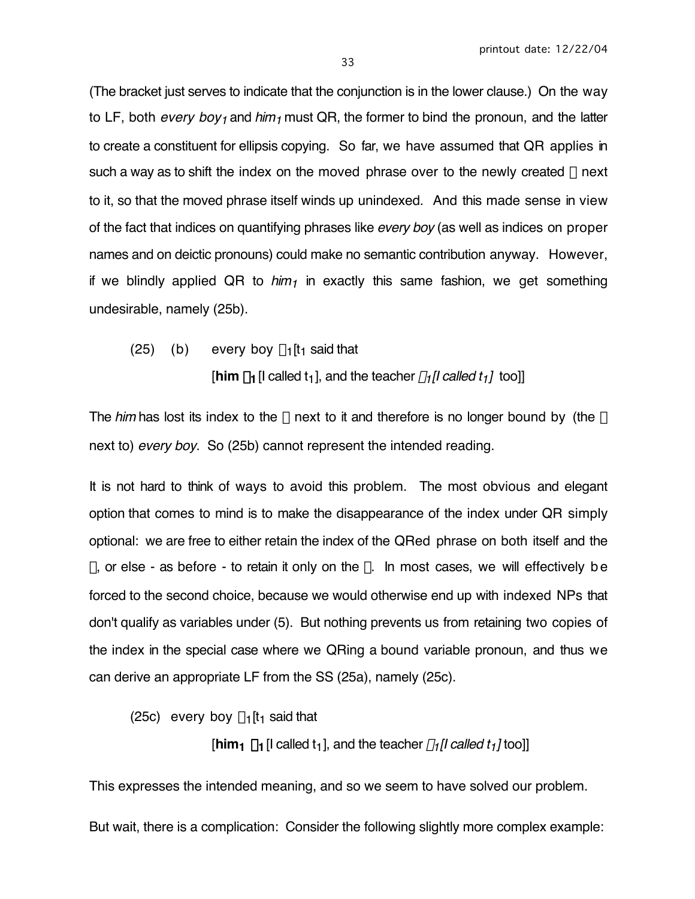(The bracket just serves to indicate that the conjunction is in the lower clause.) On the way to LF, both *every boy*$_1$ and *him*$_1$ must QR, the former to bind the pronoun, and the latter to create a constituent for ellipsis copying. So far, we have assumed that QR applies in such a way as to shift the index on the moved phrase over to the newly created λ next to it, so that the moved phrase itself winds up unindexed. And this made sense in view of the fact that indices on quantifying phrases like *every boy* (as well as indices on proper names and on deictic pronouns) could make no semantic contribution anyway. However, if we blindly applied QR to *him*$_1$ in exactly this same fashion, we get something undesirable, namely (25b).

(25) (b) every boy $\lambda_1$[$t_1$ said that

[**him** $\lambda_1$ [I called $t_1$], and the teacher *$\lambda_1$[I called $t_1$]* too]]

The *him* has lost its index to the λ next to it and therefore is no longer bound by (the λ next to) *every boy*. So (25b) cannot represent the intended reading.

It is not hard to think of ways to avoid this problem. The most obvious and elegant option that comes to mind is to make the disappearance of the index under QR simply optional: we are free to either retain the index of the QRed phrase on both itself and the λ, or else - as before - to retain it only on the λ. In most cases, we will effectively be forced to the second choice, because we would otherwise end up with indexed NPs that don't qualify as variables under (5). But nothing prevents us from retaining two copies of the index in the special case where we QRing a bound variable pronoun, and thus we can derive an appropriate LF from the SS (25a), namely (25c).

(25c) every boy $\lambda_1$[$t_1$ said that

[**him$_1$** $\lambda_1$ [I called $t_1$], and the teacher *$\lambda_1$[I called $t_1$]* too]]

This expresses the intended meaning, and so we seem to have solved our problem.

But wait, there is a complication: Consider the following slightly more complex example: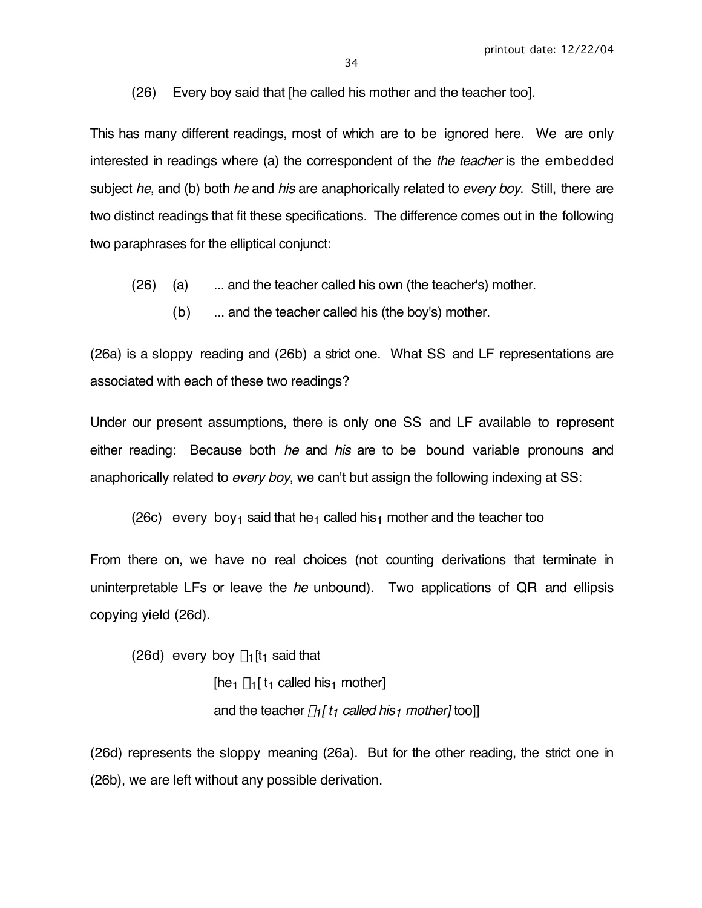(26) Every boy said that [he called his mother and the teacher too].

This has many different readings, most of which are to be ignored here. We are only interested in readings where (a) the correspondent of the *the teacher* is the embedded subject *he*, and (b) both *he* and *his* are anaphorically related to *every boy*. Still, there are two distinct readings that fit these specifications. The difference comes out in the following two paraphrases for the elliptical conjunct:

(26) (a) ... and the teacher called his own (the teacher's) mother.

(b) ... and the teacher called his (the boy's) mother.

(26a) is a sloppy reading and (26b) a strict one. What SS and LF representations are associated with each of these two readings?

Under our present assumptions, there is only one SS and LF available to represent either reading: Because both *he* and *his* are to be bound variable pronouns and anaphorically related to *every boy*, we can't but assign the following indexing at SS:

(26c) every boy$_1$ said that he$_1$ called his$_1$ mother and the teacher too

From there on, we have no real choices (not counting derivations that terminate in uninterpretable LFs or leave the *he* unbound). Two applications of QR and ellipsis copying yield (26d).

(26d) every boy $\lambda_1$[t$_1$ said that

[he$_1$ $\lambda_1$[ t$_1$ called his$_1$ mother]

and the teacher *$\lambda_1$[ t$_1$ called his$_1$ mother]* too]]

(26d) represents the sloppy meaning (26a). But for the other reading, the strict one in (26b), we are left without any possible derivation.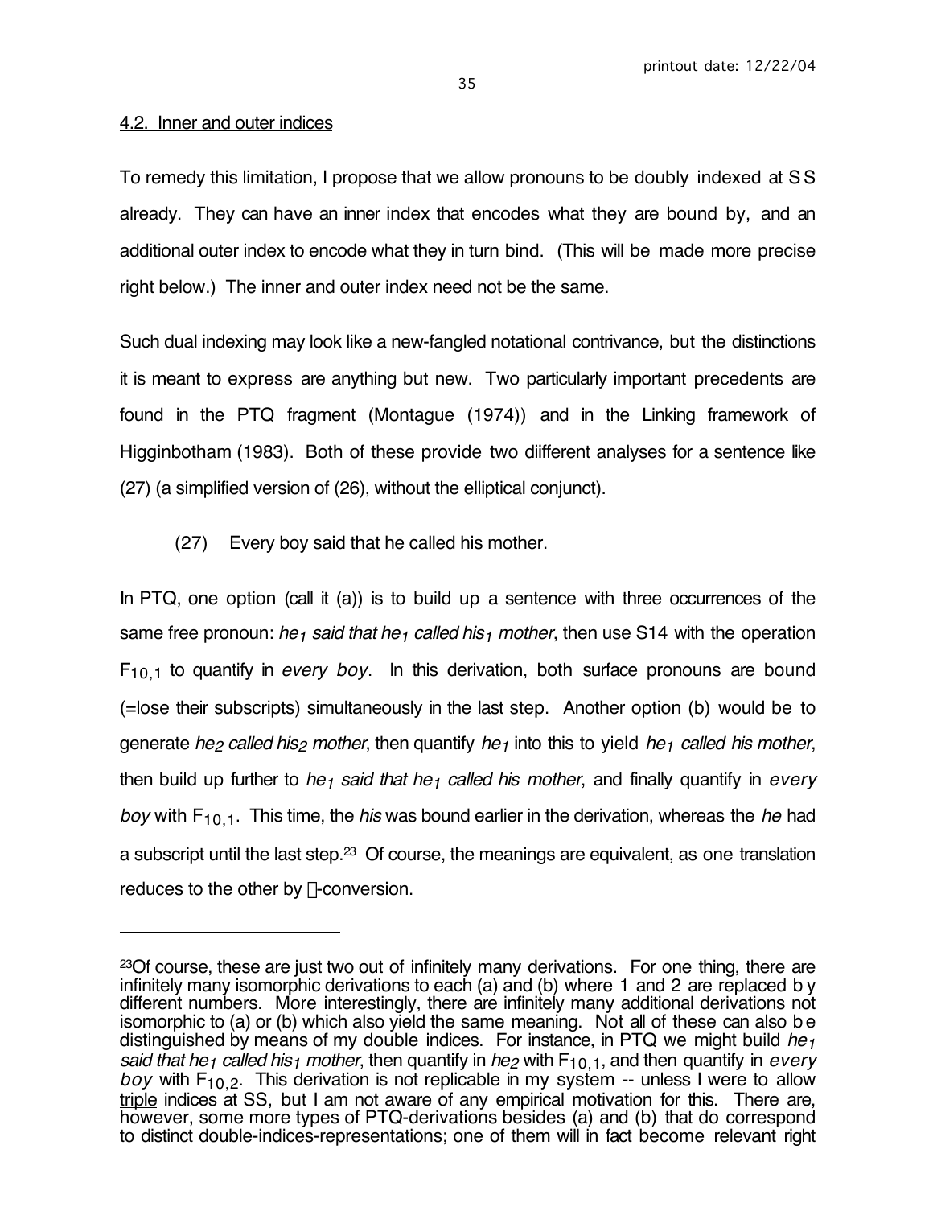## 4.2. Inner and outer indices

To remedy this limitation, I propose that we allow pronouns to be doubly indexed at SS already. They can have an inner index that encodes what they are bound by, and an additional outer index to encode what they in turn bind. (This will be made more precise right below.) The inner and outer index need not be the same.

Such dual indexing may look like a new-fangled notational contrivance, but the distinctions it is meant to express are anything but new. Two particularly important precedents are found in the PTQ fragment (Montague (1974)) and in the Linking framework of Higginbotham (1983). Both of these provide two diifferent analyses for a sentence like (27) (a simplified version of (26), without the elliptical conjunct).

(27) Every boy said that he called his mother.

In PTQ, one option (call it (a)) is to build up a sentence with three occurrences of the same free pronoun: *he$_1$ said that he$_1$ called his$_1$ mother*, then use S14 with the operation $F_{10,1}$ to quantify in *every boy*. In this derivation, both surface pronouns are bound (=lose their subscripts) simultaneously in the last step. Another option (b) would be to generate *he$_2$ called his$_2$ mother*, then quantify *he$_1$* into this to yield *he$_1$ called his mother*, then build up further to *he$_1$ said that he$_1$ called his mother*, and finally quantify in *every boy* with $F_{10,1}$. This time, the *his* was bound earlier in the derivation, whereas the *he* had a subscript until the last step.[23] Of course, the meanings are equivalent, as one translation reduces to the other by λ-conversion.

---

[23]Of course, these are just two out of infinitely many derivations. For one thing, there are infinitely many isomorphic derivations to each (a) and (b) where 1 and 2 are replaced by different numbers. More interestingly, there are infinitely many additional derivations not isomorphic to (a) or (b) which also yield the same meaning. Not all of these can also be distinguished by means of my double indices. For instance, in PTQ we might build *he$_1$ said that he$_1$ called his$_1$ mother*, then quantify in *he$_2$* with $F_{10,1}$, and then quantify in *every boy* with $F_{10,2}$. This derivation is not replicable in my system -- unless I were to allow triple indices at SS, but I am not aware of any empirical motivation for this. There are, however, some more types of PTQ-derivations besides (a) and (b) that do correspond to distinct double-indices-representations; one of them will in fact become relevant right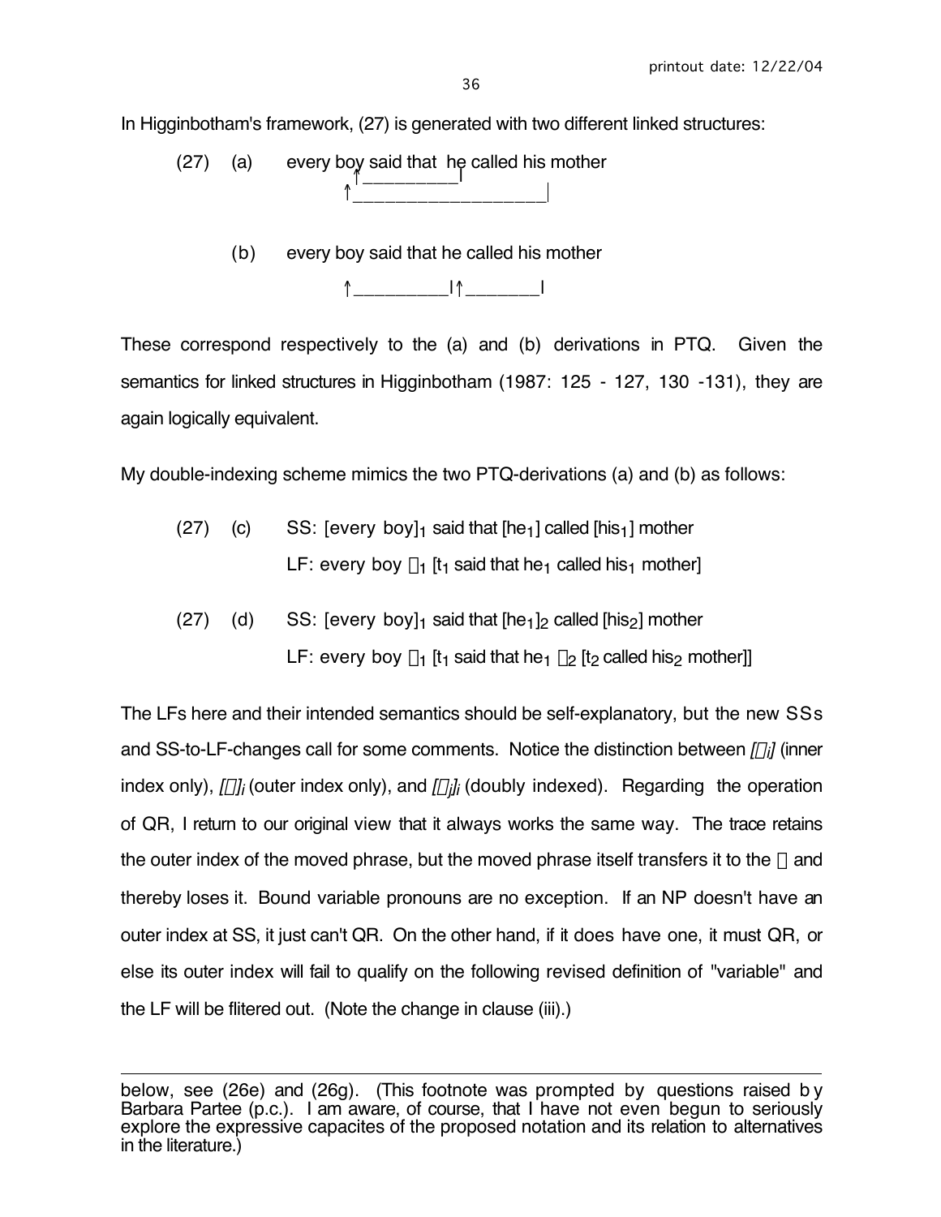In Higginbotham's framework, (27) is generated with two different linked structures:

(27) (a) every boy said that he called his mother

```
                  ↑__________|
                  ↑____________________|
```

(b) every boy said that he called his mother

```
                  ↑__________|↑________|
```

These correspond respectively to the (a) and (b) derivations in PTQ. Given the semantics for linked structures in Higginbotham (1987: 125 - 127, 130 -131), they are again logically equivalent.

My double-indexing scheme mimics the two PTQ-derivations (a) and (b) as follows:

(27) (c) SS: [every boy]$_1$ said that [he$_1$] called [his$_1$] mother
LF: every boy $\lambda_1$ [t$_1$ said that he$_1$ called his$_1$ mother]

(27) (d) SS: [every boy]$_1$ said that [he$_1$]$_2$ called [his$_2$] mother
LF: every boy $\lambda_1$ [t$_1$ said that he$_1$ $\lambda_2$ [t$_2$ called his$_2$ mother]]

The LFs here and their intended semantics should be self-explanatory, but the new SSs and SS-to-LF-changes call for some comments. Notice the distinction between *[$\alpha_i$]* (inner index only), *[$\alpha$]$_i$* (outer index only), and *[$\alpha_j$]$_i$* (doubly indexed). Regarding the operation of QR, I return to our original view that it always works the same way. The trace retains the outer index of the moved phrase, but the moved phrase itself transfers it to the $\lambda$ and thereby loses it. Bound variable pronouns are no exception. If an NP doesn't have an outer index at SS, it just can't QR. On the other hand, if it does have one, it must QR, or else its outer index will fail to qualify on the following revised definition of "variable" and the LF will be flitered out. (Note the change in clause (iii).)

---

below, see (26e) and (26g). (This footnote was prompted by questions raised by Barbara Partee (p.c.). I am aware, of course, that I have not even begun to seriously explore the expressive capacites of the proposed notation and its relation to alternatives in the literature.)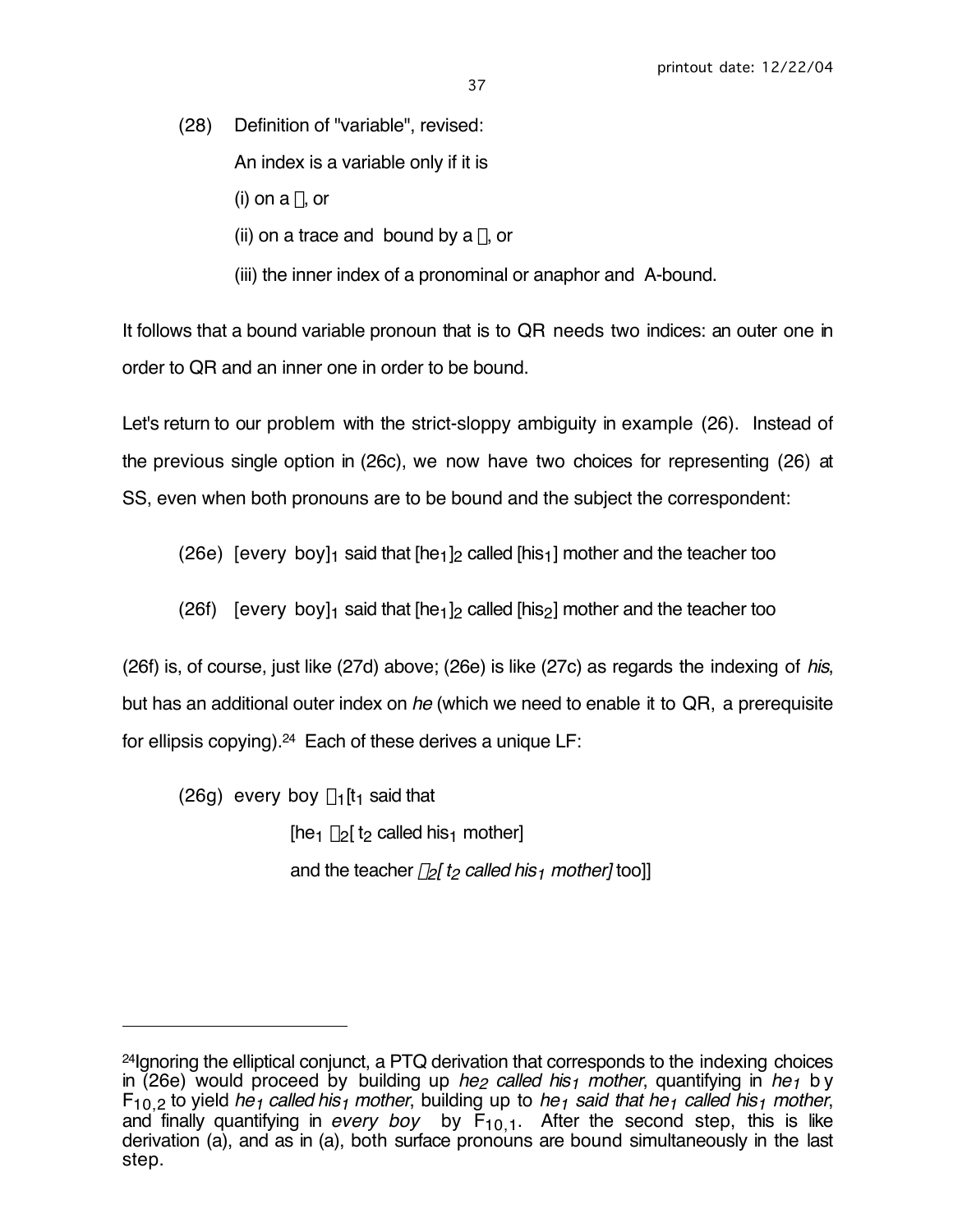(28) Definition of "variable", revised:

An index is a variable only if it is

(i) on a $\lambda$, or

(ii) on a trace and bound by a $\lambda$, or

(iii) the inner index of a pronominal or anaphor and A-bound.

It follows that a bound variable pronoun that is to QR needs two indices: an outer one in order to QR and an inner one in order to be bound.

Let's return to our problem with the strict-sloppy ambiguity in example (26). Instead of the previous single option in (26c), we now have two choices for representing (26) at SS, even when both pronouns are to be bound and the subject the correspondent:

(26e) [every boy]$_1$ said that [he$_1$]$_2$ called [his$_1$] mother and the teacher too

(26f) [every boy]$_1$ said that [he$_1$]$_2$ called [his$_2$] mother and the teacher too

(26f) is, of course, just like (27d) above; (26e) is like (27c) as regards the indexing of *his*, but has an additional outer index on *he* (which we need to enable it to QR, a prerequisite for ellipsis copying).[24] Each of these derives a unique LF:

(26g) every boy $\lambda_1$[t$_1$ said that
[he$_1$ $\lambda_2$[ t$_2$ called his$_1$ mother]
and the teacher *$\lambda_2$[ t$_2$ called his$_1$ mother]* too]]

---

[24]Ignoring the elliptical conjunct, a PTQ derivation that corresponds to the indexing choices in (26e) would proceed by building up *he$_2$ called his$_1$ mother*, quantifying in *he$_1$* by $F_{10,2}$ to yield *he$_1$ called his$_1$ mother*, building up to *he$_1$ said that he$_1$ called his$_1$ mother*, and finally quantifying in *every boy* by $F_{10,1}$. After the second step, this is like derivation (a), and as in (a), both surface pronouns are bound simultaneously in the last step.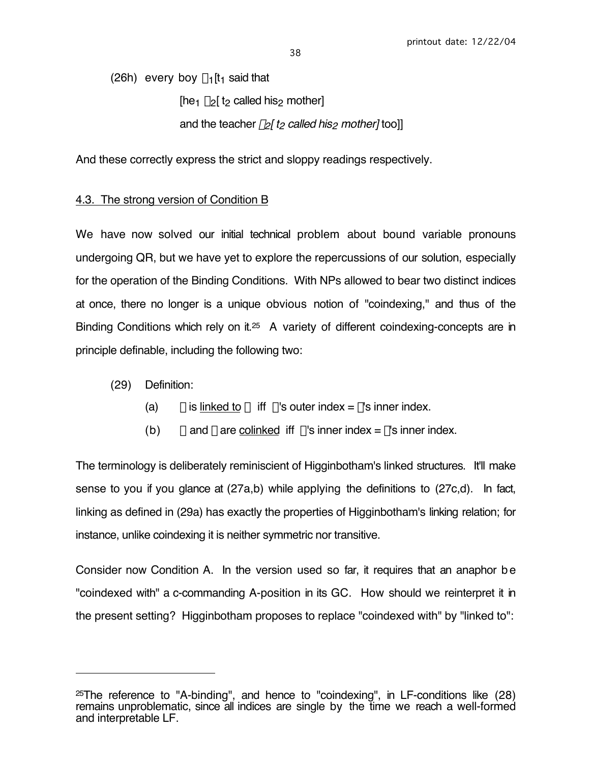(26h) every boy $\lambda_1$[$t_1$ said that

[$he_1$ $\lambda_2$[ $t_2$ called $his_2$ mother]

and the teacher *$\lambda_2$[ $t_2$ called $his_2$ mother]* too]]

And these correctly express the strict and sloppy readings respectively.

## 4.3. The strong version of Condition B

We have now solved our initial technical problem about bound variable pronouns undergoing QR, but we have yet to explore the repercussions of our solution, especially for the operation of the Binding Conditions. With NPs allowed to bear two distinct indices at once, there no longer is a unique obvious notion of "coindexing," and thus of the Binding Conditions which rely on it.[25] A variety of different coindexing-concepts are in principle definable, including the following two:

(29) Definition:

(a) $\alpha$ is linked to $\beta$ iff $\alpha$'s outer index = $\beta$'s inner index.

(b) $\alpha$ and $\beta$ are colinked iff $\alpha$'s inner index = $\beta$'s inner index.

The terminology is deliberately reminiscient of Higginbotham's linked structures. It'll make sense to you if you glance at (27a,b) while applying the definitions to (27c,d). In fact, linking as defined in (29a) has exactly the properties of Higginbotham's linking relation; for instance, unlike coindexing it is neither symmetric nor transitive.

Consider now Condition A. In the version used so far, it requires that an anaphor be "coindexed with" a c-commanding A-position in its GC. How should we reinterpret it in the present setting? Higginbotham proposes to replace "coindexed with" by "linked to":

---

[25]The reference to "A-binding", and hence to "coindexing", in LF-conditions like (28) remains unproblematic, since all indices are single by the time we reach a well-formed and interpretable LF.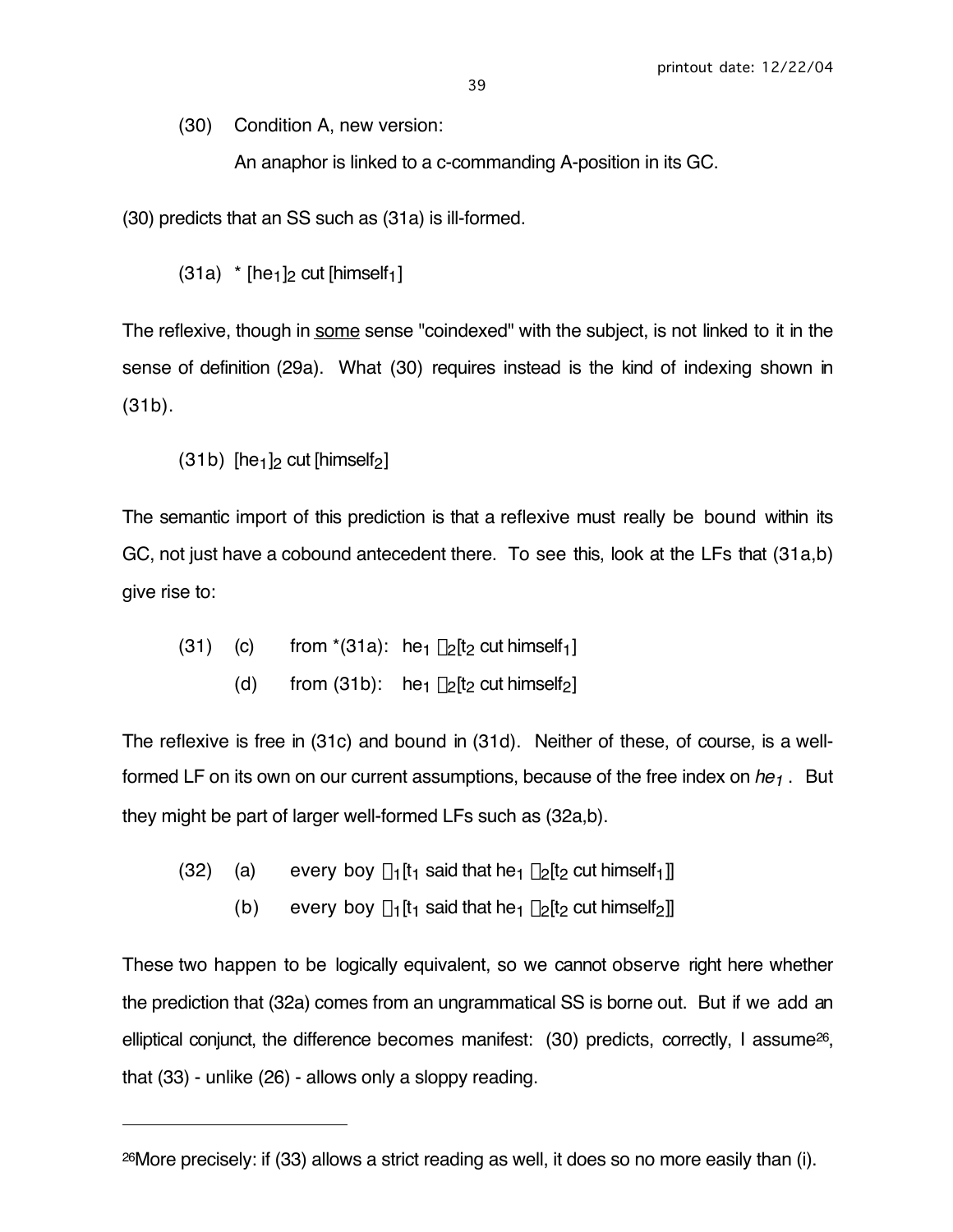(30) Condition A, new version:

An anaphor is linked to a c-commanding A-position in its GC.

(30) predicts that an SS such as (31a) is ill-formed.

(31a) * $[\text{he}_1]_2$ cut $[\text{himself}_1]$

The reflexive, though in <u>some</u> sense "coindexed" with the subject, is not linked to it in the sense of definition (29a). What (30) requires instead is the kind of indexing shown in (31b).

(31b) $[\text{he}_1]_2$ cut $[\text{himself}_2]$

The semantic import of this prediction is that a reflexive must really be bound within its GC, not just have a cobound antecedent there. To see this, look at the LFs that (31a,b) give rise to:

(31) (c) from *(31a): $\text{he}_1\ \lambda_2[t_2$ cut $\text{himself}_1]$

(d) from (31b): $\text{he}_1\ \lambda_2[t_2$ cut $\text{himself}_2]$

The reflexive is free in (31c) and bound in (31d). Neither of these, of course, is a well-formed LF on its own on our current assumptions, because of the free index on $he_1$. But they might be part of larger well-formed LFs such as (32a,b).

(32) (a) every boy $\lambda_1[t_1$ said that $\text{he}_1\ \lambda_2[t_2$ cut $\text{himself}_1]]$

(b) every boy $\lambda_1[t_1$ said that $\text{he}_1\ \lambda_2[t_2$ cut $\text{himself}_2]]$

These two happen to be logically equivalent, so we cannot observe right here whether the prediction that (32a) comes from an ungrammatical SS is borne out. But if we add an elliptical conjunct, the difference becomes manifest: (30) predicts, correctly, I assume[26], that (33) - unlike (26) - allows only a sloppy reading.

---

[26]More precisely: if (33) allows a strict reading as well, it does so no more easily than (i).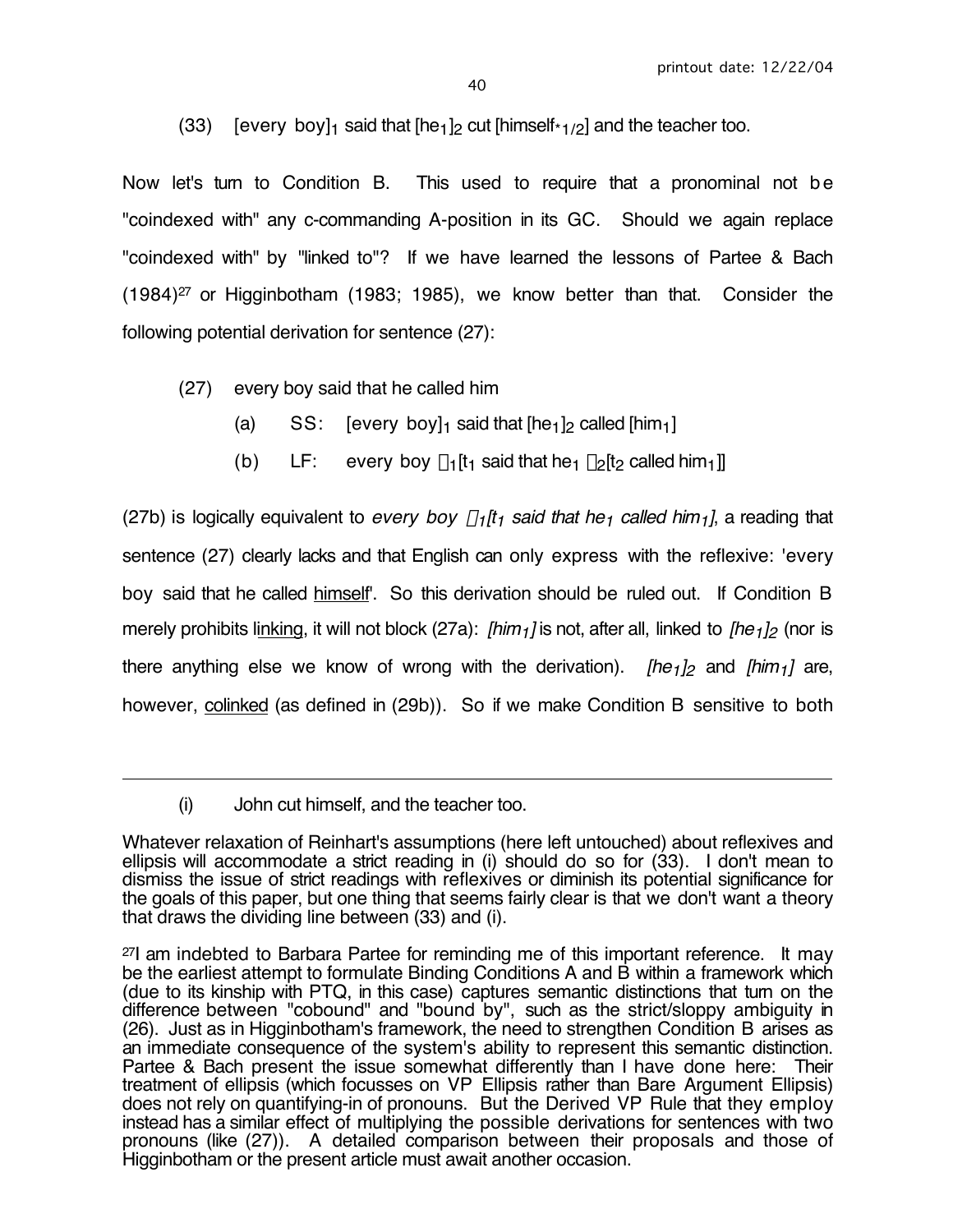(33) [every boy]$_1$ said that [he$_1$]$_2$ cut [himself$_{*1/2}$] and the teacher too.

Now let's turn to Condition B. This used to require that a pronominal not be "coindexed with" any c-commanding A-position in its GC. Should we again replace "coindexed with" by "linked to"? If we have learned the lessons of Partee & Bach (1984)[27] or Higginbotham (1983; 1985), we know better than that. Consider the following potential derivation for sentence (27):

(27) every boy said that he called him

  (a) SS: [every boy]$_1$ said that [he$_1$]$_2$ called [him$_1$]

  (b) LF: every boy $\lambda_1$[t$_1$ said that he$_1$ $\lambda_2$[t$_2$ called him$_1$]]

(27b) is logically equivalent to *every boy $\lambda_1$[t$_1$ said that he$_1$ called him$_1$]*, a reading that sentence (27) clearly lacks and that English can only express with the reflexive: 'every boy said that he called himself'. So this derivation should be ruled out. If Condition B merely prohibits linking, it will not block (27a): *[him$_1$]* is not, after all, linked to *[he$_1$]$_2$* (nor is there anything else we know of wrong with the derivation). *[he$_1$]$_2$* and *[him$_1$]* are, however, colinked (as defined in (29b)). So if we make Condition B sensitive to both

---

(i) John cut himself, and the teacher too.

Whatever relaxation of Reinhart's assumptions (here left untouched) about reflexives and ellipsis will accommodate a strict reading in (i) should do so for (33). I don't mean to dismiss the issue of strict readings with reflexives or diminish its potential significance for the goals of this paper, but one thing that seems fairly clear is that we don't want a theory that draws the dividing line between (33) and (i).

[27] I am indebted to Barbara Partee for reminding me of this important reference. It may be the earliest attempt to formulate Binding Conditions A and B within a framework which (due to its kinship with PTQ, in this case) captures semantic distinctions that turn on the difference between "cobound" and "bound by", such as the strict/sloppy ambiguity in (26). Just as in Higginbotham's framework, the need to strengthen Condition B arises as an immediate consequence of the system's ability to represent this semantic distinction. Partee & Bach present the issue somewhat differently than I have done here: Their treatment of ellipsis (which focusses on VP Ellipsis rather than Bare Argument Ellipsis) does not rely on quantifying-in of pronouns. But the Derived VP Rule that they employ instead has a similar effect of multiplying the possible derivations for sentences with two pronouns (like (27)). A detailed comparison between their proposals and those of Higginbotham or the present article must await another occasion.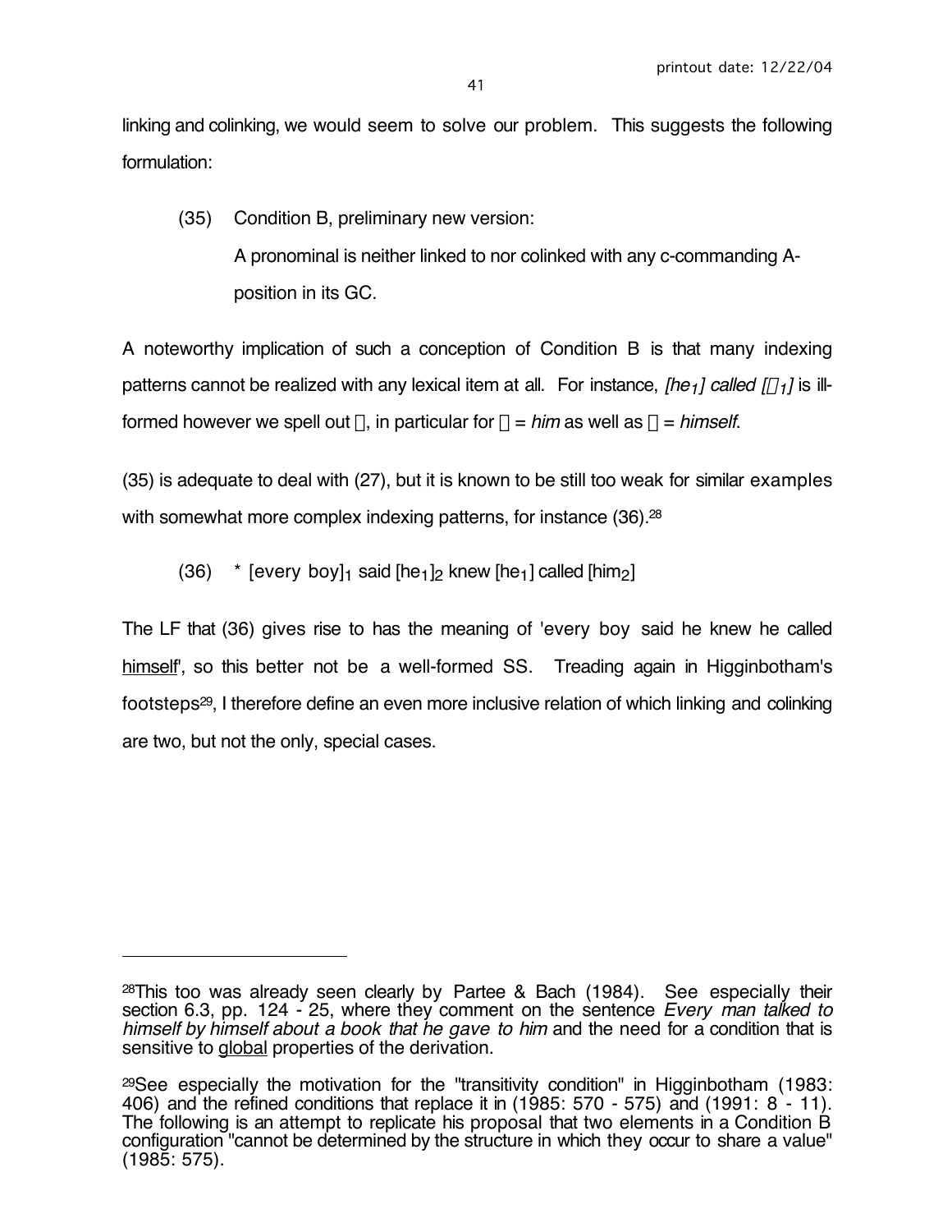linking and colinking, we would seem to solve our problem. This suggests the following formulation:

(35) Condition B, preliminary new version:

A pronominal is neither linked to nor colinked with any c-commanding A-position in its GC.

A noteworthy implication of such a conception of Condition B is that many indexing patterns cannot be realized with any lexical item at all. For instance, *[he$_1$] called [α$_1$]* is ill-formed however we spell out α, in particular for α = *him* as well as α = *himself*.

(35) is adequate to deal with (27), but it is known to be still too weak for similar examples with somewhat more complex indexing patterns, for instance (36).[28]

(36) * [every boy]$_1$ said [he$_1$]$_2$ knew [he$_1$] called [him$_2$]

The LF that (36) gives rise to has the meaning of 'every boy said he knew he called <u>himself</u>', so this better not be a well-formed SS. Treading again in Higginbotham's footsteps[29], I therefore define an even more inclusive relation of which linking and colinking are two, but not the only, special cases.

---

[28]This too was already seen clearly by Partee & Bach (1984). See especially their section 6.3, pp. 124 - 25, where they comment on the sentence *Every man talked to himself by himself about a book that he gave to him* and the need for a condition that is sensitive to <u>global</u> properties of the derivation.

[29]See especially the motivation for the "transitivity condition" in Higginbotham (1983: 406) and the refined conditions that replace it in (1985: 570 - 575) and (1991: 8 - 11). The following is an attempt to replicate his proposal that two elements in a Condition B configuration "cannot be determined by the structure in which they occur to share a value" (1985: 575).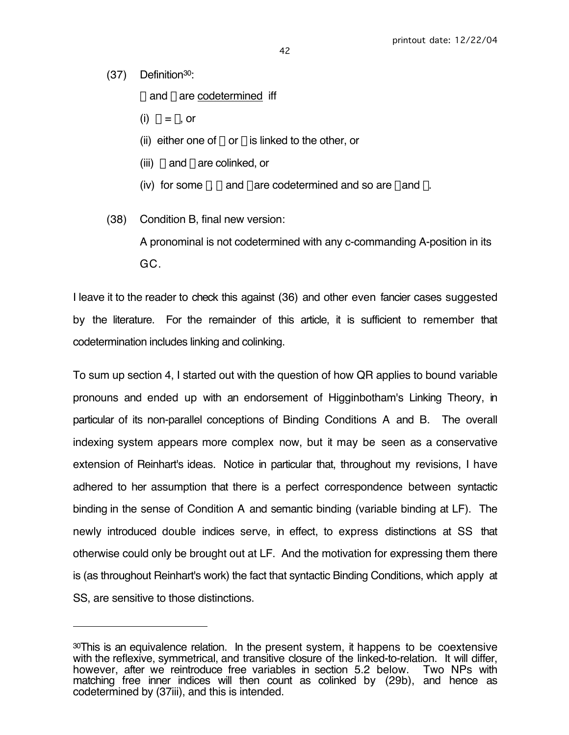(37) Definition[30]:

$\alpha$ and $\beta$ are <u>codetermined</u> iff

(i) $\alpha = \beta$, or

(ii) either one of $\alpha$ or $\beta$ is linked to the other, or

(iii) $\alpha$ and $\beta$ are colinked, or

(iv) for some $\gamma$, $\alpha$ and $\gamma$ are codetermined and so are $\gamma$ and $\beta$.

(38) Condition B, final new version:

A pronominal is not codetermined with any c-commanding A-position in its GC.

I leave it to the reader to check this against (36) and other even fancier cases suggested by the literature. For the remainder of this article, it is sufficient to remember that codetermination includes linking and colinking.

To sum up section 4, I started out with the question of how QR applies to bound variable pronouns and ended up with an endorsement of Higginbotham's Linking Theory, in particular of its non-parallel conceptions of Binding Conditions A and B. The overall indexing system appears more complex now, but it may be seen as a conservative extension of Reinhart's ideas. Notice in particular that, throughout my revisions, I have adhered to her assumption that there is a perfect correspondence between syntactic binding in the sense of Condition A and semantic binding (variable binding at LF). The newly introduced double indices serve, in effect, to express distinctions at SS that otherwise could only be brought out at LF. And the motivation for expressing them there is (as throughout Reinhart's work) the fact that syntactic Binding Conditions, which apply at SS, are sensitive to those distinctions.

---

[30]This is an equivalence relation. In the present system, it happens to be coextensive with the reflexive, symmetrical, and transitive closure of the linked-to-relation. It will differ, however, after we reintroduce free variables in section 5.2 below. Two NPs with matching free inner indices will then count as colinked by (29b), and hence as codetermined by (37iii), and this is intended.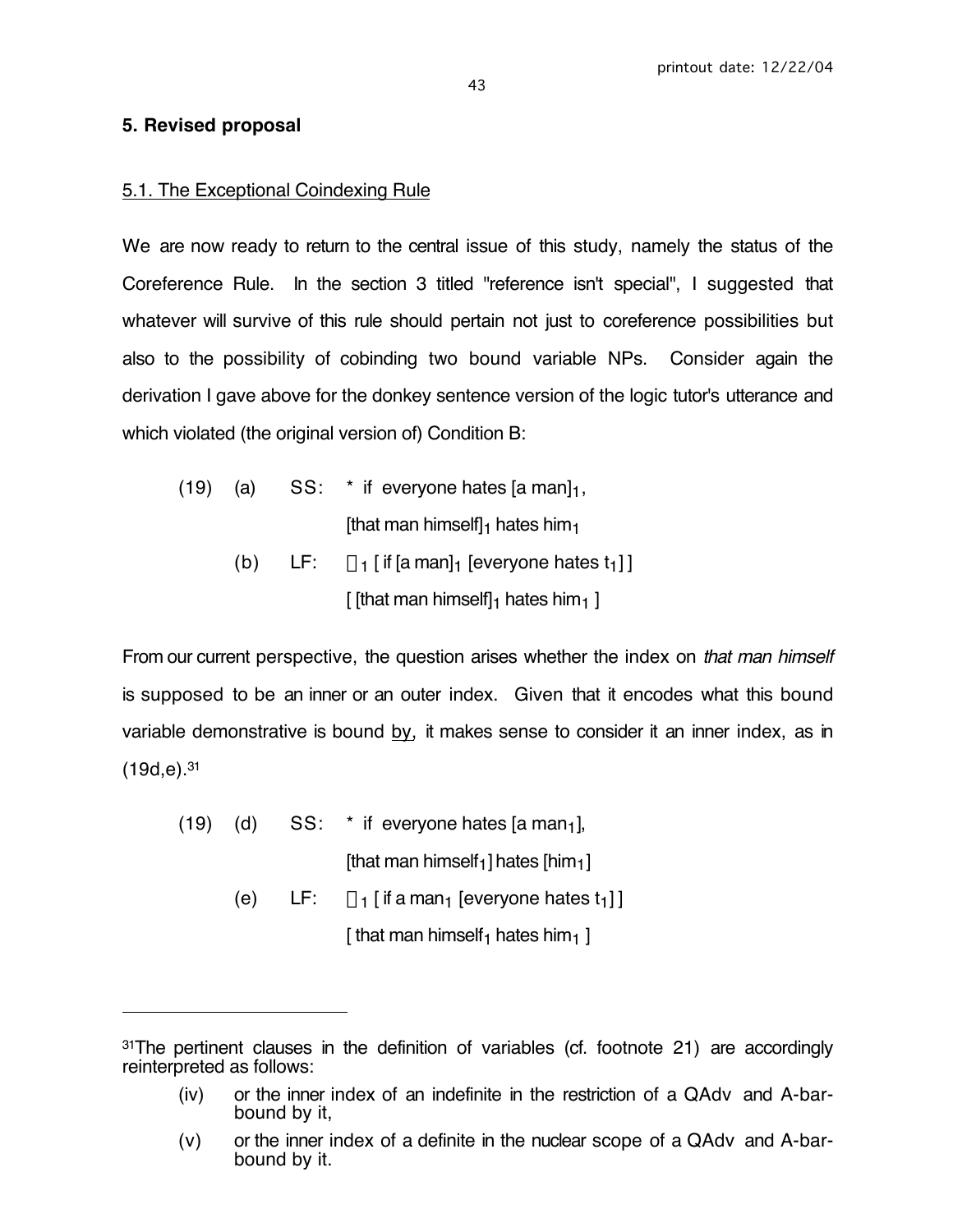## 5. Revised proposal

### 5.1. The Exceptional Coindexing Rule

We are now ready to return to the central issue of this study, namely the status of the Coreference Rule. In the section 3 titled "reference isn't special", I suggested that whatever will survive of this rule should pertain not just to coreference possibilities but also to the possibility of cobinding two bound variable NPs. Consider again the derivation I gave above for the donkey sentence version of the logic tutor's utterance and which violated (the original version of) Condition B:

(19) (a) SS: * if everyone hates [a man]$_1$,
[that man himself]$_1$ hates him$_1$

(b) LF: $\square_1$ [ if [a man]$_1$ [everyone hates t$_1$] ]
[ [that man himself]$_1$ hates him$_1$ ]

From our current perspective, the question arises whether the index on *that man himself* is supposed to be an inner or an outer index. Given that it encodes what this bound variable demonstrative is bound by, it makes sense to consider it an inner index, as in (19d,e).[31]

(19) (d) SS: * if everyone hates [a man$_1$],
[that man himself$_1$] hates [him$_1$]

(e) LF: $\square_1$ [ if a man$_1$ [everyone hates t$_1$] ]
[ that man himself$_1$ hates him$_1$ ]

---

[31]The pertinent clauses in the definition of variables (cf. footnote 21) are accordingly reinterpreted as follows:

(iv) or the inner index of an indefinite in the restriction of a QAdv and A-bar-bound by it,

(v) or the inner index of a definite in the nuclear scope of a QAdv and A-bar-bound by it.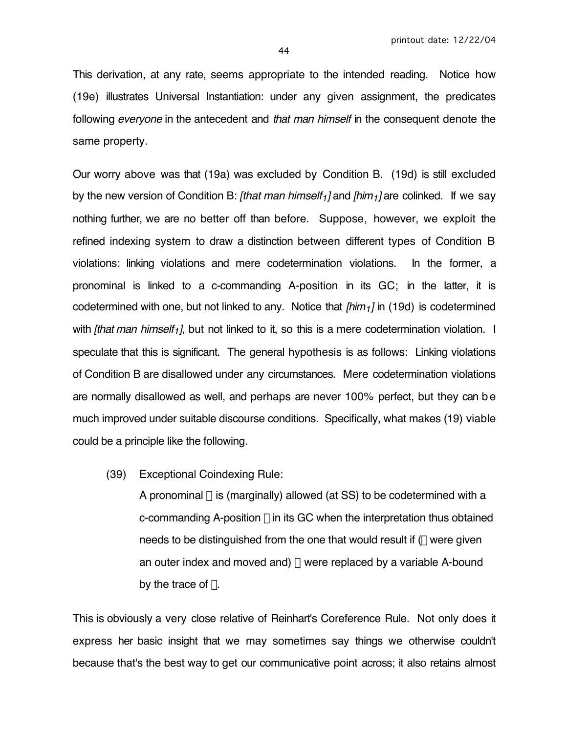This derivation, at any rate, seems appropriate to the intended reading. Notice how (19e) illustrates Universal Instantiation: under any given assignment, the predicates following *everyone* in the antecedent and *that man himself* in the consequent denote the same property.

Our worry above was that (19a) was excluded by Condition B. (19d) is still excluded by the new version of Condition B: *[that man himself$_1$]* and *[him$_1$]* are colinked. If we say nothing further, we are no better off than before. Suppose, however, we exploit the refined indexing system to draw a distinction between different types of Condition B violations: linking violations and mere codetermination violations. In the former, a pronominal is linked to a c-commanding A-position in its GC; in the latter, it is codetermined with one, but not linked to any. Notice that *[him$_1$]* in (19d) is codetermined with *[that man himself$_1$]*, but not linked to it, so this is a mere codetermination violation. I speculate that this is significant. The general hypothesis is as follows: Linking violations of Condition B are disallowed under any circumstances. Mere codetermination violations are normally disallowed as well, and perhaps are never 100% perfect, but they can be much improved under suitable discourse conditions. Specifically, what makes (19) viable could be a principle like the following.

(39) Exceptional Coindexing Rule:

A pronominal $\alpha$ is (marginally) allowed (at SS) to be codetermined with a c-commanding A-position $\beta$ in its GC when the interpretation thus obtained needs to be distinguished from the one that would result if ($\beta$ were given an outer index and moved and) $\alpha$ were replaced by a variable A-bound by the trace of $\beta$.

This is obviously a very close relative of Reinhart's Coreference Rule. Not only does it express her basic insight that we may sometimes say things we otherwise couldn't because that's the best way to get our communicative point across; it also retains almost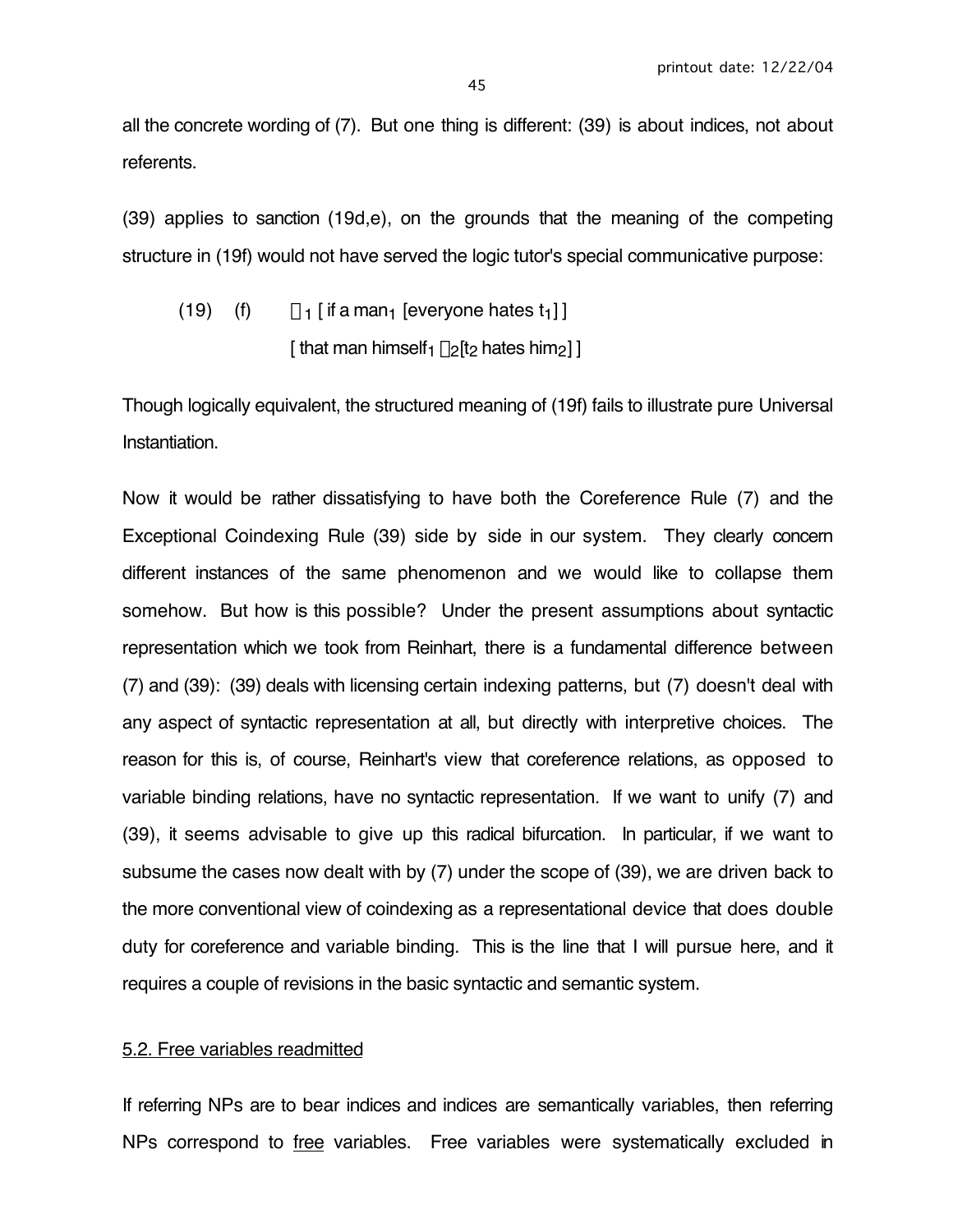all the concrete wording of (7). But one thing is different: (39) is about indices, not about referents.

(39) applies to sanction (19d,e), on the grounds that the meaning of the competing structure in (19f) would not have served the logic tutor's special communicative purpose:

(19) (f) $\lambda_1$ [ if a man$_1$ [everyone hates $t_1$] ]
[ that man himself$_1$ $\lambda_2$[$t_2$ hates him$_2$] ]

Though logically equivalent, the structured meaning of (19f) fails to illustrate pure Universal Instantiation.

Now it would be rather dissatisfying to have both the Coreference Rule (7) and the Exceptional Coindexing Rule (39) side by side in our system. They clearly concern different instances of the same phenomenon and we would like to collapse them somehow. But how is this possible? Under the present assumptions about syntactic representation which we took from Reinhart, there is a fundamental difference between (7) and (39): (39) deals with licensing certain indexing patterns, but (7) doesn't deal with any aspect of syntactic representation at all, but directly with interpretive choices. The reason for this is, of course, Reinhart's view that coreference relations, as opposed to variable binding relations, have no syntactic representation. If we want to unify (7) and (39), it seems advisable to give up this radical bifurcation. In particular, if we want to subsume the cases now dealt with by (7) under the scope of (39), we are driven back to the more conventional view of coindexing as a representational device that does double duty for coreference and variable binding. This is the line that I will pursue here, and it requires a couple of revisions in the basic syntactic and semantic system.

## 5.2. Free variables readmitted

If referring NPs are to bear indices and indices are semantically variables, then referring NPs correspond to free variables. Free variables were systematically excluded in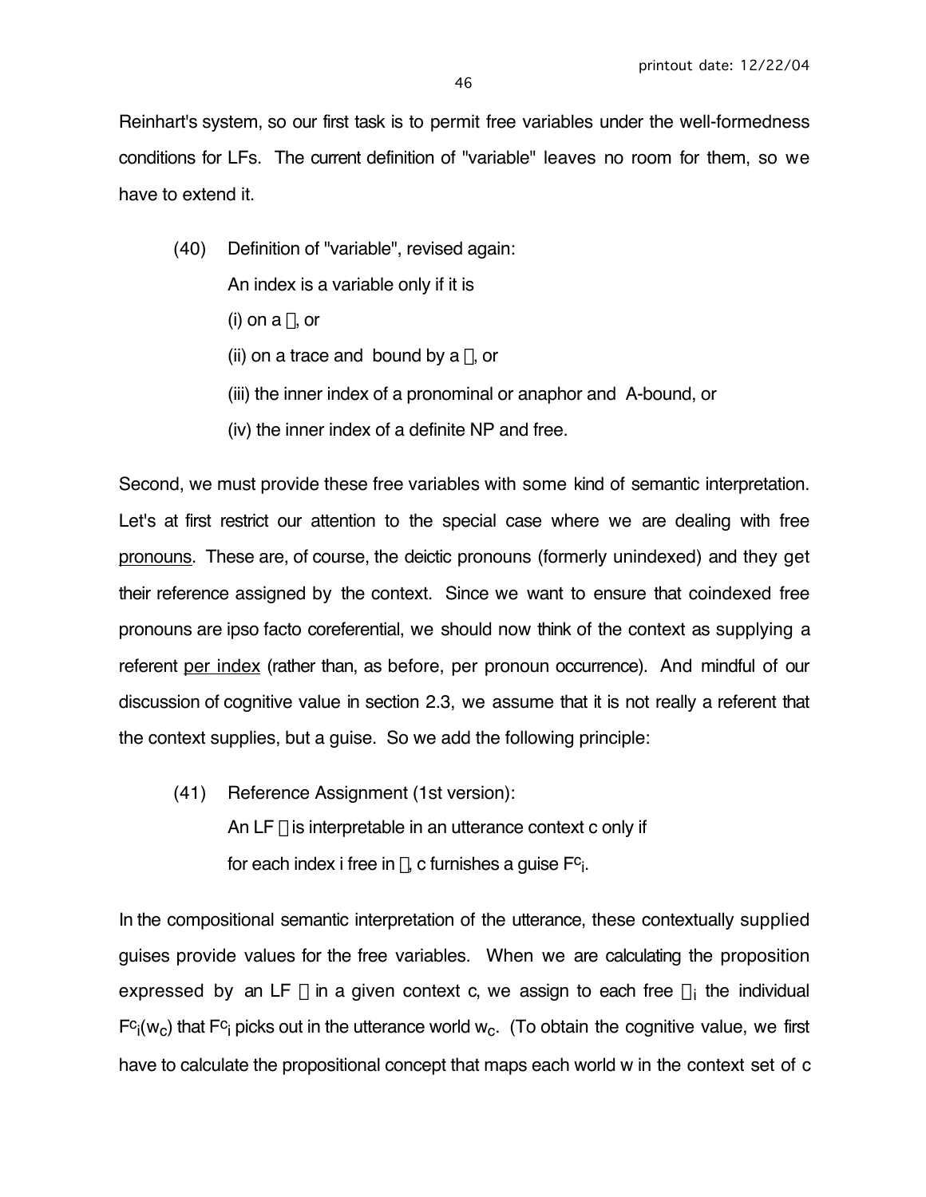Reinhart's system, so our first task is to permit free variables under the well-formedness conditions for LFs. The current definition of "variable" leaves no room for them, so we have to extend it.

(40) Definition of "variable", revised again:

An index is a variable only if it is

(i) on a $\lambda$, or

(ii) on a trace and bound by a $\lambda$, or

(iii) the inner index of a pronominal or anaphor and A-bound, or

(iv) the inner index of a definite NP and free.

Second, we must provide these free variables with some kind of semantic interpretation. Let's at first restrict our attention to the special case where we are dealing with free <u>pronouns</u>. These are, of course, the deictic pronouns (formerly unindexed) and they get their reference assigned by the context. Since we want to ensure that coindexed free pronouns are ipso facto coreferential, we should now think of the context as supplying a referent <u>per index</u> (rather than, as before, per pronoun occurrence). And mindful of our discussion of cognitive value in section 2.3, we assume that it is not really a referent that the context supplies, but a guise. So we add the following principle:

(41) Reference Assignment (1st version):

An LF $\phi$ is interpretable in an utterance context c only if for each index i free in $\phi$, c furnishes a guise $F^c{}_i$.

In the compositional semantic interpretation of the utterance, these contextually supplied guises provide values for the free variables. When we are calculating the proposition expressed by an LF $\phi$ in a given context c, we assign to each free $\alpha_i$ the individual $F^c{}_i(w_c)$ that $F^c{}_i$ picks out in the utterance world $w_c$. (To obtain the cognitive value, we first have to calculate the propositional concept that maps each world w in the context set of c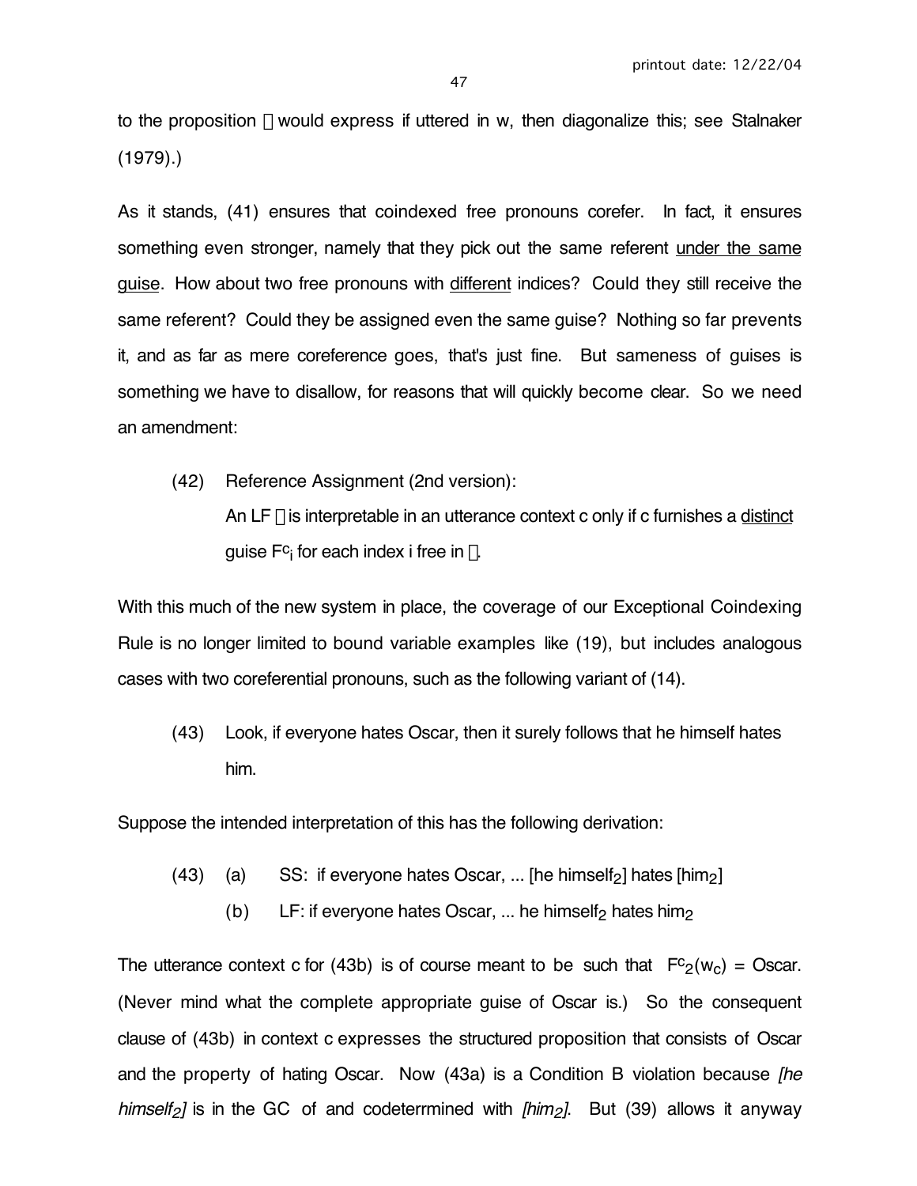to the proposition  would express if uttered in w, then diagonalize this; see Stalnaker (1979).)

As it stands, (41) ensures that coindexed free pronouns corefer. In fact, it ensures something even stronger, namely that they pick out the same referent <u>under the same guise</u>. How about two free pronouns with <u>different</u> indices? Could they still receive the same referent? Could they be assigned even the same guise? Nothing so far prevents it, and as far as mere coreference goes, that's just fine. But sameness of guises is something we have to disallow, for reasons that will quickly become clear. So we need an amendment:

(42) Reference Assignment (2nd version):
An LF  is interpretable in an utterance context c only if c furnishes a <u>distinct</u> guise $F^c_i$ for each index i free in .

With this much of the new system in place, the coverage of our Exceptional Coindexing Rule is no longer limited to bound variable examples like (19), but includes analogous cases with two coreferential pronouns, such as the following variant of (14).

(43) Look, if everyone hates Oscar, then it surely follows that he himself hates him.

Suppose the intended interpretation of this has the following derivation:

(43) (a) SS: if everyone hates Oscar, ... [he himself$_2$] hates [him$_2$]
(b) LF: if everyone hates Oscar, ... he himself$_2$ hates him$_2$

The utterance context c for (43b) is of course meant to be such that $F^c_2(w_c)$ = Oscar. (Never mind what the complete appropriate guise of Oscar is.) So the consequent clause of (43b) in context c expresses the structured proposition that consists of Oscar and the property of hating Oscar. Now (43a) is a Condition B violation because *[he himself$_2$]* is in the GC of and codeterrmined with *[him$_2$]*. But (39) allows it anyway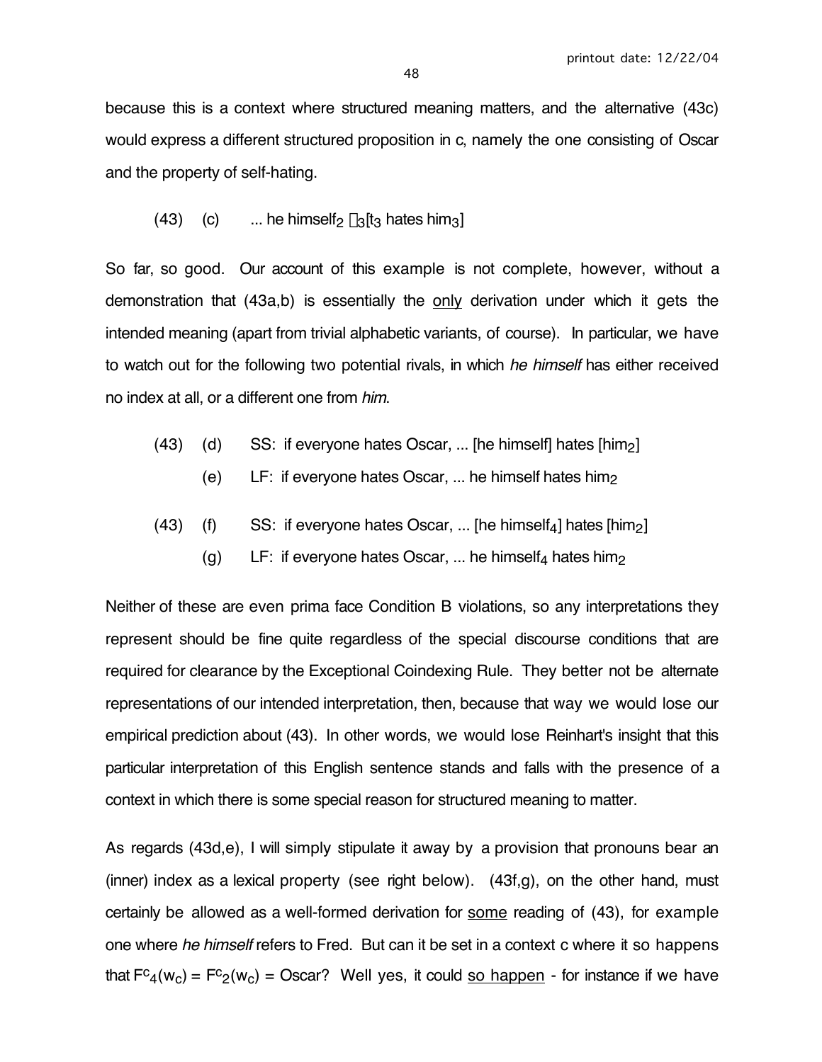because this is a context where structured meaning matters, and the alternative (43c) would express a different structured proposition in c, namely the one consisting of Oscar and the property of self-hating.

(43) (c) ... he himself$_2$ $\lambda_3$[t$_3$ hates him$_3$]

So far, so good. Our account of this example is not complete, however, without a demonstration that (43a,b) is essentially the <u>only</u> derivation under which it gets the intended meaning (apart from trivial alphabetic variants, of course). In particular, we have to watch out for the following two potential rivals, in which *he himself* has either received no index at all, or a different one from *him*.

(43) (d) SS: if everyone hates Oscar, ... [he himself] hates [him$_2$]

(e) LF: if everyone hates Oscar, ... he himself hates him$_2$

(43) (f) SS: if everyone hates Oscar, ... [he himself$_4$] hates [him$_2$]

(g) LF: if everyone hates Oscar, ... he himself$_4$ hates him$_2$

Neither of these are even prima face Condition B violations, so any interpretations they represent should be fine quite regardless of the special discourse conditions that are required for clearance by the Exceptional Coindexing Rule. They better not be alternate representations of our intended interpretation, then, because that way we would lose our empirical prediction about (43). In other words, we would lose Reinhart's insight that this particular interpretation of this English sentence stands and falls with the presence of a context in which there is some special reason for structured meaning to matter.

As regards (43d,e), I will simply stipulate it away by a provision that pronouns bear an (inner) index as a lexical property (see right below). (43f,g), on the other hand, must certainly be allowed as a well-formed derivation for <u>some</u> reading of (43), for example one where *he himself* refers to Fred. But can it be set in a context c where it so happens that $F^c{}_4(w_c) = F^c{}_2(w_c)$ = Oscar? Well yes, it could <u>so happen</u> - for instance if we have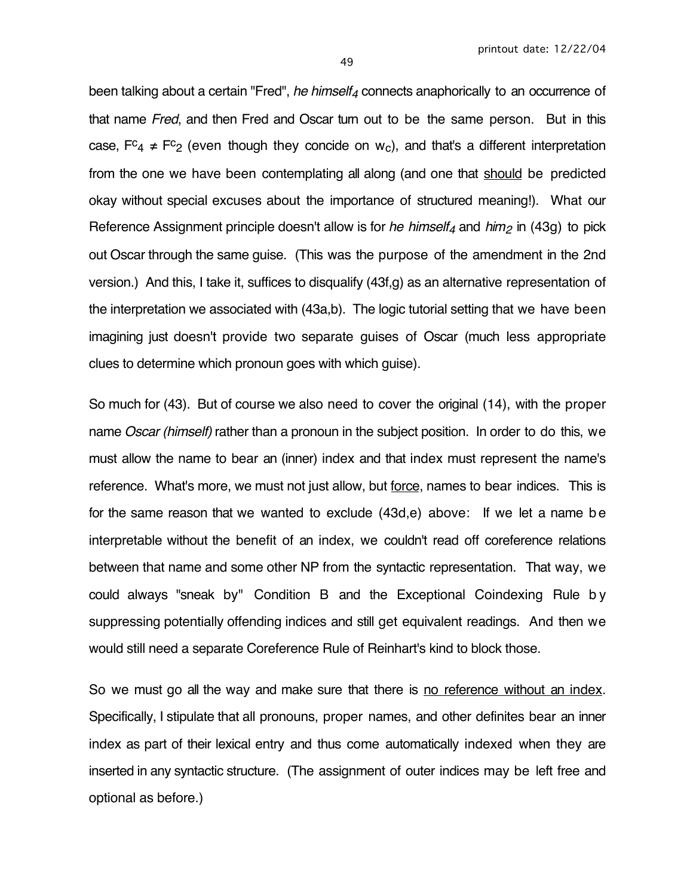been talking about a certain "Fred", *he himself*$_4$ connects anaphorically to an occurrence of that name *Fred*, and then Fred and Oscar turn out to be the same person. But in this case, $F^c_4 \neq F^c_2$ (even though they concide on $w_c$), and that's a different interpretation from the one we have been contemplating all along (and one that <u>should</u> be predicted okay without special excuses about the importance of structured meaning!). What our Reference Assignment principle doesn't allow is for *he himself*$_4$ and *him*$_2$ in (43g) to pick out Oscar through the same guise. (This was the purpose of the amendment in the 2nd version.) And this, I take it, suffices to disqualify (43f,g) as an alternative representation of the interpretation we associated with (43a,b). The logic tutorial setting that we have been imagining just doesn't provide two separate guises of Oscar (much less appropriate clues to determine which pronoun goes with which guise).

So much for (43). But of course we also need to cover the original (14), with the proper name *Oscar (himself)* rather than a pronoun in the subject position. In order to do this, we must allow the name to bear an (inner) index and that index must represent the name's reference. What's more, we must not just allow, but <u>force</u>, names to bear indices. This is for the same reason that we wanted to exclude (43d,e) above: If we let a name be interpretable without the benefit of an index, we couldn't read off coreference relations between that name and some other NP from the syntactic representation. That way, we could always "sneak by" Condition B and the Exceptional Coindexing Rule by suppressing potentially offending indices and still get equivalent readings. And then we would still need a separate Coreference Rule of Reinhart's kind to block those.

So we must go all the way and make sure that there is <u>no reference without an index</u>. Specifically, I stipulate that all pronouns, proper names, and other definites bear an inner index as part of their lexical entry and thus come automatically indexed when they are inserted in any syntactic structure. (The assignment of outer indices may be left free and optional as before.)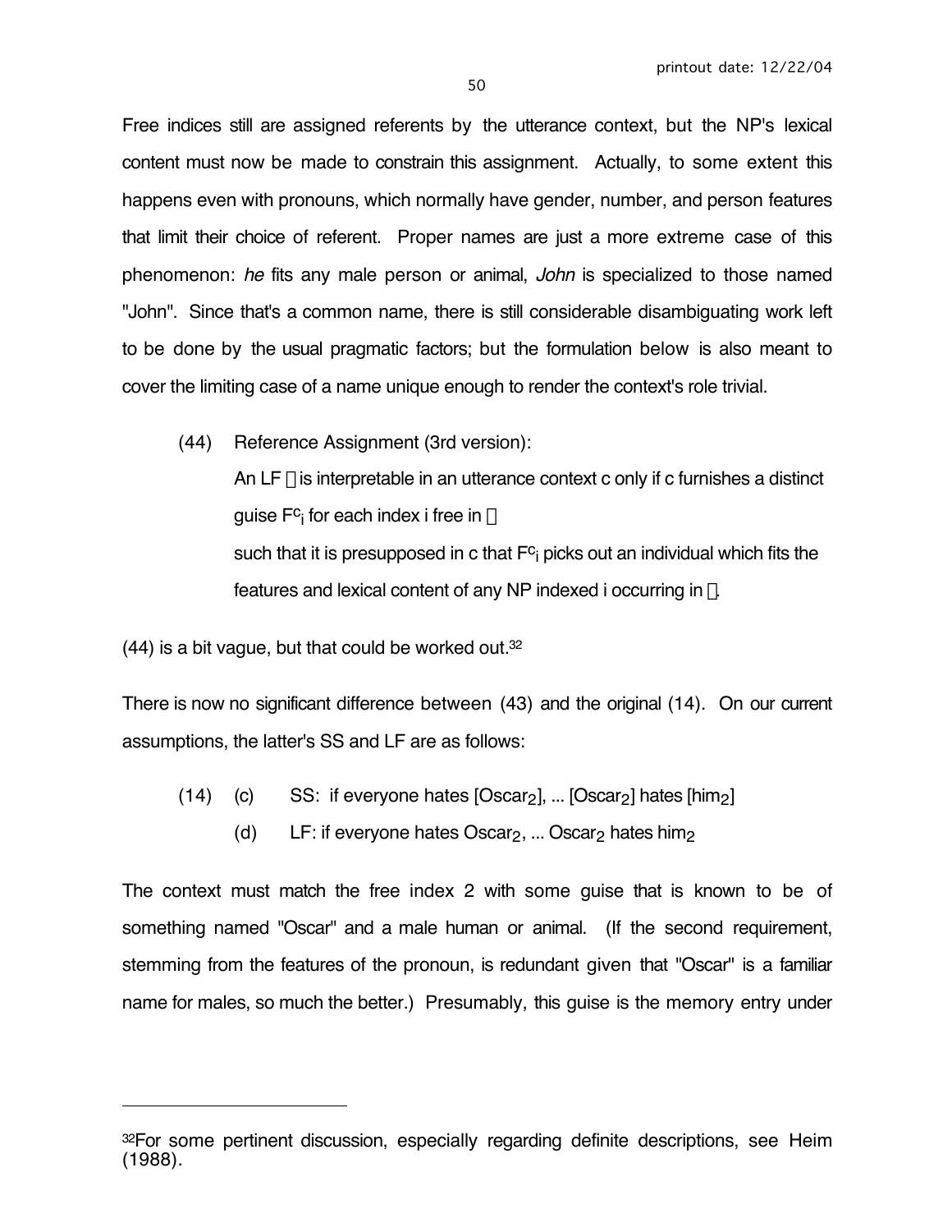Free indices still are assigned referents by the utterance context, but the NP's lexical content must now be made to constrain this assignment. Actually, to some extent this happens even with pronouns, which normally have gender, number, and person features that limit their choice of referent. Proper names are just a more extreme case of this phenomenon: *he* fits any male person or animal, *John* is specialized to those named "John". Since that's a common name, there is still considerable disambiguating work left to be done by the usual pragmatic factors; but the formulation below is also meant to cover the limiting case of a name unique enough to render the context's role trivial.

(44) Reference Assignment (3rd version):

An LF  is interpretable in an utterance context c only if c furnishes a distinct guise $F^c_i$ for each index i free in 

such that it is presupposed in c that $F^c_i$ picks out an individual which fits the features and lexical content of any NP indexed i occurring in .

(44) is a bit vague, but that could be worked out.[32]

There is now no significant difference between (43) and the original (14). On our current assumptions, the latter's SS and LF are as follows:

(14) (c) SS: if everyone hates [Oscar$_2$], ... [Oscar$_2$] hates [him$_2$]

(d) LF: if everyone hates Oscar$_2$, ... Oscar$_2$ hates him$_2$

The context must match the free index 2 with some guise that is known to be of something named "Oscar" and a male human or animal. (If the second requirement, stemming from the features of the pronoun, is redundant given that "Oscar" is a familiar name for males, so much the better.) Presumably, this guise is the memory entry under

[32]For some pertinent discussion, especially regarding definite descriptions, see Heim (1988).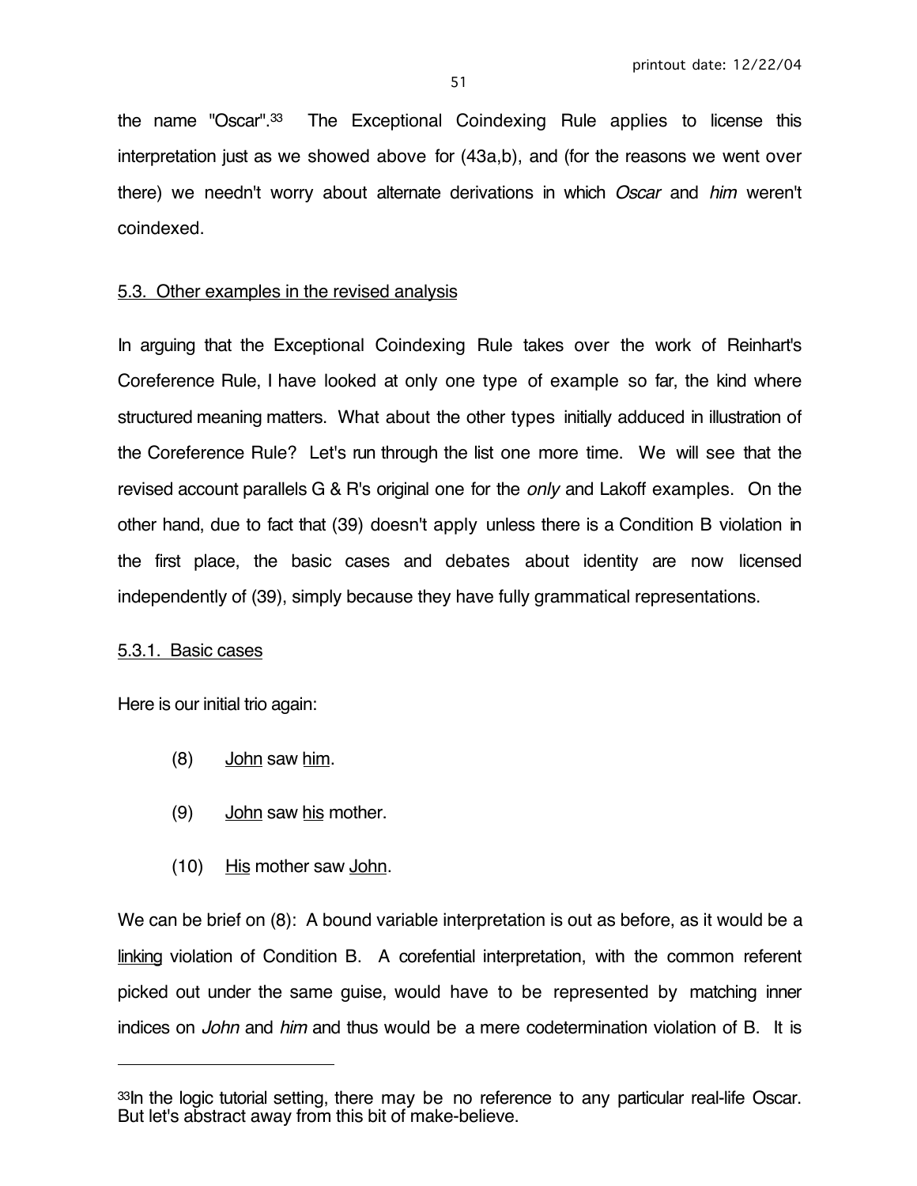the name "Oscar".[33] The Exceptional Coindexing Rule applies to license this interpretation just as we showed above for (43a,b), and (for the reasons we went over there) we needn't worry about alternate derivations in which *Oscar* and *him* weren't coindexed.

### 5.3. Other examples in the revised analysis

In arguing that the Exceptional Coindexing Rule takes over the work of Reinhart's Coreference Rule, I have looked at only one type of example so far, the kind where structured meaning matters. What about the other types initially adduced in illustration of the Coreference Rule? Let's run through the list one more time. We will see that the revised account parallels G & R's original one for the *only* and Lakoff examples. On the other hand, due to fact that (39) doesn't apply unless there is a Condition B violation in the first place, the basic cases and debates about identity are now licensed independently of (39), simply because they have fully grammatical representations.

#### 5.3.1. Basic cases

Here is our initial trio again:

(8) John saw him.

(9) John saw his mother.

(10) His mother saw John.

We can be brief on (8): A bound variable interpretation is out as before, as it would be a linking violation of Condition B. A corefential interpretation, with the common referent picked out under the same guise, would have to be represented by matching inner indices on *John* and *him* and thus would be a mere codetermination violation of B. It is

---

[33] In the logic tutorial setting, there may be no reference to any particular real-life Oscar. But let's abstract away from this bit of make-believe.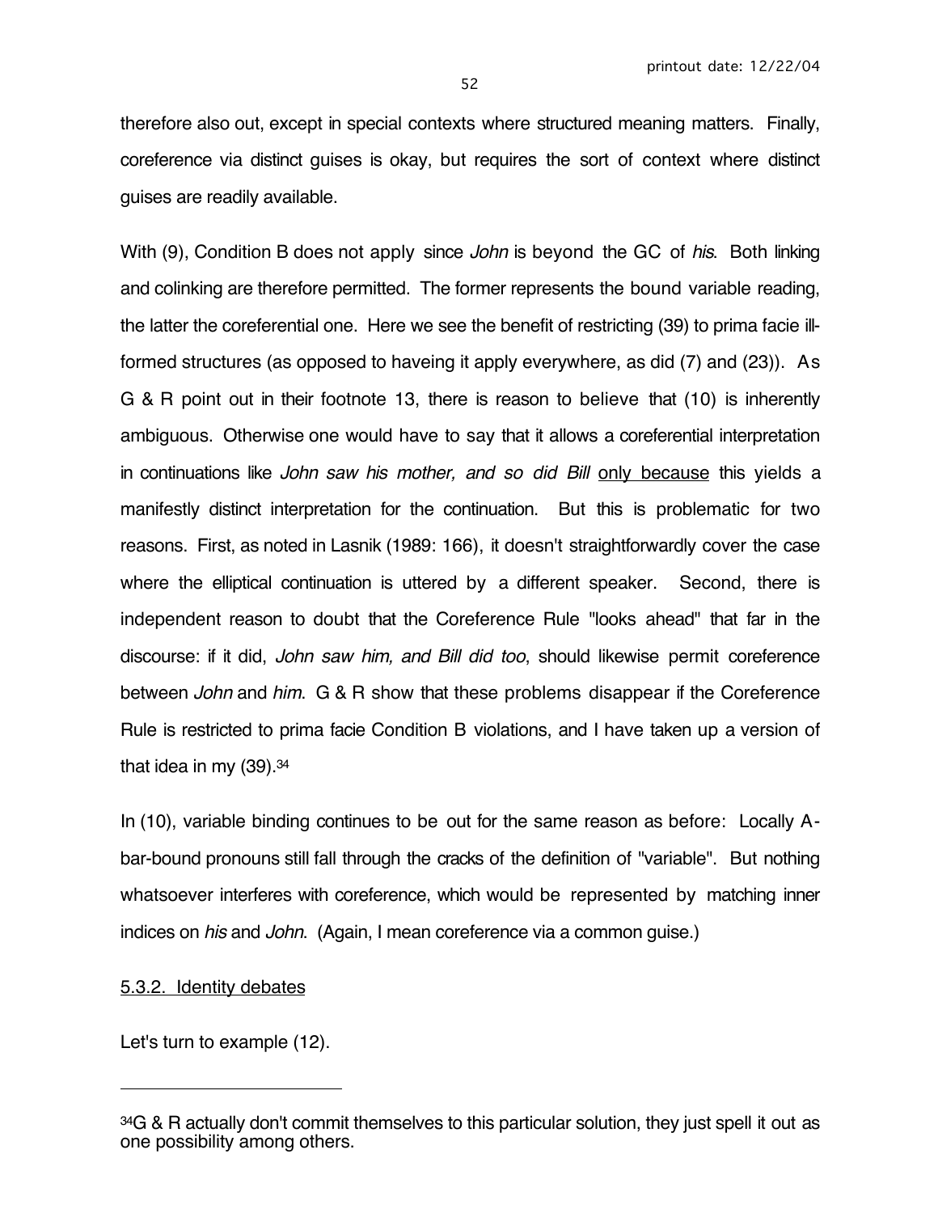therefore also out, except in special contexts where structured meaning matters. Finally, coreference via distinct guises is okay, but requires the sort of context where distinct guises are readily available.

With (9), Condition B does not apply since *John* is beyond the GC of *his*. Both linking and colinking are therefore permitted. The former represents the bound variable reading, the latter the coreferential one. Here we see the benefit of restricting (39) to prima facie ill-formed structures (as opposed to haveing it apply everywhere, as did (7) and (23)). As G & R point out in their footnote 13, there is reason to believe that (10) is inherently ambiguous. Otherwise one would have to say that it allows a coreferential interpretation in continuations like *John saw his mother, and so did Bill* <u>only because</u> this yields a manifestly distinct interpretation for the continuation. But this is problematic for two reasons. First, as noted in Lasnik (1989: 166), it doesn't straightforwardly cover the case where the elliptical continuation is uttered by a different speaker. Second, there is independent reason to doubt that the Coreference Rule "looks ahead" that far in the discourse: if it did, *John saw him, and Bill did too*, should likewise permit coreference between *John* and *him*. G & R show that these problems disappear if the Coreference Rule is restricted to prima facie Condition B violations, and I have taken up a version of that idea in my (39).[34]

In (10), variable binding continues to be out for the same reason as before: Locally A-bar-bound pronouns still fall through the cracks of the definition of "variable". But nothing whatsoever interferes with coreference, which would be represented by matching inner indices on *his* and *John*. (Again, I mean coreference via a common guise.)

<u>5.3.2. Identity debates</u>

Let's turn to example (12).

---

[34] G & R actually don't commit themselves to this particular solution, they just spell it out as one possibility among others.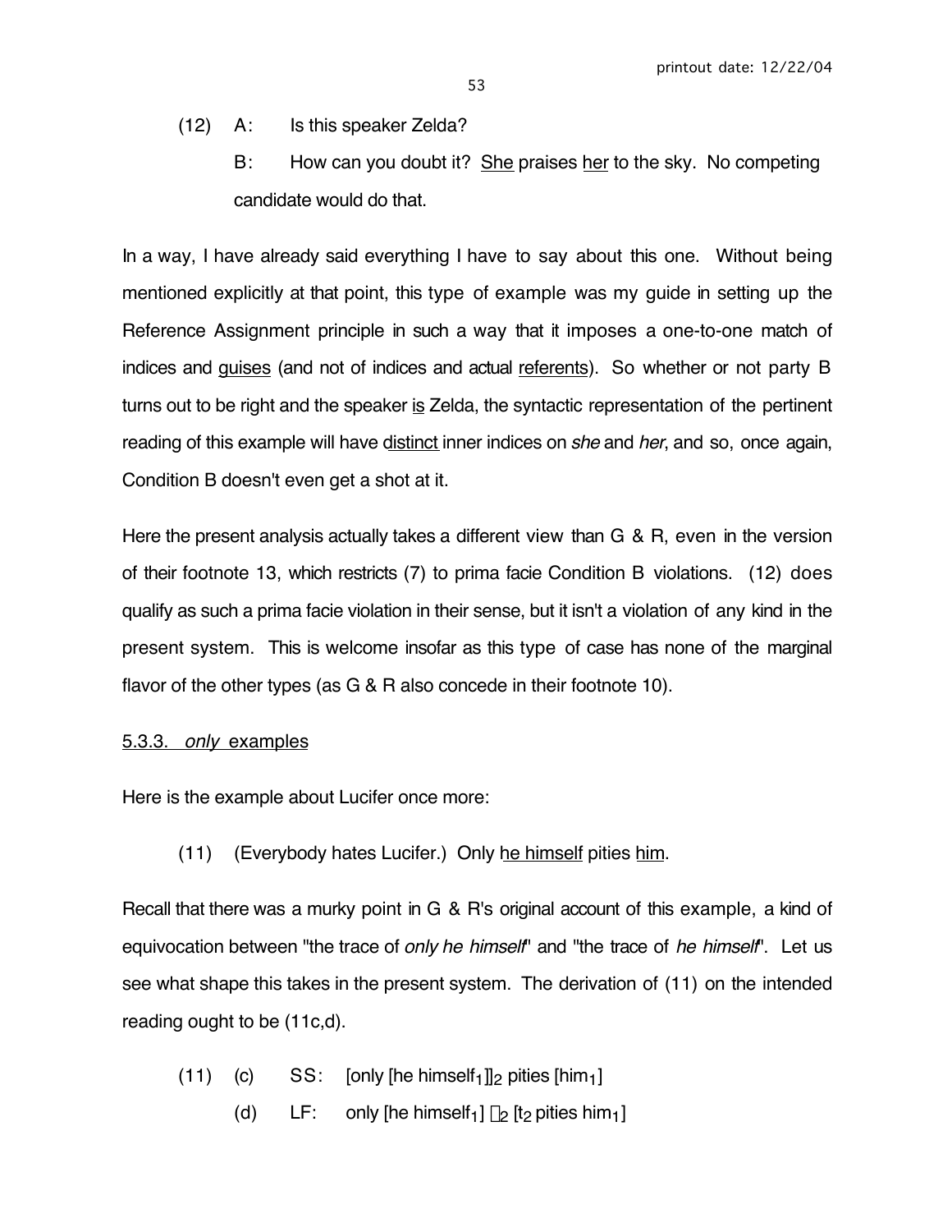(12) A: Is this speaker Zelda?

B: How can you doubt it? She praises her to the sky. No competing candidate would do that.

In a way, I have already said everything I have to say about this one. Without being mentioned explicitly at that point, this type of example was my guide in setting up the Reference Assignment principle in such a way that it imposes a one-to-one match of indices and guises (and not of indices and actual referents). So whether or not party B turns out to be right and the speaker is Zelda, the syntactic representation of the pertinent reading of this example will have distinct inner indices on *she* and *her*, and so, once again, Condition B doesn't even get a shot at it.

Here the present analysis actually takes a different view than G & R, even in the version of their footnote 13, which restricts (7) to prima facie Condition B violations. (12) does qualify as such a prima facie violation in their sense, but it isn't a violation of any kind in the present system. This is welcome insofar as this type of case has none of the marginal flavor of the other types (as G & R also concede in their footnote 10).

### 5.3.3. *only* examples

Here is the example about Lucifer once more:

(11) (Everybody hates Lucifer.) Only he himself pities him.

Recall that there was a murky point in G & R's original account of this example, a kind of equivocation between "the trace of *only he himself*" and "the trace of *he himself*". Let us see what shape this takes in the present system. The derivation of (11) on the intended reading ought to be (11c,d).

(11) (c) SS: [only [he $\text{himself}_1$]]$_2$ pities [$\text{him}_1$]

(d) LF: only [he $\text{himself}_1$] $\lambda_2$ [$t_2$ pities $\text{him}_1$]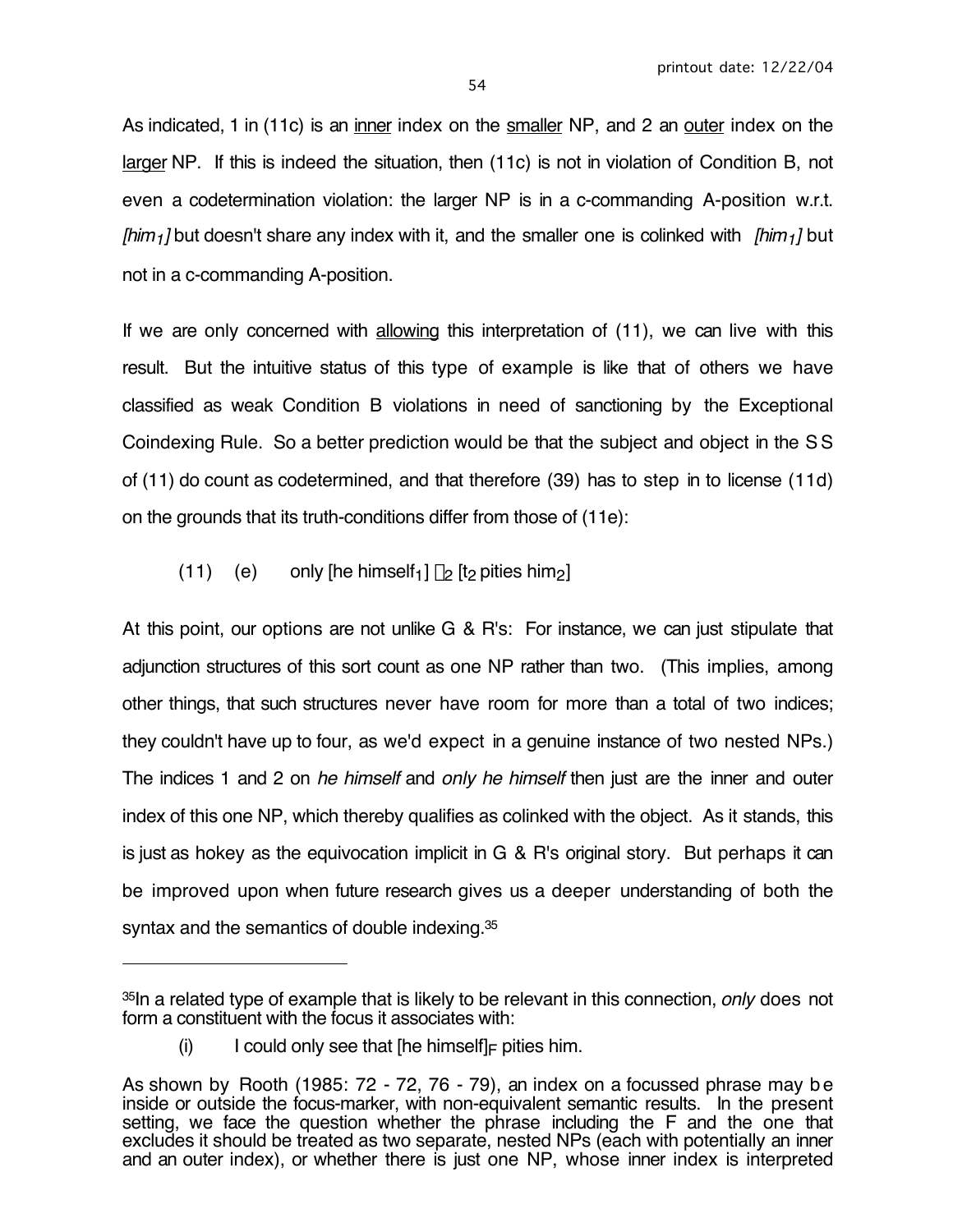As indicated, 1 in (11c) is an <u>inner</u> index on the <u>smaller</u> NP, and 2 an <u>outer</u> index on the <u>larger</u> NP. If this is indeed the situation, then (11c) is not in violation of Condition B, not even a codetermination violation: the larger NP is in a c-commanding A-position w.r.t. *[him$_1$]* but doesn't share any index with it, and the smaller one is colinked with *[him$_1$]* but not in a c-commanding A-position.

If we are only concerned with <u>allowing</u> this interpretation of (11), we can live with this result. But the intuitive status of this type of example is like that of others we have classified as weak Condition B violations in need of sanctioning by the Exceptional Coindexing Rule. So a better prediction would be that the subject and object in the SS of (11) do count as codetermined, and that therefore (39) has to step in to license (11d) on the grounds that its truth-conditions differ from those of (11e):

(11) (e) only [he himself$_1$] $\lambda_2$ [$t_2$ pities him$_2$]

At this point, our options are not unlike G & R's: For instance, we can just stipulate that adjunction structures of this sort count as one NP rather than two. (This implies, among other things, that such structures never have room for more than a total of two indices; they couldn't have up to four, as we'd expect in a genuine instance of two nested NPs.) The indices 1 and 2 on *he himself* and *only he himself* then just are the inner and outer index of this one NP, which thereby qualifies as colinked with the object. As it stands, this is just as hokey as the equivocation implicit in G & R's original story. But perhaps it can be improved upon when future research gives us a deeper understanding of both the syntax and the semantics of double indexing.[35]

---

[35]In a related type of example that is likely to be relevant in this connection, *only* does not form a constituent with the focus it associates with:

(i) I could only see that [he himself]$_F$ pities him.

As shown by Rooth (1985: 72 - 72, 76 - 79), an index on a focussed phrase may be inside or outside the focus-marker, with non-equivalent semantic results. In the present setting, we face the question whether the phrase including the F and the one that excludes it should be treated as two separate, nested NPs (each with potentially an inner and an outer index), or whether there is just one NP, whose inner index is interpreted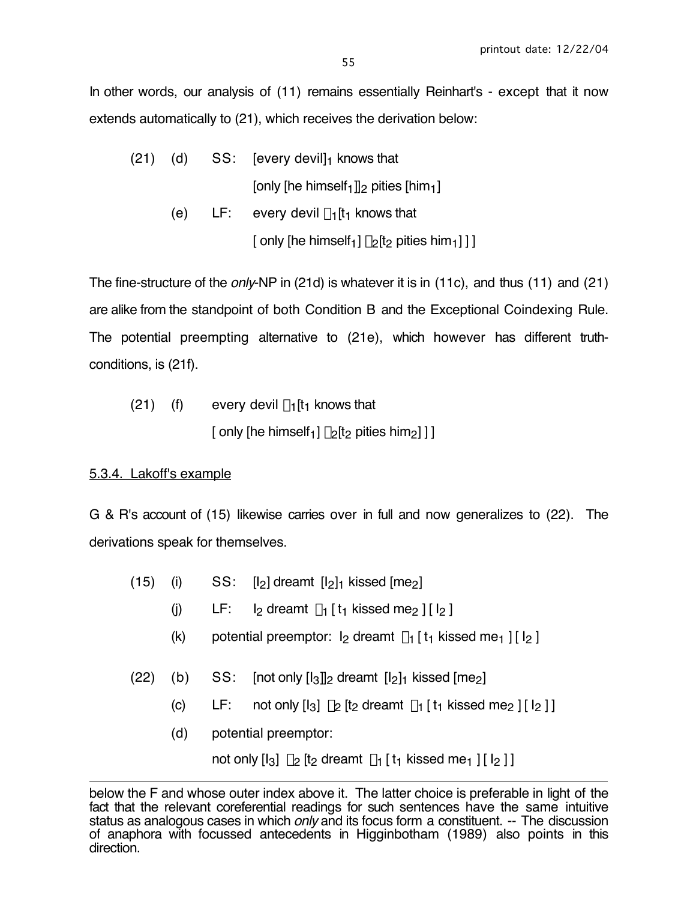In other words, our analysis of (11) remains essentially Reinhart's - except that it now extends automatically to (21), which receives the derivation below:

(21) (d) SS: [every devil]$_1$ knows that
[only [he himself$_1$]]$_2$ pities [him$_1$]

(e) LF: every devil $\lambda_1$[t$_1$ knows that
[ only [he himself$_1$] $\lambda_2$[t$_2$ pities him$_1$] ] ]

The fine-structure of the *only*-NP in (21d) is whatever it is in (11c), and thus (11) and (21) are alike from the standpoint of both Condition B and the Exceptional Coindexing Rule. The potential preempting alternative to (21e), which however has different truth-conditions, is (21f).

(21) (f) every devil $\lambda_1$[t$_1$ knows that
[ only [he himself$_1$] $\lambda_2$[t$_2$ pities him$_2$] ] ]

5.3.4. Lakoff's example

G & R's account of (15) likewise carries over in full and now generalizes to (22). The derivations speak for themselves.

(15) (i) SS: [I$_2$] dreamt [I$_2$]$_1$ kissed [me$_2$]

(j) LF: I$_2$ dreamt $\lambda_1$ [ t$_1$ kissed me$_2$ ] [ I$_2$ ]

(k) potential preemptor: I$_2$ dreamt $\lambda_1$ [ t$_1$ kissed me$_1$ ] [ I$_2$ ]

(22) (b) SS: [not only [I$_3$]]$_2$ dreamt [I$_2$]$_1$ kissed [me$_2$]

(c) LF: not only [I$_3$] $\lambda_2$ [t$_2$ dreamt $\lambda_1$ [ t$_1$ kissed me$_2$ ] [ I$_2$ ] ]

(d) potential preemptor:
not only [I$_3$] $\lambda_2$ [t$_2$ dreamt $\lambda_1$ [ t$_1$ kissed me$_1$ ] [ I$_2$ ] ]

---

below the F and whose outer index above it. The latter choice is preferable in light of the fact that the relevant coreferential readings for such sentences have the same intuitive status as analogous cases in which *only* and its focus form a constituent. -- The discussion of anaphora with focussed antecedents in Higginbotham (1989) also points in this direction.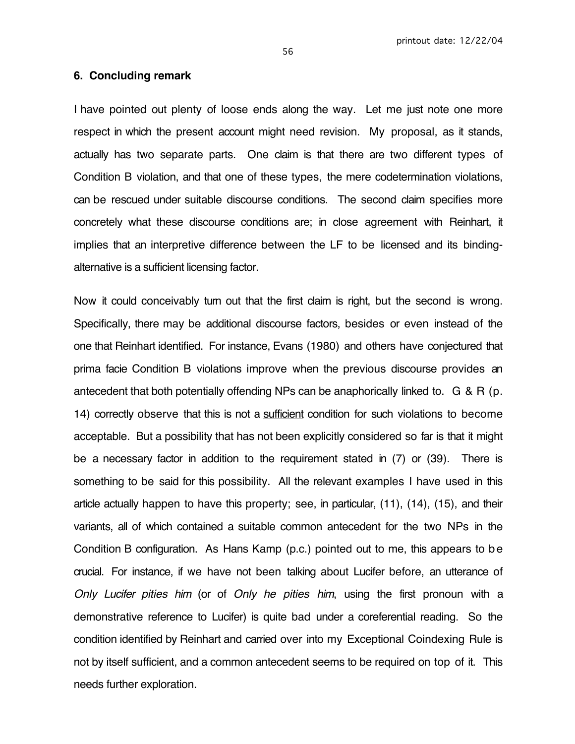## 6. Concluding remark

I have pointed out plenty of loose ends along the way. Let me just note one more respect in which the present account might need revision. My proposal, as it stands, actually has two separate parts. One claim is that there are two different types of Condition B violation, and that one of these types, the mere codetermination violations, can be rescued under suitable discourse conditions. The second claim specifies more concretely what these discourse conditions are; in close agreement with Reinhart, it implies that an interpretive difference between the LF to be licensed and its binding-alternative is a sufficient licensing factor.

Now it could conceivably turn out that the first claim is right, but the second is wrong. Specifically, there may be additional discourse factors, besides or even instead of the one that Reinhart identified. For instance, Evans (1980) and others have conjectured that prima facie Condition B violations improve when the previous discourse provides an antecedent that both potentially offending NPs can be anaphorically linked to. G & R (p. 14) correctly observe that this is not a <u>sufficient</u> condition for such violations to become acceptable. But a possibility that has not been explicitly considered so far is that it might be a <u>necessary</u> factor in addition to the requirement stated in (7) or (39). There is something to be said for this possibility. All the relevant examples I have used in this article actually happen to have this property; see, in particular, (11), (14), (15), and their variants, all of which contained a suitable common antecedent for the two NPs in the Condition B configuration. As Hans Kamp (p.c.) pointed out to me, this appears to be crucial. For instance, if we have not been talking about Lucifer before, an utterance of *Only Lucifer pities him* (or of *Only he pities him*, using the first pronoun with a demonstrative reference to Lucifer) is quite bad under a coreferential reading. So the condition identified by Reinhart and carried over into my Exceptional Coindexing Rule is not by itself sufficient, and a common antecedent seems to be required on top of it. This needs further exploration.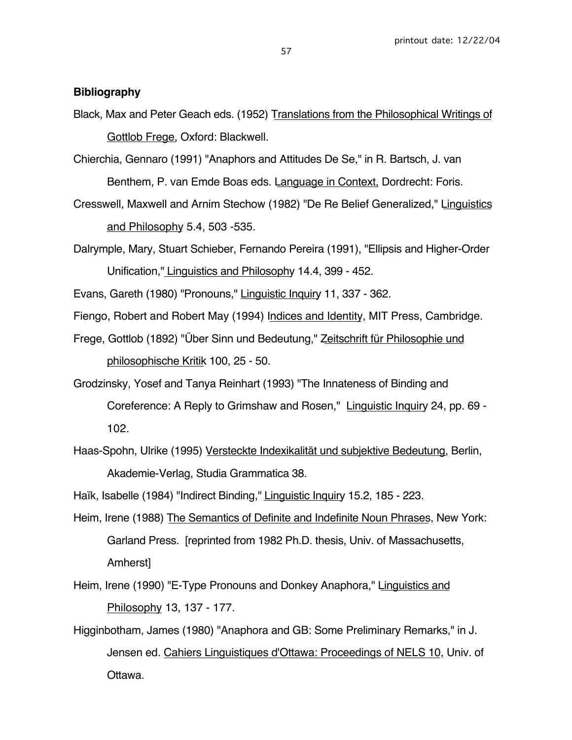**Bibliography**

Black, Max and Peter Geach eds. (1952) Translations from the Philosophical Writings of Gottlob Frege, Oxford: Blackwell.

Chierchia, Gennaro (1991) "Anaphors and Attitudes De Se," in R. Bartsch, J. van Benthem, P. van Emde Boas eds. Language in Context, Dordrecht: Foris.

Cresswell, Maxwell and Arnim Stechow (1982) "De Re Belief Generalized," Linguistics and Philosophy 5.4, 503 -535.

Dalrymple, Mary, Stuart Schieber, Fernando Pereira (1991), "Ellipsis and Higher-Order Unification," Linguistics and Philosophy 14.4, 399 - 452.

Evans, Gareth (1980) "Pronouns," Linguistic Inquiry 11, 337 - 362.

Fiengo, Robert and Robert May (1994) Indices and Identity, MIT Press, Cambridge.

Frege, Gottlob (1892) "Über Sinn und Bedeutung," Zeitschrift für Philosophie und philosophische Kritik 100, 25 - 50.

Grodzinsky, Yosef and Tanya Reinhart (1993) "The Innateness of Binding and Coreference: A Reply to Grimshaw and Rosen," Linguistic Inquiry 24, pp. 69 - 102.

Haas-Spohn, Ulrike (1995) Versteckte Indexikalität und subjektive Bedeutung, Berlin, Akademie-Verlag, Studia Grammatica 38.

Haïk, Isabelle (1984) "Indirect Binding," Linguistic Inquiry 15.2, 185 - 223.

Heim, Irene (1988) The Semantics of Definite and Indefinite Noun Phrases, New York: Garland Press. [reprinted from 1982 Ph.D. thesis, Univ. of Massachusetts, Amherst]

Heim, Irene (1990) "E-Type Pronouns and Donkey Anaphora," Linguistics and Philosophy 13, 137 - 177.

Higginbotham, James (1980) "Anaphora and GB: Some Preliminary Remarks," in J. Jensen ed. Cahiers Linguistiques d'Ottawa: Proceedings of NELS 10, Univ. of Ottawa.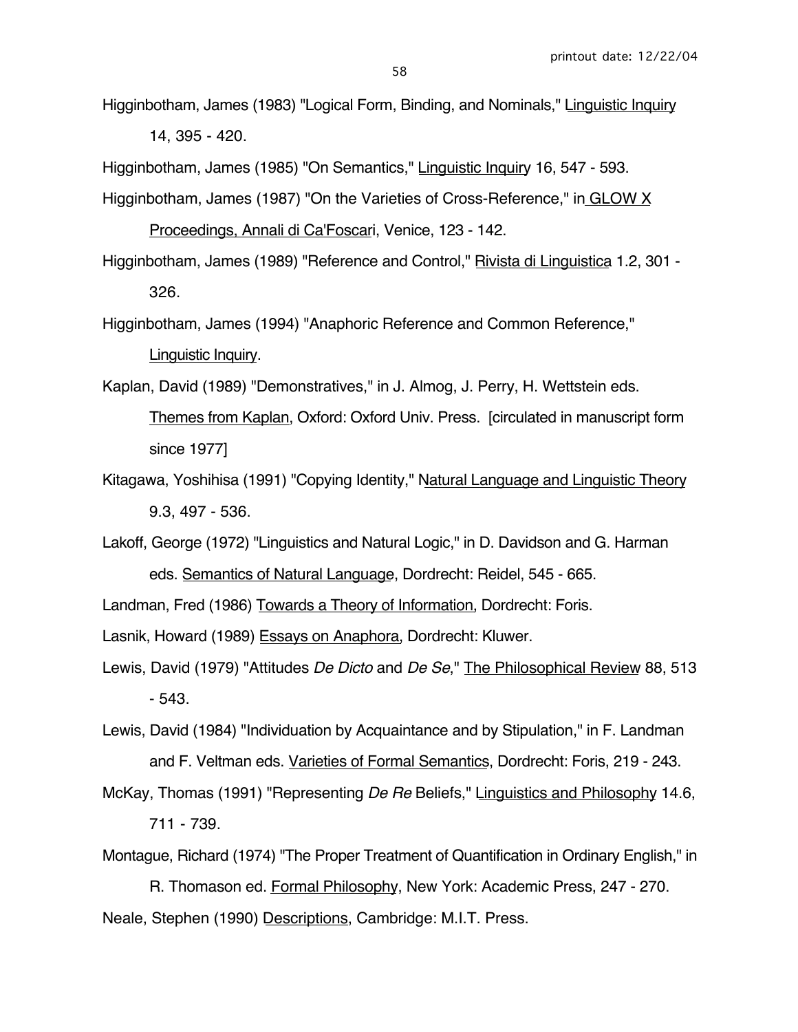Higginbotham, James (1983) "Logical Form, Binding, and Nominals," Linguistic Inquiry 14, 395 - 420.

Higginbotham, James (1985) "On Semantics," Linguistic Inquiry 16, 547 - 593.

Higginbotham, James (1987) "On the Varieties of Cross-Reference," in GLOW X Proceedings, Annali di Ca'Foscari, Venice, 123 - 142.

Higginbotham, James (1989) "Reference and Control," Rivista di Linguistica 1.2, 301 - 326.

Higginbotham, James (1994) "Anaphoric Reference and Common Reference," Linguistic Inquiry.

Kaplan, David (1989) "Demonstratives," in J. Almog, J. Perry, H. Wettstein eds. Themes from Kaplan, Oxford: Oxford Univ. Press. [circulated in manuscript form since 1977]

Kitagawa, Yoshihisa (1991) "Copying Identity," Natural Language and Linguistic Theory 9.3, 497 - 536.

Lakoff, George (1972) "Linguistics and Natural Logic," in D. Davidson and G. Harman eds. Semantics of Natural Language, Dordrecht: Reidel, 545 - 665.

Landman, Fred (1986) Towards a Theory of Information, Dordrecht: Foris.

Lasnik, Howard (1989) Essays on Anaphora, Dordrecht: Kluwer.

Lewis, David (1979) "Attitudes *De Dicto* and *De Se*," The Philosophical Review 88, 513 - 543.

Lewis, David (1984) "Individuation by Acquaintance and by Stipulation," in F. Landman and F. Veltman eds. Varieties of Formal Semantics, Dordrecht: Foris, 219 - 243.

McKay, Thomas (1991) "Representing *De Re* Beliefs," Linguistics and Philosophy 14.6, 711 - 739.

Montague, Richard (1974) "The Proper Treatment of Quantification in Ordinary English," in R. Thomason ed. Formal Philosophy, New York: Academic Press, 247 - 270.

Neale, Stephen (1990) Descriptions, Cambridge: M.I.T. Press.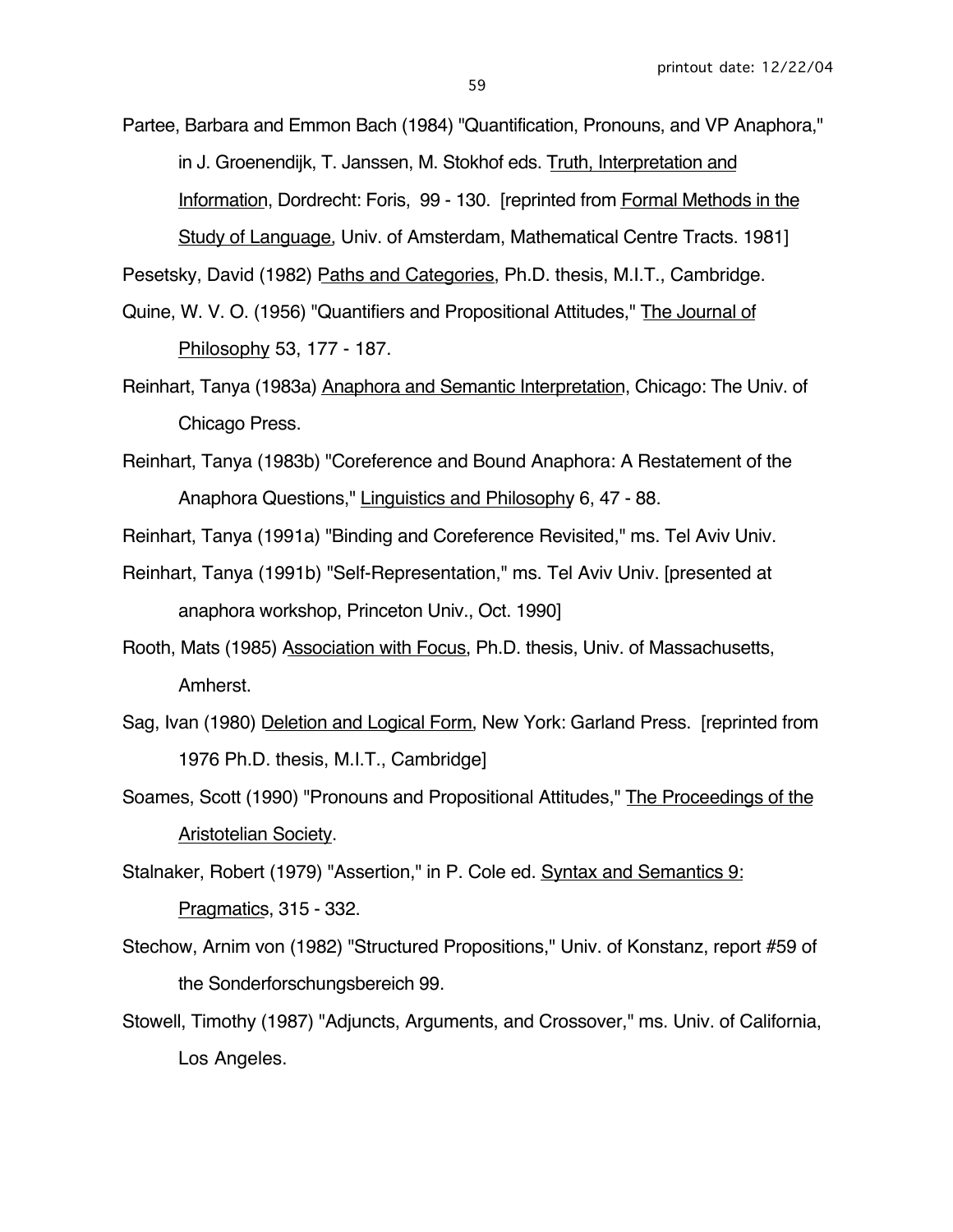Partee, Barbara and Emmon Bach (1984) "Quantification, Pronouns, and VP Anaphora," in J. Groenendijk, T. Janssen, M. Stokhof eds. Truth, Interpretation and Information, Dordrecht: Foris, 99 - 130. [reprinted from Formal Methods in the Study of Language, Univ. of Amsterdam, Mathematical Centre Tracts. 1981]

Pesetsky, David (1982) Paths and Categories, Ph.D. thesis, M.I.T., Cambridge.

Quine, W. V. O. (1956) "Quantifiers and Propositional Attitudes," The Journal of Philosophy 53, 177 - 187.

Reinhart, Tanya (1983a) Anaphora and Semantic Interpretation, Chicago: The Univ. of Chicago Press.

Reinhart, Tanya (1983b) "Coreference and Bound Anaphora: A Restatement of the Anaphora Questions," Linguistics and Philosophy 6, 47 - 88.

Reinhart, Tanya (1991a) "Binding and Coreference Revisited," ms. Tel Aviv Univ.

Reinhart, Tanya (1991b) "Self-Representation," ms. Tel Aviv Univ. [presented at anaphora workshop, Princeton Univ., Oct. 1990]

Rooth, Mats (1985) Association with Focus, Ph.D. thesis, Univ. of Massachusetts, Amherst.

Sag, Ivan (1980) Deletion and Logical Form, New York: Garland Press. [reprinted from 1976 Ph.D. thesis, M.I.T., Cambridge]

Soames, Scott (1990) "Pronouns and Propositional Attitudes," The Proceedings of the Aristotelian Society.

Stalnaker, Robert (1979) "Assertion," in P. Cole ed. Syntax and Semantics 9: Pragmatics, 315 - 332.

Stechow, Arnim von (1982) "Structured Propositions," Univ. of Konstanz, report #59 of the Sonderforschungsbereich 99.

Stowell, Timothy (1987) "Adjuncts, Arguments, and Crossover," ms. Univ. of California, Los Angeles.